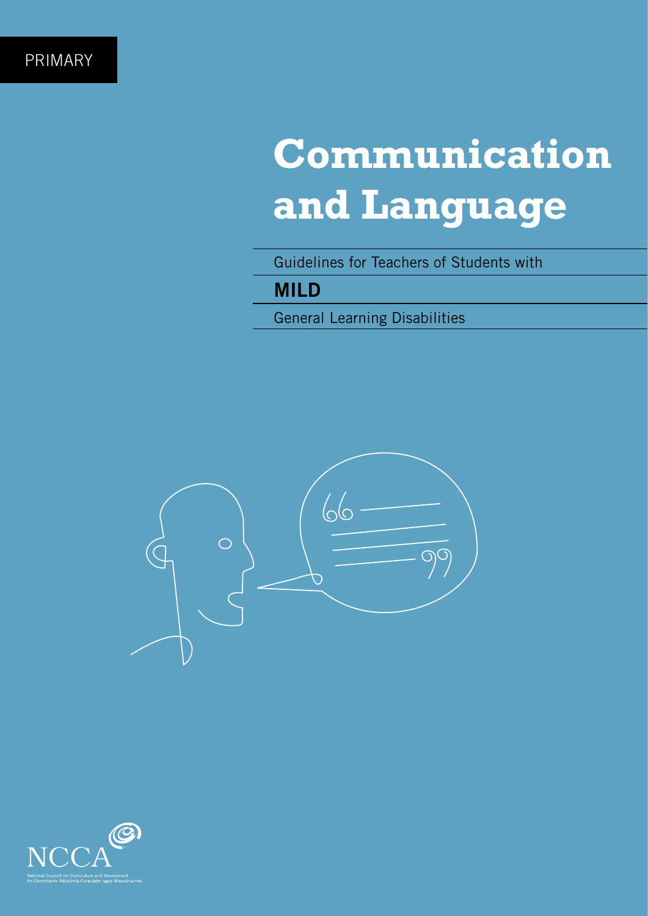PRIMARY

# Communication and Language

Guidelines for Teachers of Students with

**MILD**

General Learning Disabilities

NCCA

National Council for Curriculum and Assessment
An Chomhairle Náisiúnta Curaclaim agus Measúnachta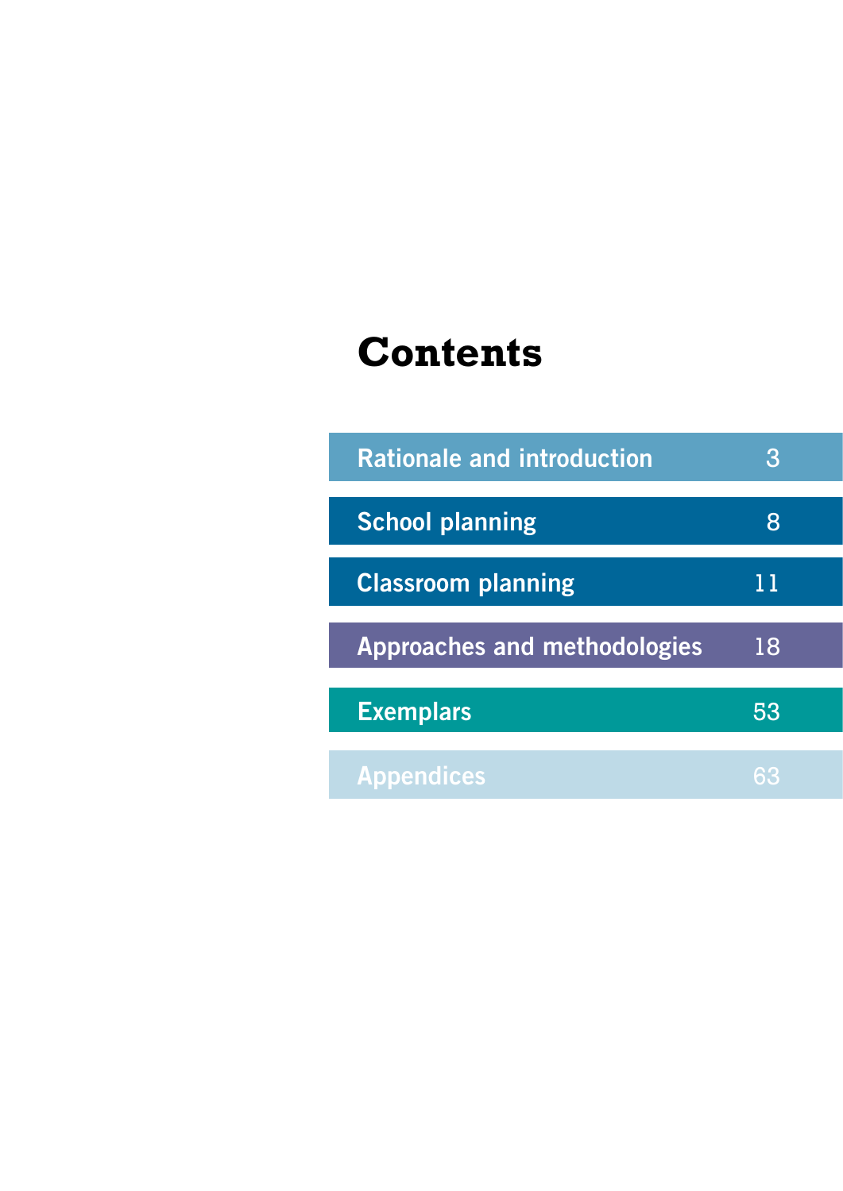# Contents

| | |
|---|---|
| Rationale and introduction | 3 |
| School planning | 8 |
| Classroom planning | 11 |
| Approaches and methodologies | 18 |
| Exemplars | 53 |
| Appendices | 63 |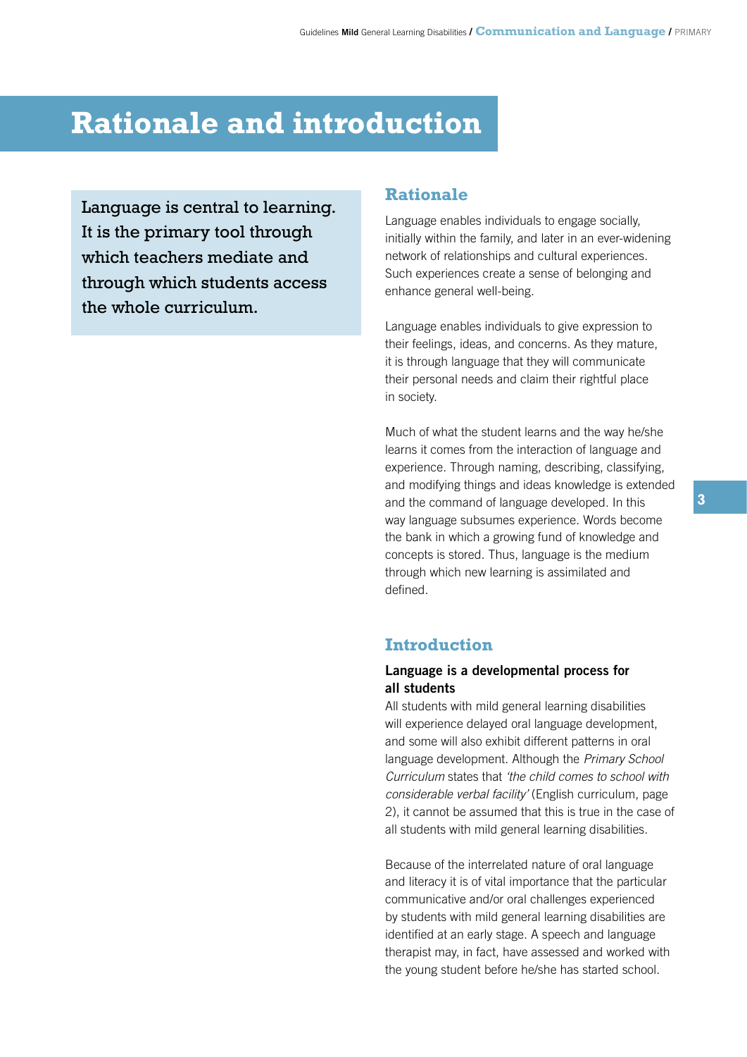# Rationale and introduction

Language is central to learning. It is the primary tool through which teachers mediate and through which students access the whole curriculum.

## Rationale

Language enables individuals to engage socially, initially within the family, and later in an ever-widening network of relationships and cultural experiences. Such experiences create a sense of belonging and enhance general well-being.

Language enables individuals to give expression to their feelings, ideas, and concerns. As they mature, it is through language that they will communicate their personal needs and claim their rightful place in society.

Much of what the student learns and the way he/she learns it comes from the interaction of language and experience. Through naming, describing, classifying, and modifying things and ideas knowledge is extended and the command of language developed. In this way language subsumes experience. Words become the bank in which a growing fund of knowledge and concepts is stored. Thus, language is the medium through which new learning is assimilated and defined.

## Introduction

**Language is a developmental process for all students**

All students with mild general learning disabilities will experience delayed oral language development, and some will also exhibit different patterns in oral language development. Although the *Primary School Curriculum* states that *'the child comes to school with considerable verbal facility'* (English curriculum, page 2), it cannot be assumed that this is true in the case of all students with mild general learning disabilities.

Because of the interrelated nature of oral language and literacy it is of vital importance that the particular communicative and/or oral challenges experienced by students with mild general learning disabilities are identified at an early stage. A speech and language therapist may, in fact, have assessed and worked with the young student before he/she has started school.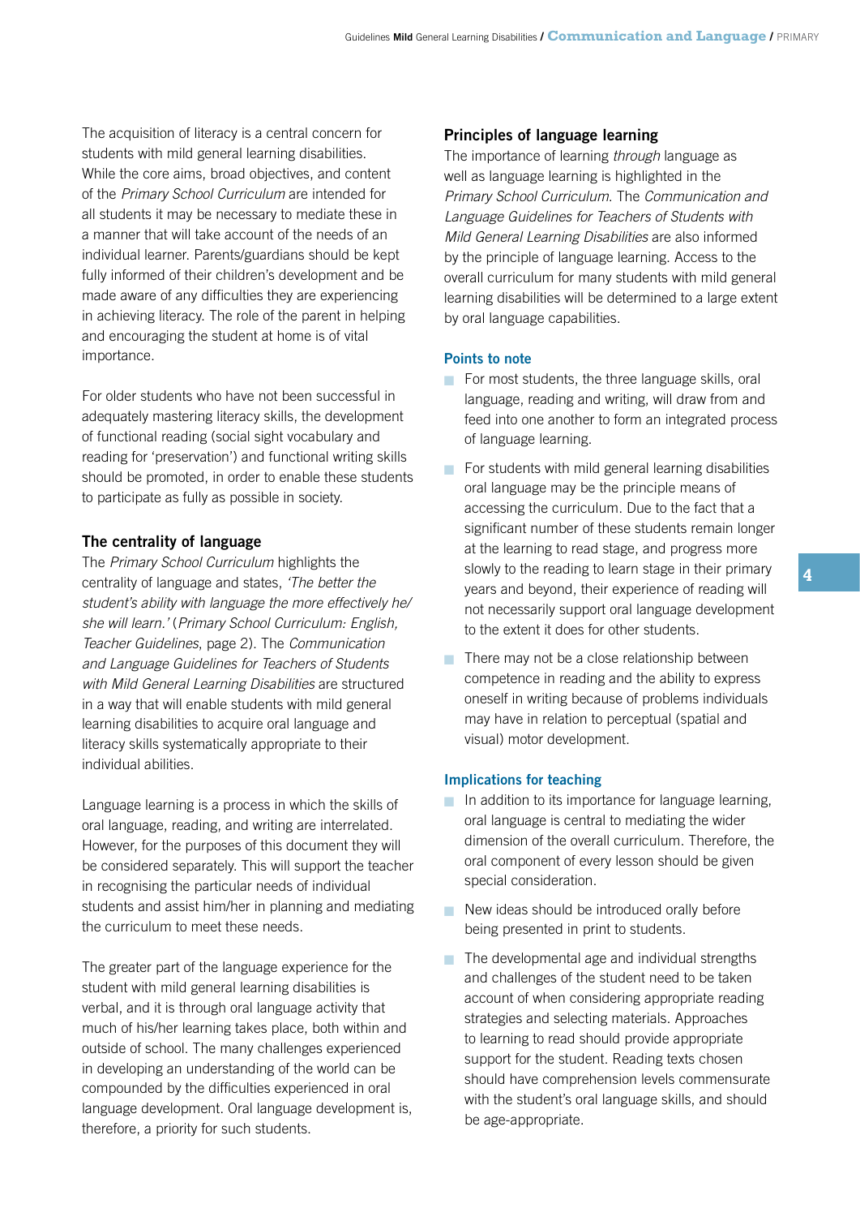The acquisition of literacy is a central concern for students with mild general learning disabilities. While the core aims, broad objectives, and content of the *Primary School Curriculum* are intended for all students it may be necessary to mediate these in a manner that will take account of the needs of an individual learner. Parents/guardians should be kept fully informed of their children's development and be made aware of any difficulties they are experiencing in achieving literacy. The role of the parent in helping and encouraging the student at home is of vital importance.

For older students who have not been successful in adequately mastering literacy skills, the development of functional reading (social sight vocabulary and reading for 'preservation') and functional writing skills should be promoted, in order to enable these students to participate as fully as possible in society.

## The centrality of language

The *Primary School Curriculum* highlights the centrality of language and states, *'The better the student's ability with language the more effectively he/she will learn.'* (*Primary School Curriculum: English, Teacher Guidelines*, page 2). The *Communication and Language Guidelines for Teachers of Students with Mild General Learning Disabilities* are structured in a way that will enable students with mild general learning disabilities to acquire oral language and literacy skills systematically appropriate to their individual abilities.

Language learning is a process in which the skills of oral language, reading, and writing are interrelated. However, for the purposes of this document they will be considered separately. This will support the teacher in recognising the particular needs of individual students and assist him/her in planning and mediating the curriculum to meet these needs.

The greater part of the language experience for the student with mild general learning disabilities is verbal, and it is through oral language activity that much of his/her learning takes place, both within and outside of school. The many challenges experienced in developing an understanding of the world can be compounded by the difficulties experienced in oral language development. Oral language development is, therefore, a priority for such students.

## Principles of language learning

The importance of learning *through* language as well as language learning is highlighted in the *Primary School Curriculum*. The *Communication and Language Guidelines for Teachers of Students with Mild General Learning Disabilities* are also informed by the principle of language learning. Access to the overall curriculum for many students with mild general learning disabilities will be determined to a large extent by oral language capabilities.

### Points to note

- For most students, the three language skills, oral language, reading and writing, will draw from and feed into one another to form an integrated process of language learning.
- For students with mild general learning disabilities oral language may be the principle means of accessing the curriculum. Due to the fact that a significant number of these students remain longer at the learning to read stage, and progress more slowly to the reading to learn stage in their primary years and beyond, their experience of reading will not necessarily support oral language development to the extent it does for other students.
- There may not be a close relationship between competence in reading and the ability to express oneself in writing because of problems individuals may have in relation to perceptual (spatial and visual) motor development.

### Implications for teaching

- In addition to its importance for language learning, oral language is central to mediating the wider dimension of the overall curriculum. Therefore, the oral component of every lesson should be given special consideration.
- New ideas should be introduced orally before being presented in print to students.
- The developmental age and individual strengths and challenges of the student need to be taken account of when considering appropriate reading strategies and selecting materials. Approaches to learning to read should provide appropriate support for the student. Reading texts chosen should have comprehension levels commensurate with the student's oral language skills, and should be age-appropriate.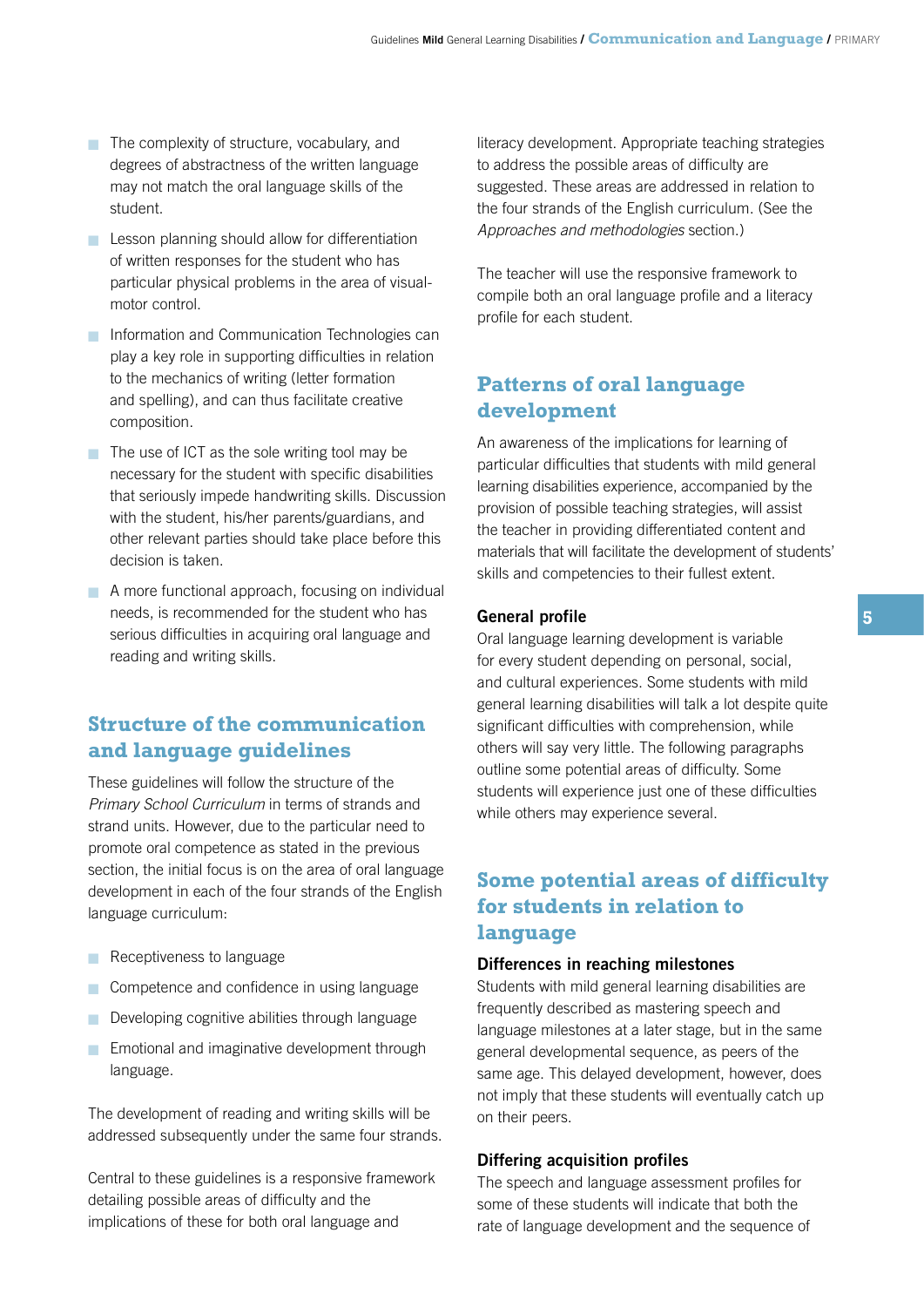- The complexity of structure, vocabulary, and degrees of abstractness of the written language may not match the oral language skills of the student.
- Lesson planning should allow for differentiation of written responses for the student who has particular physical problems in the area of visual-motor control.
- Information and Communication Technologies can play a key role in supporting difficulties in relation to the mechanics of writing (letter formation and spelling), and can thus facilitate creative composition.
- The use of ICT as the sole writing tool may be necessary for the student with specific disabilities that seriously impede handwriting skills. Discussion with the student, his/her parents/guardians, and other relevant parties should take place before this decision is taken.
- A more functional approach, focusing on individual needs, is recommended for the student who has serious difficulties in acquiring oral language and reading and writing skills.

## Structure of the communication and language guidelines

These guidelines will follow the structure of the *Primary School Curriculum* in terms of strands and strand units. However, due to the particular need to promote oral competence as stated in the previous section, the initial focus is on the area of oral language development in each of the four strands of the English language curriculum:

- Receptiveness to language
- Competence and confidence in using language
- Developing cognitive abilities through language
- Emotional and imaginative development through language.

The development of reading and writing skills will be addressed subsequently under the same four strands.

Central to these guidelines is a responsive framework detailing possible areas of difficulty and the implications of these for both oral language and literacy development. Appropriate teaching strategies to address the possible areas of difficulty are suggested. These areas are addressed in relation to the four strands of the English curriculum. (See the *Approaches and methodologies* section.)

The teacher will use the responsive framework to compile both an oral language profile and a literacy profile for each student.

## Patterns of oral language development

An awareness of the implications for learning of particular difficulties that students with mild general learning disabilities experience, accompanied by the provision of possible teaching strategies, will assist the teacher in providing differentiated content and materials that will facilitate the development of students' skills and competencies to their fullest extent.

### General profile

Oral language learning development is variable for every student depending on personal, social, and cultural experiences. Some students with mild general learning disabilities will talk a lot despite quite significant difficulties with comprehension, while others will say very little. The following paragraphs outline some potential areas of difficulty. Some students will experience just one of these difficulties while others may experience several.

## Some potential areas of difficulty for students in relation to language

### Differences in reaching milestones

Students with mild general learning disabilities are frequently described as mastering speech and language milestones at a later stage, but in the same general developmental sequence, as peers of the same age. This delayed development, however, does not imply that these students will eventually catch up on their peers.

### Differing acquisition profiles

The speech and language assessment profiles for some of these students will indicate that both the rate of language development and the sequence of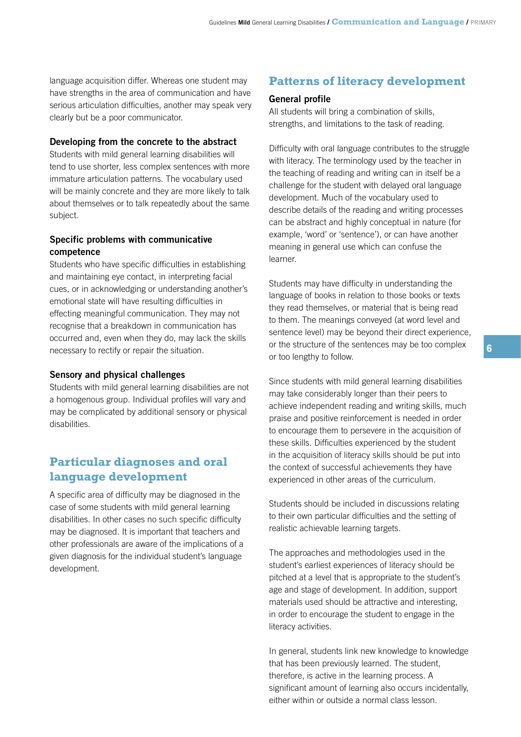language acquisition differ. Whereas one student may have strengths in the area of communication and have serious articulation difficulties, another may speak very clearly but be a poor communicator.

### Developing from the concrete to the abstract

Students with mild general learning disabilities will tend to use shorter, less complex sentences with more immature articulation patterns. The vocabulary used will be mainly concrete and they are more likely to talk about themselves or to talk repeatedly about the same subject.

### Specific problems with communicative competence

Students who have specific difficulties in establishing and maintaining eye contact, in interpreting facial cues, or in acknowledging or understanding another's emotional state will have resulting difficulties in effecting meaningful communication. They may not recognise that a breakdown in communication has occurred and, even when they do, may lack the skills necessary to rectify or repair the situation.

### Sensory and physical challenges

Students with mild general learning disabilities are not a homogenous group. Individual profiles will vary and may be complicated by additional sensory or physical disabilities.

## Particular diagnoses and oral language development

A specific area of difficulty may be diagnosed in the case of some students with mild general learning disabilities. In other cases no such specific difficulty may be diagnosed. It is important that teachers and other professionals are aware of the implications of a given diagnosis for the individual student's language development.

## Patterns of literacy development

### General profile

All students will bring a combination of skills, strengths, and limitations to the task of reading.

Difficulty with oral language contributes to the struggle with literacy. The terminology used by the teacher in the teaching of reading and writing can in itself be a challenge for the student with delayed oral language development. Much of the vocabulary used to describe details of the reading and writing processes can be abstract and highly conceptual in nature (for example, 'word' or 'sentence'), or can have another meaning in general use which can confuse the learner.

Students may have difficulty in understanding the language of books in relation to those books or texts they read themselves, or material that is being read to them. The meanings conveyed (at word level and sentence level) may be beyond their direct experience, or the structure of the sentences may be too complex or too lengthy to follow.

Since students with mild general learning disabilities may take considerably longer than their peers to achieve independent reading and writing skills, much praise and positive reinforcement is needed in order to encourage them to persevere in the acquisition of these skills. Difficulties experienced by the student in the acquisition of literacy skills should be put into the context of successful achievements they have experienced in other areas of the curriculum.

Students should be included in discussions relating to their own particular difficulties and the setting of realistic achievable learning targets.

The approaches and methodologies used in the student's earliest experiences of literacy should be pitched at a level that is appropriate to the student's age and stage of development. In addition, support materials used should be attractive and interesting, in order to encourage the student to engage in the literacy activities.

In general, students link new knowledge to knowledge that has been previously learned. The student, therefore, is active in the learning process. A significant amount of learning also occurs incidentally, either within or outside a normal class lesson.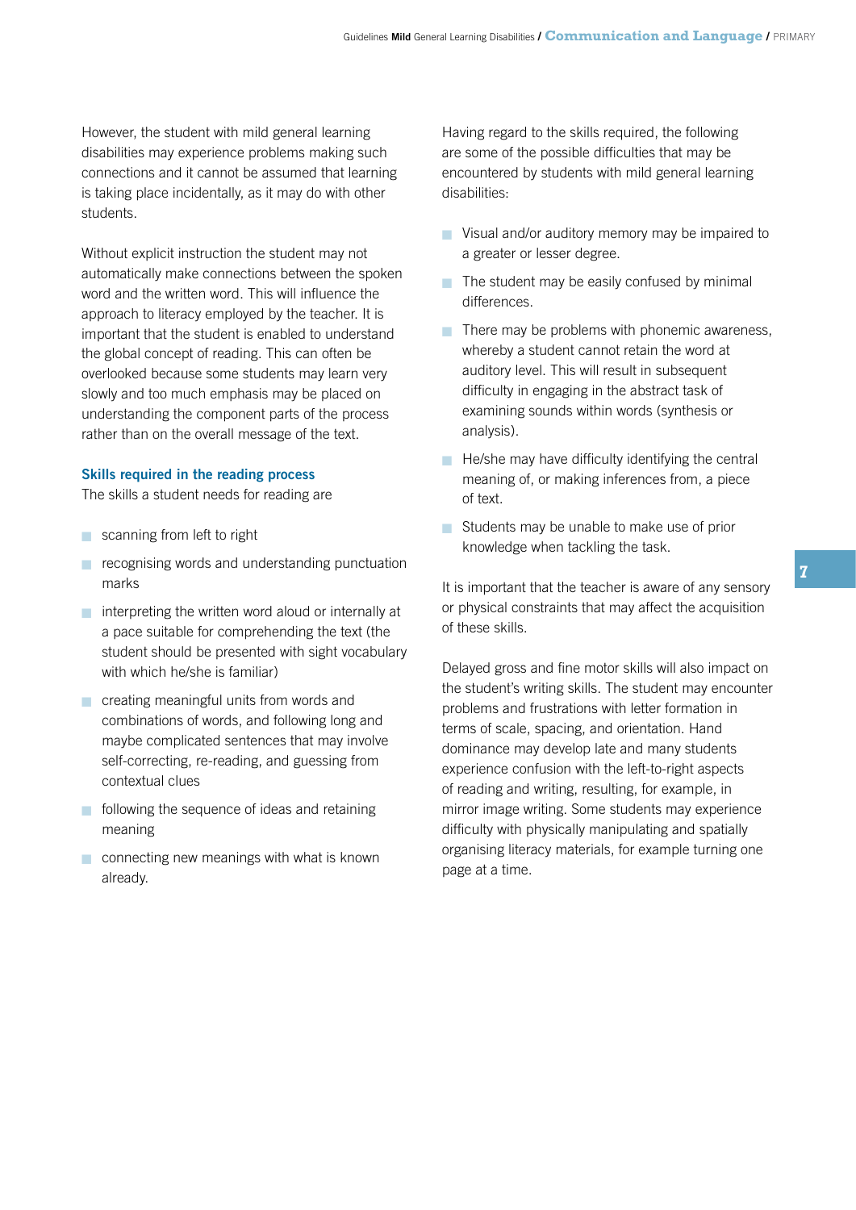However, the student with mild general learning disabilities may experience problems making such connections and it cannot be assumed that learning is taking place incidentally, as it may do with other students.

Without explicit instruction the student may not automatically make connections between the spoken word and the written word. This will influence the approach to literacy employed by the teacher. It is important that the student is enabled to understand the global concept of reading. This can often be overlooked because some students may learn very slowly and too much emphasis may be placed on understanding the component parts of the process rather than on the overall message of the text.

### Skills required in the reading process

The skills a student needs for reading are

- scanning from left to right
- recognising words and understanding punctuation marks
- interpreting the written word aloud or internally at a pace suitable for comprehending the text (the student should be presented with sight vocabulary with which he/she is familiar)
- creating meaningful units from words and combinations of words, and following long and maybe complicated sentences that may involve self-correcting, re-reading, and guessing from contextual clues
- following the sequence of ideas and retaining meaning
- connecting new meanings with what is known already.

Having regard to the skills required, the following are some of the possible difficulties that may be encountered by students with mild general learning disabilities:

- Visual and/or auditory memory may be impaired to a greater or lesser degree.
- The student may be easily confused by minimal differences.
- There may be problems with phonemic awareness, whereby a student cannot retain the word at auditory level. This will result in subsequent difficulty in engaging in the abstract task of examining sounds within words (synthesis or analysis).
- He/she may have difficulty identifying the central meaning of, or making inferences from, a piece of text.
- Students may be unable to make use of prior knowledge when tackling the task.

It is important that the teacher is aware of any sensory or physical constraints that may affect the acquisition of these skills.

Delayed gross and fine motor skills will also impact on the student's writing skills. The student may encounter problems and frustrations with letter formation in terms of scale, spacing, and orientation. Hand dominance may develop late and many students experience confusion with the left-to-right aspects of reading and writing, resulting, for example, in mirror image writing. Some students may experience difficulty with physically manipulating and spatially organising literacy materials, for example turning one page at a time.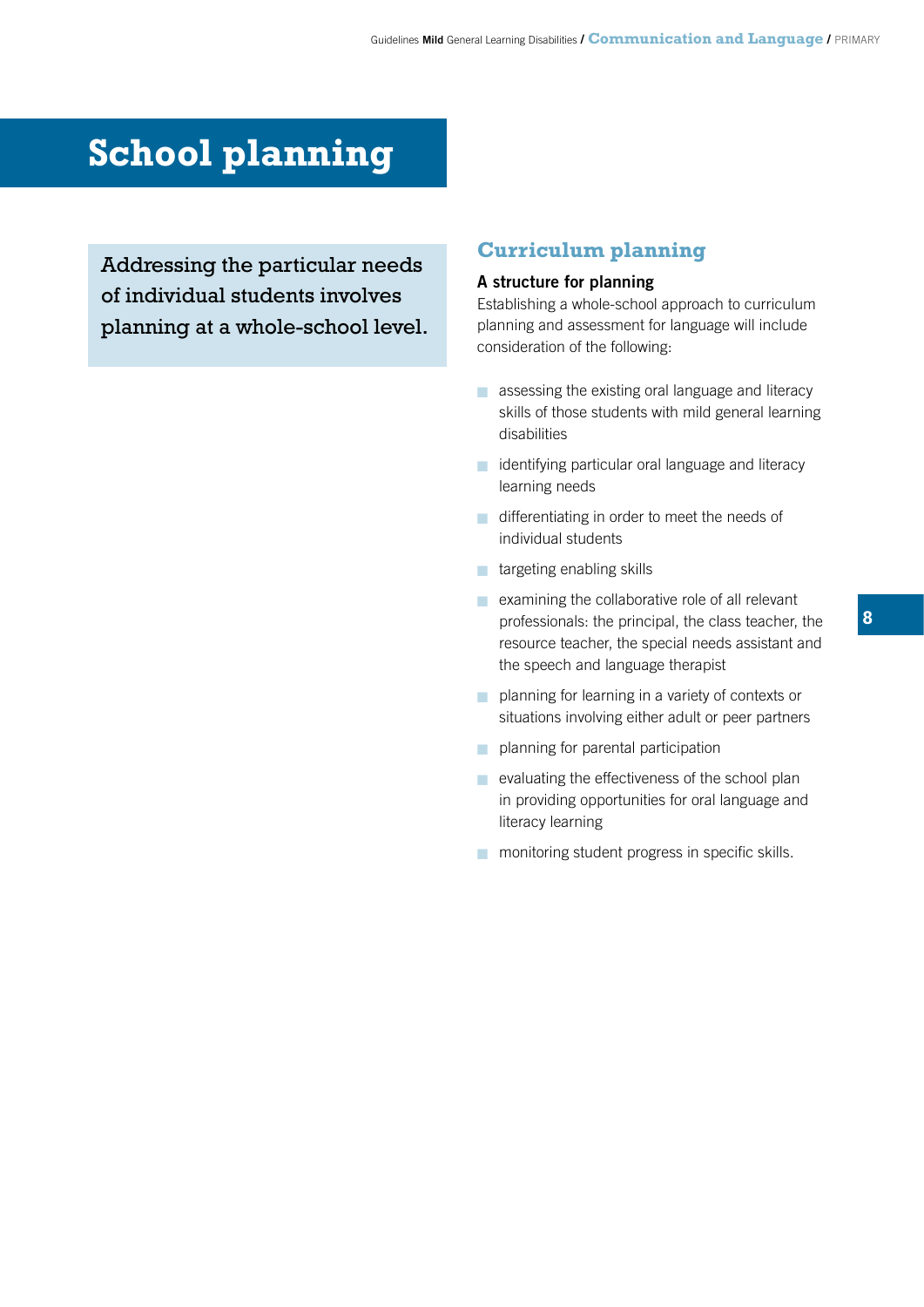# School planning

Addressing the particular needs of individual students involves planning at a whole-school level.

## Curriculum planning

### A structure for planning

Establishing a whole-school approach to curriculum planning and assessment for language will include consideration of the following:

- assessing the existing oral language and literacy skills of those students with mild general learning disabilities
- identifying particular oral language and literacy learning needs
- differentiating in order to meet the needs of individual students
- targeting enabling skills
- examining the collaborative role of all relevant professionals: the principal, the class teacher, the resource teacher, the special needs assistant and the speech and language therapist
- planning for learning in a variety of contexts or situations involving either adult or peer partners
- planning for parental participation
- evaluating the effectiveness of the school plan in providing opportunities for oral language and literacy learning
- monitoring student progress in specific skills.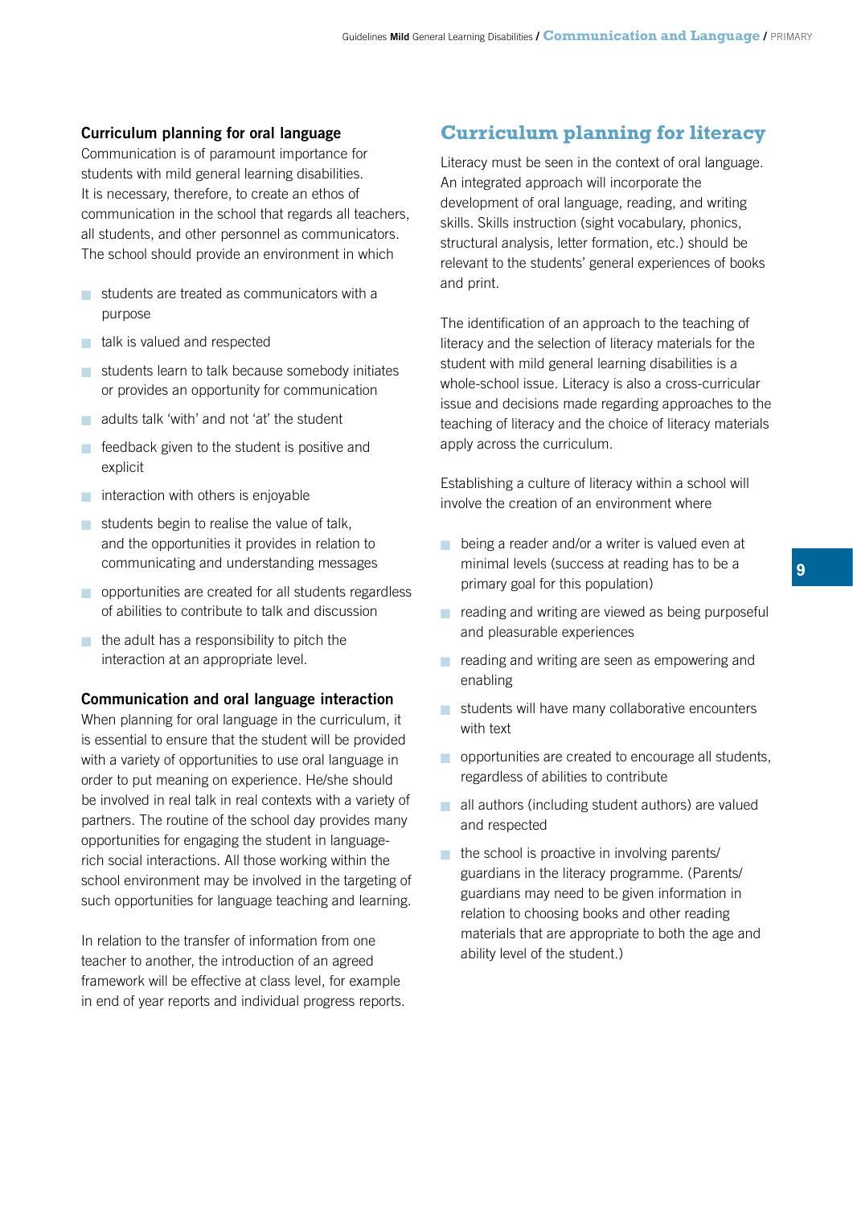### Curriculum planning for oral language

Communication is of paramount importance for students with mild general learning disabilities. It is necessary, therefore, to create an ethos of communication in the school that regards all teachers, all students, and other personnel as communicators. The school should provide an environment in which

- students are treated as communicators with a purpose
- talk is valued and respected
- students learn to talk because somebody initiates or provides an opportunity for communication
- adults talk 'with' and not 'at' the student
- feedback given to the student is positive and explicit
- interaction with others is enjoyable
- students begin to realise the value of talk, and the opportunities it provides in relation to communicating and understanding messages
- opportunities are created for all students regardless of abilities to contribute to talk and discussion
- the adult has a responsibility to pitch the interaction at an appropriate level.

### Communication and oral language interaction

When planning for oral language in the curriculum, it is essential to ensure that the student will be provided with a variety of opportunities to use oral language in order to put meaning on experience. He/she should be involved in real talk in real contexts with a variety of partners. The routine of the school day provides many opportunities for engaging the student in language-rich social interactions. All those working within the school environment may be involved in the targeting of such opportunities for language teaching and learning.

In relation to the transfer of information from one teacher to another, the introduction of an agreed framework will be effective at class level, for example in end of year reports and individual progress reports.

## Curriculum planning for literacy

Literacy must be seen in the context of oral language. An integrated approach will incorporate the development of oral language, reading, and writing skills. Skills instruction (sight vocabulary, phonics, structural analysis, letter formation, etc.) should be relevant to the students' general experiences of books and print.

The identification of an approach to the teaching of literacy and the selection of literacy materials for the student with mild general learning disabilities is a whole-school issue. Literacy is also a cross-curricular issue and decisions made regarding approaches to the teaching of literacy and the choice of literacy materials apply across the curriculum.

Establishing a culture of literacy within a school will involve the creation of an environment where

- being a reader and/or a writer is valued even at minimal levels (success at reading has to be a primary goal for this population)
- reading and writing are viewed as being purposeful and pleasurable experiences
- reading and writing are seen as empowering and enabling
- students will have many collaborative encounters with text
- opportunities are created to encourage all students, regardless of abilities to contribute
- all authors (including student authors) are valued and respected
- the school is proactive in involving parents/ guardians in the literacy programme. (Parents/ guardians may need to be given information in relation to choosing books and other reading materials that are appropriate to both the age and ability level of the student.)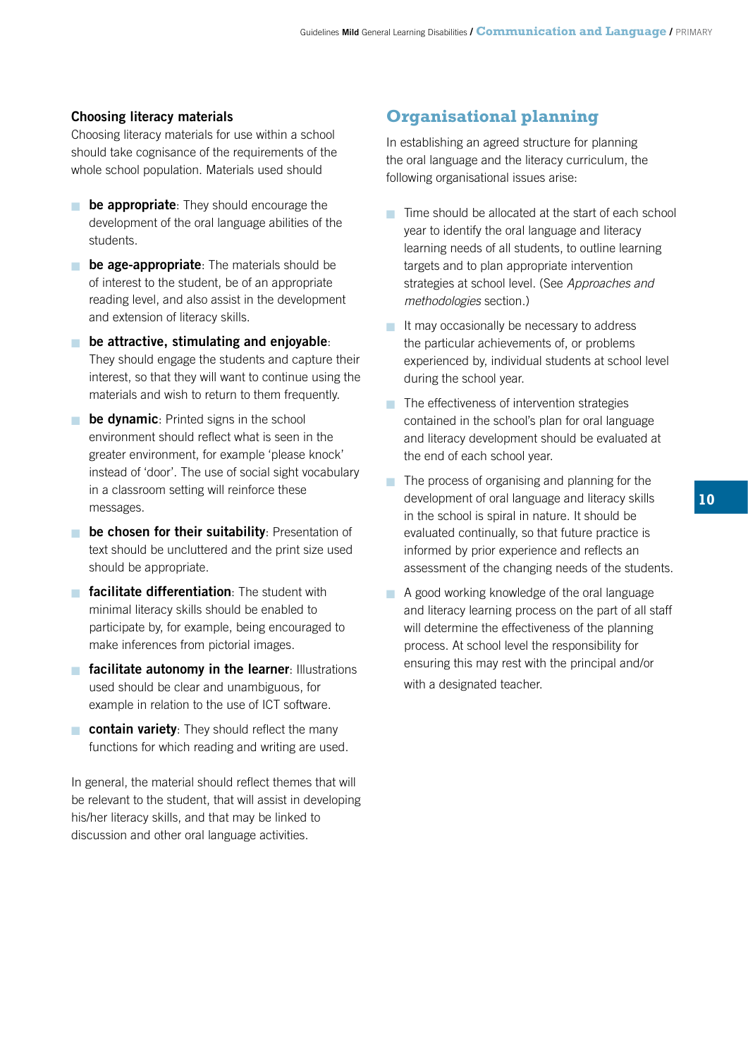### Choosing literacy materials

Choosing literacy materials for use within a school should take cognisance of the requirements of the whole school population. Materials used should

- **be appropriate**: They should encourage the development of the oral language abilities of the students.
- **be age-appropriate**: The materials should be of interest to the student, be of an appropriate reading level, and also assist in the development and extension of literacy skills.
- **be attractive, stimulating and enjoyable**: They should engage the students and capture their interest, so that they will want to continue using the materials and wish to return to them frequently.
- **be dynamic**: Printed signs in the school environment should reflect what is seen in the greater environment, for example 'please knock' instead of 'door'. The use of social sight vocabulary in a classroom setting will reinforce these messages.
- **be chosen for their suitability**: Presentation of text should be uncluttered and the print size used should be appropriate.
- **facilitate differentiation**: The student with minimal literacy skills should be enabled to participate by, for example, being encouraged to make inferences from pictorial images.
- **facilitate autonomy in the learner**: Illustrations used should be clear and unambiguous, for example in relation to the use of ICT software.
- **contain variety**: They should reflect the many functions for which reading and writing are used.

In general, the material should reflect themes that will be relevant to the student, that will assist in developing his/her literacy skills, and that may be linked to discussion and other oral language activities.

## Organisational planning

In establishing an agreed structure for planning the oral language and the literacy curriculum, the following organisational issues arise:

- Time should be allocated at the start of each school year to identify the oral language and literacy learning needs of all students, to outline learning targets and to plan appropriate intervention strategies at school level. (See *Approaches and methodologies* section.)
- It may occasionally be necessary to address the particular achievements of, or problems experienced by, individual students at school level during the school year.
- The effectiveness of intervention strategies contained in the school's plan for oral language and literacy development should be evaluated at the end of each school year.
- The process of organising and planning for the development of oral language and literacy skills in the school is spiral in nature. It should be evaluated continually, so that future practice is informed by prior experience and reflects an assessment of the changing needs of the students.
- A good working knowledge of the oral language and literacy learning process on the part of all staff will determine the effectiveness of the planning process. At school level the responsibility for ensuring this may rest with the principal and/or with a designated teacher.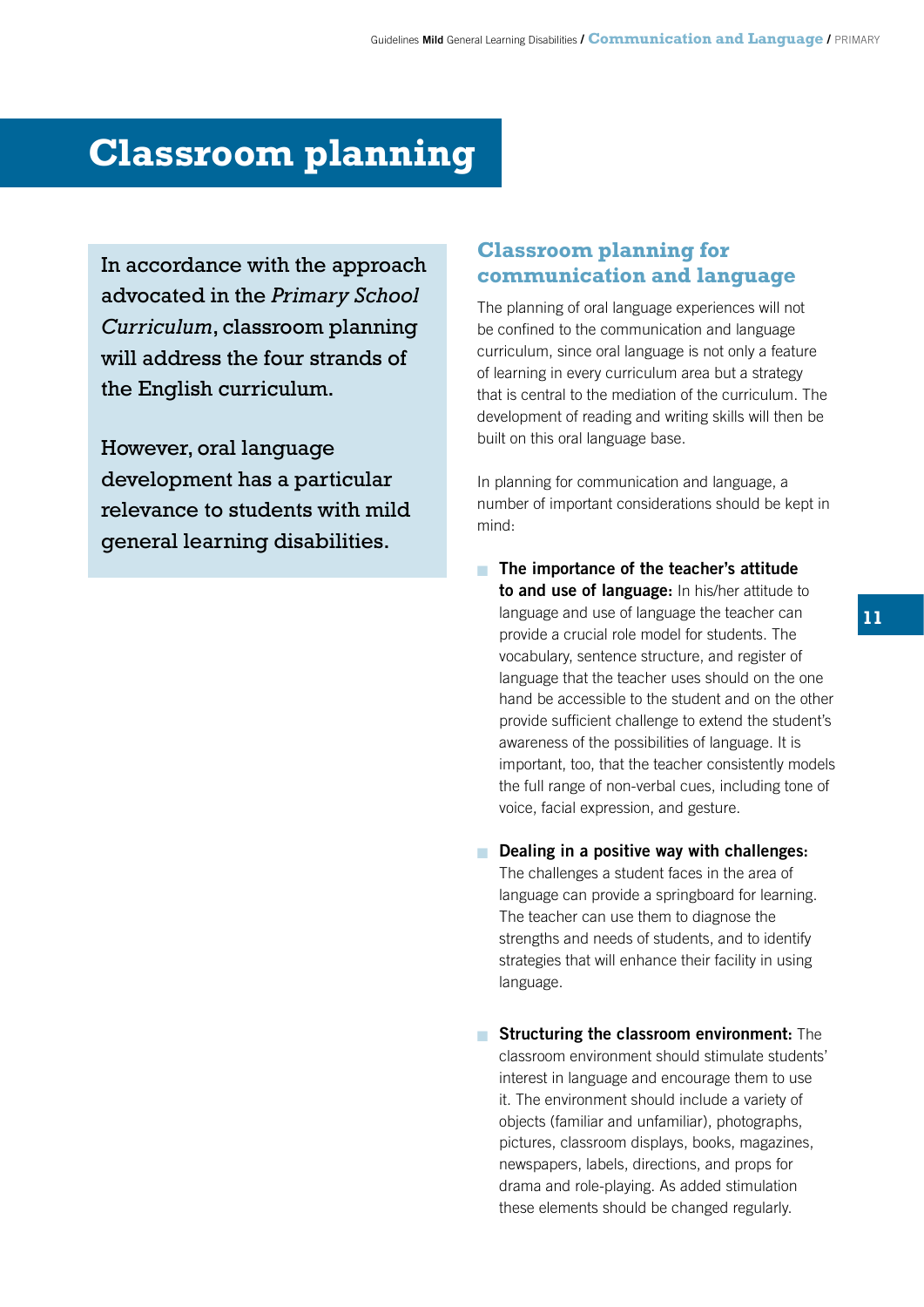# Classroom planning

In accordance with the approach advocated in the *Primary School Curriculum*, classroom planning will address the four strands of the English curriculum.

However, oral language development has a particular relevance to students with mild general learning disabilities.

## Classroom planning for communication and language

The planning of oral language experiences will not be confined to the communication and language curriculum, since oral language is not only a feature of learning in every curriculum area but a strategy that is central to the mediation of the curriculum. The development of reading and writing skills will then be built on this oral language base.

In planning for communication and language, a number of important considerations should be kept in mind:

- **The importance of the teacher's attitude to and use of language:** In his/her attitude to language and use of language the teacher can provide a crucial role model for students. The vocabulary, sentence structure, and register of language that the teacher uses should on the one hand be accessible to the student and on the other provide sufficient challenge to extend the student's awareness of the possibilities of language. It is important, too, that the teacher consistently models the full range of non-verbal cues, including tone of voice, facial expression, and gesture.

- **Dealing in a positive way with challenges:** The challenges a student faces in the area of language can provide a springboard for learning. The teacher can use them to diagnose the strengths and needs of students, and to identify strategies that will enhance their facility in using language.

- **Structuring the classroom environment:** The classroom environment should stimulate students' interest in language and encourage them to use it. The environment should include a variety of objects (familiar and unfamiliar), photographs, pictures, classroom displays, books, magazines, newspapers, labels, directions, and props for drama and role-playing. As added stimulation these elements should be changed regularly.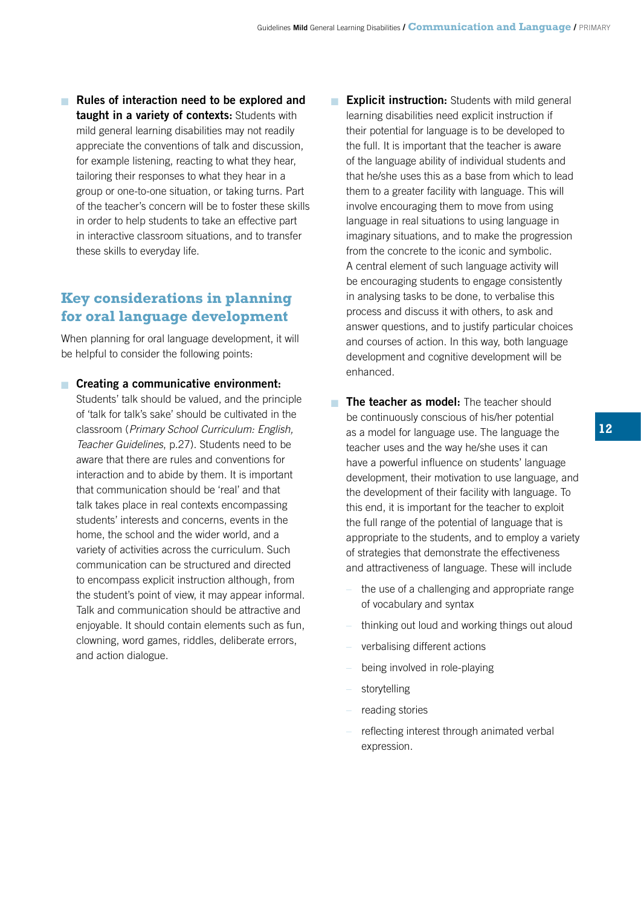- **Rules of interaction need to be explored and taught in a variety of contexts:** Students with mild general learning disabilities may not readily appreciate the conventions of talk and discussion, for example listening, reacting to what they hear, tailoring their responses to what they hear in a group or one-to-one situation, or taking turns. Part of the teacher's concern will be to foster these skills in order to help students to take an effective part in interactive classroom situations, and to transfer these skills to everyday life.

## Key considerations in planning for oral language development

When planning for oral language development, it will be helpful to consider the following points:

- **Creating a communicative environment:** Students' talk should be valued, and the principle of 'talk for talk's sake' should be cultivated in the classroom (*Primary School Curriculum: English, Teacher Guidelines*, p.27). Students need to be aware that there are rules and conventions for interaction and to abide by them. It is important that communication should be 'real' and that talk takes place in real contexts encompassing students' interests and concerns, events in the home, the school and the wider world, and a variety of activities across the curriculum. Such communication can be structured and directed to encompass explicit instruction although, from the student's point of view, it may appear informal. Talk and communication should be attractive and enjoyable. It should contain elements such as fun, clowning, word games, riddles, deliberate errors, and action dialogue.

- **Explicit instruction:** Students with mild general learning disabilities need explicit instruction if their potential for language is to be developed to the full. It is important that the teacher is aware of the language ability of individual students and that he/she uses this as a base from which to lead them to a greater facility with language. This will involve encouraging them to move from using language in real situations to using language in imaginary situations, and to make the progression from the concrete to the iconic and symbolic. A central element of such language activity will be encouraging students to engage consistently in analysing tasks to be done, to verbalise this process and discuss it with others, to ask and answer questions, and to justify particular choices and courses of action. In this way, both language development and cognitive development will be enhanced.

- **The teacher as model:** The teacher should be continuously conscious of his/her potential as a model for language use. The language the teacher uses and the way he/she uses it can have a powerful influence on students' language development, their motivation to use language, and the development of their facility with language. To this end, it is important for the teacher to exploit the full range of the potential of language that is appropriate to the students, and to employ a variety of strategies that demonstrate the effectiveness and attractiveness of language. These will include
  - the use of a challenging and appropriate range of vocabulary and syntax
  - thinking out loud and working things out aloud
  - verbalising different actions
  - being involved in role-playing
  - storytelling
  - reading stories
  - reflecting interest through animated verbal expression.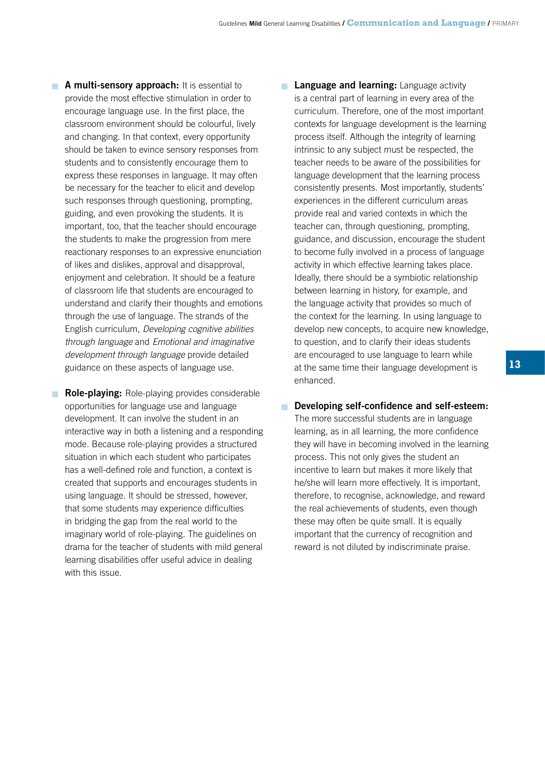- **A multi-sensory approach:** It is essential to provide the most effective stimulation in order to encourage language use. In the first place, the classroom environment should be colourful, lively and changing. In that context, every opportunity should be taken to evince sensory responses from students and to consistently encourage them to express these responses in language. It may often be necessary for the teacher to elicit and develop such responses through questioning, prompting, guiding, and even provoking the students. It is important, too, that the teacher should encourage the students to make the progression from mere reactionary responses to an expressive enunciation of likes and dislikes, approval and disapproval, enjoyment and celebration. It should be a feature of classroom life that students are encouraged to understand and clarify their thoughts and emotions through the use of language. The strands of the English curriculum, *Developing cognitive abilities through language* and *Emotional and imaginative development through language* provide detailed guidance on these aspects of language use.

- **Role-playing:** Role-playing provides considerable opportunities for language use and language development. It can involve the student in an interactive way in both a listening and a responding mode. Because role-playing provides a structured situation in which each student who participates has a well-defined role and function, a context is created that supports and encourages students in using language. It should be stressed, however, that some students may experience difficulties in bridging the gap from the real world to the imaginary world of role-playing. The guidelines on drama for the teacher of students with mild general learning disabilities offer useful advice in dealing with this issue.

- **Language and learning:** Language activity is a central part of learning in every area of the curriculum. Therefore, one of the most important contexts for language development is the learning process itself. Although the integrity of learning intrinsic to any subject must be respected, the teacher needs to be aware of the possibilities for language development that the learning process consistently presents. Most importantly, students' experiences in the different curriculum areas provide real and varied contexts in which the teacher can, through questioning, prompting, guidance, and discussion, encourage the student to become fully involved in a process of language activity in which effective learning takes place. Ideally, there should be a symbiotic relationship between learning in history, for example, and the language activity that provides so much of the context for the learning. In using language to develop new concepts, to acquire new knowledge, to question, and to clarify their ideas students are encouraged to use language to learn while at the same time their language development is enhanced.

- **Developing self-confidence and self-esteem:** The more successful students are in language learning, as in all learning, the more confidence they will have in becoming involved in the learning process. This not only gives the student an incentive to learn but makes it more likely that he/she will learn more effectively. It is important, therefore, to recognise, acknowledge, and reward the real achievements of students, even though these may often be quite small. It is equally important that the currency of recognition and reward is not diluted by indiscriminate praise.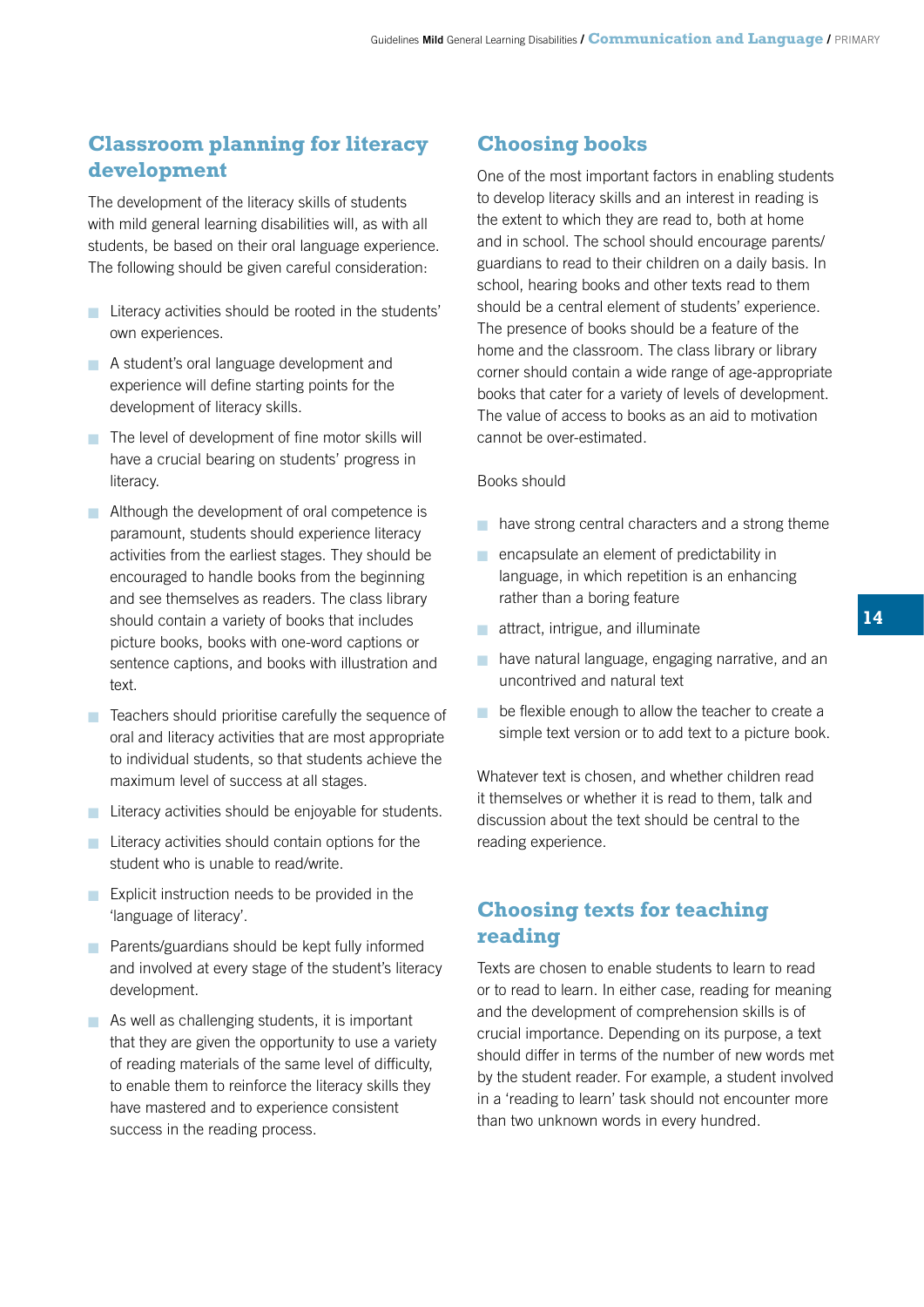## Classroom planning for literacy development

The development of the literacy skills of students with mild general learning disabilities will, as with all students, be based on their oral language experience. The following should be given careful consideration:

- Literacy activities should be rooted in the students' own experiences.
- A student's oral language development and experience will define starting points for the development of literacy skills.
- The level of development of fine motor skills will have a crucial bearing on students' progress in literacy.
- Although the development of oral competence is paramount, students should experience literacy activities from the earliest stages. They should be encouraged to handle books from the beginning and see themselves as readers. The class library should contain a variety of books that includes picture books, books with one-word captions or sentence captions, and books with illustration and text.
- Teachers should prioritise carefully the sequence of oral and literacy activities that are most appropriate to individual students, so that students achieve the maximum level of success at all stages.
- Literacy activities should be enjoyable for students.
- Literacy activities should contain options for the student who is unable to read/write.
- Explicit instruction needs to be provided in the 'language of literacy'.
- Parents/guardians should be kept fully informed and involved at every stage of the student's literacy development.
- As well as challenging students, it is important that they are given the opportunity to use a variety of reading materials of the same level of difficulty, to enable them to reinforce the literacy skills they have mastered and to experience consistent success in the reading process.

## Choosing books

One of the most important factors in enabling students to develop literacy skills and an interest in reading is the extent to which they are read to, both at home and in school. The school should encourage parents/guardians to read to their children on a daily basis. In school, hearing books and other texts read to them should be a central element of students' experience. The presence of books should be a feature of the home and the classroom. The class library or library corner should contain a wide range of age-appropriate books that cater for a variety of levels of development. The value of access to books as an aid to motivation cannot be over-estimated.

Books should

- have strong central characters and a strong theme
- encapsulate an element of predictability in language, in which repetition is an enhancing rather than a boring feature
- attract, intrigue, and illuminate
- have natural language, engaging narrative, and an uncontrived and natural text
- be flexible enough to allow the teacher to create a simple text version or to add text to a picture book.

Whatever text is chosen, and whether children read it themselves or whether it is read to them, talk and discussion about the text should be central to the reading experience.

## Choosing texts for teaching reading

Texts are chosen to enable students to learn to read or to read to learn. In either case, reading for meaning and the development of comprehension skills is of crucial importance. Depending on its purpose, a text should differ in terms of the number of new words met by the student reader. For example, a student involved in a 'reading to learn' task should not encounter more than two unknown words in every hundred.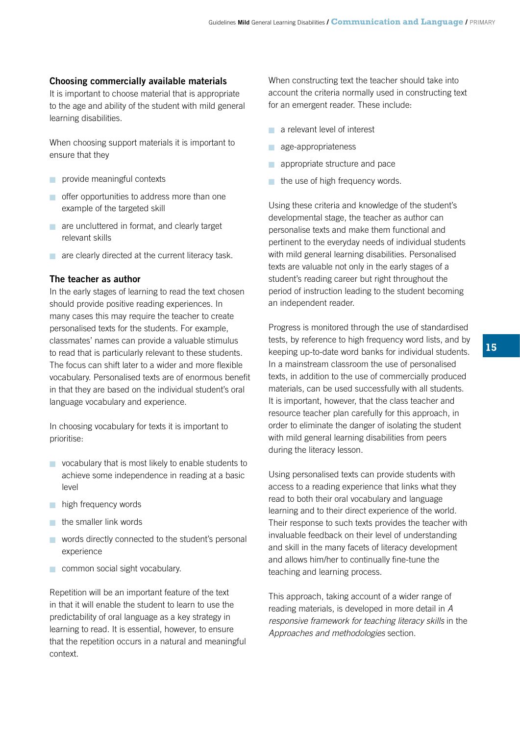### Choosing commercially available materials

It is important to choose material that is appropriate to the age and ability of the student with mild general learning disabilities.

When choosing support materials it is important to ensure that they

- provide meaningful contexts
- offer opportunities to address more than one example of the targeted skill
- are uncluttered in format, and clearly target relevant skills
- are clearly directed at the current literacy task.

### The teacher as author

In the early stages of learning to read the text chosen should provide positive reading experiences. In many cases this may require the teacher to create personalised texts for the students. For example, classmates' names can provide a valuable stimulus to read that is particularly relevant to these students. The focus can shift later to a wider and more flexible vocabulary. Personalised texts are of enormous benefit in that they are based on the individual student's oral language vocabulary and experience.

In choosing vocabulary for texts it is important to prioritise:

- vocabulary that is most likely to enable students to achieve some independence in reading at a basic level
- high frequency words
- the smaller link words
- words directly connected to the student's personal experience
- common social sight vocabulary.

Repetition will be an important feature of the text in that it will enable the student to learn to use the predictability of oral language as a key strategy in learning to read. It is essential, however, to ensure that the repetition occurs in a natural and meaningful context.

When constructing text the teacher should take into account the criteria normally used in constructing text for an emergent reader. These include:

- a relevant level of interest
- age-appropriateness
- appropriate structure and pace
- the use of high frequency words.

Using these criteria and knowledge of the student's developmental stage, the teacher as author can personalise texts and make them functional and pertinent to the everyday needs of individual students with mild general learning disabilities. Personalised texts are valuable not only in the early stages of a student's reading career but right throughout the period of instruction leading to the student becoming an independent reader.

Progress is monitored through the use of standardised tests, by reference to high frequency word lists, and by keeping up-to-date word banks for individual students. In a mainstream classroom the use of personalised texts, in addition to the use of commercially produced materials, can be used successfully with all students. It is important, however, that the class teacher and resource teacher plan carefully for this approach, in order to eliminate the danger of isolating the student with mild general learning disabilities from peers during the literacy lesson.

Using personalised texts can provide students with access to a reading experience that links what they read to both their oral vocabulary and language learning and to their direct experience of the world. Their response to such texts provides the teacher with invaluable feedback on their level of understanding and skill in the many facets of literacy development and allows him/her to continually fine-tune the teaching and learning process.

This approach, taking account of a wider range of reading materials, is developed in more detail in *A responsive framework for teaching literacy skills* in the *Approaches and methodologies* section.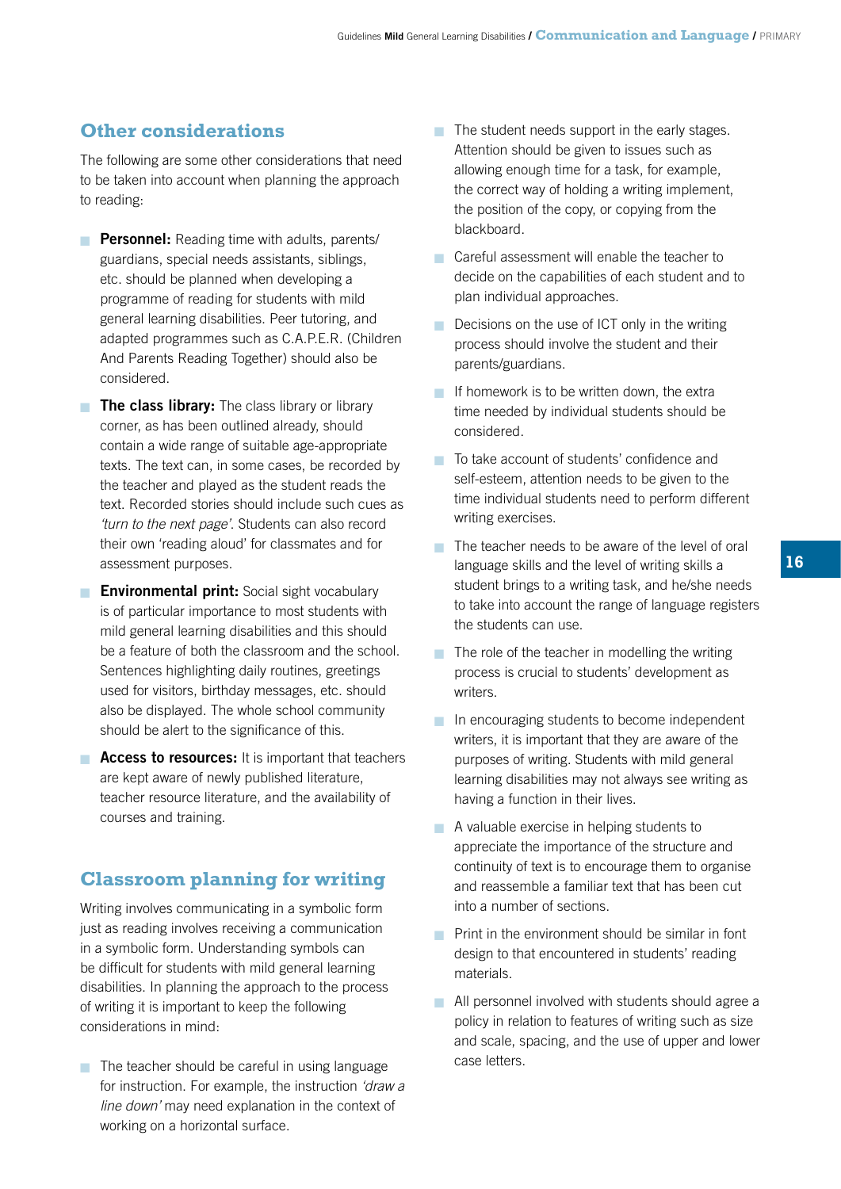## Other considerations

The following are some other considerations that need to be taken into account when planning the approach to reading:

- **Personnel:** Reading time with adults, parents/ guardians, special needs assistants, siblings, etc. should be planned when developing a programme of reading for students with mild general learning disabilities. Peer tutoring, and adapted programmes such as C.A.P.E.R. (Children And Parents Reading Together) should also be considered.
- **The class library:** The class library or library corner, as has been outlined already, should contain a wide range of suitable age-appropriate texts. The text can, in some cases, be recorded by the teacher and played as the student reads the text. Recorded stories should include such cues as *'turn to the next page'*. Students can also record their own 'reading aloud' for classmates and for assessment purposes.
- **Environmental print:** Social sight vocabulary is of particular importance to most students with mild general learning disabilities and this should be a feature of both the classroom and the school. Sentences highlighting daily routines, greetings used for visitors, birthday messages, etc. should also be displayed. The whole school community should be alert to the significance of this.
- **Access to resources:** It is important that teachers are kept aware of newly published literature, teacher resource literature, and the availability of courses and training.

## Classroom planning for writing

Writing involves communicating in a symbolic form just as reading involves receiving a communication in a symbolic form. Understanding symbols can be difficult for students with mild general learning disabilities. In planning the approach to the process of writing it is important to keep the following considerations in mind:

- The teacher should be careful in using language for instruction. For example, the instruction *'draw a line down'* may need explanation in the context of working on a horizontal surface.
- The student needs support in the early stages. Attention should be given to issues such as allowing enough time for a task, for example, the correct way of holding a writing implement, the position of the copy, or copying from the blackboard.
- Careful assessment will enable the teacher to decide on the capabilities of each student and to plan individual approaches.
- Decisions on the use of ICT only in the writing process should involve the student and their parents/guardians.
- If homework is to be written down, the extra time needed by individual students should be considered.
- To take account of students' confidence and self-esteem, attention needs to be given to the time individual students need to perform different writing exercises.
- The teacher needs to be aware of the level of oral language skills and the level of writing skills a student brings to a writing task, and he/she needs to take into account the range of language registers the students can use.
- The role of the teacher in modelling the writing process is crucial to students' development as writers.
- In encouraging students to become independent writers, it is important that they are aware of the purposes of writing. Students with mild general learning disabilities may not always see writing as having a function in their lives.
- A valuable exercise in helping students to appreciate the importance of the structure and continuity of text is to encourage them to organise and reassemble a familiar text that has been cut into a number of sections.
- Print in the environment should be similar in font design to that encountered in students' reading materials.
- All personnel involved with students should agree a policy in relation to features of writing such as size and scale, spacing, and the use of upper and lower case letters.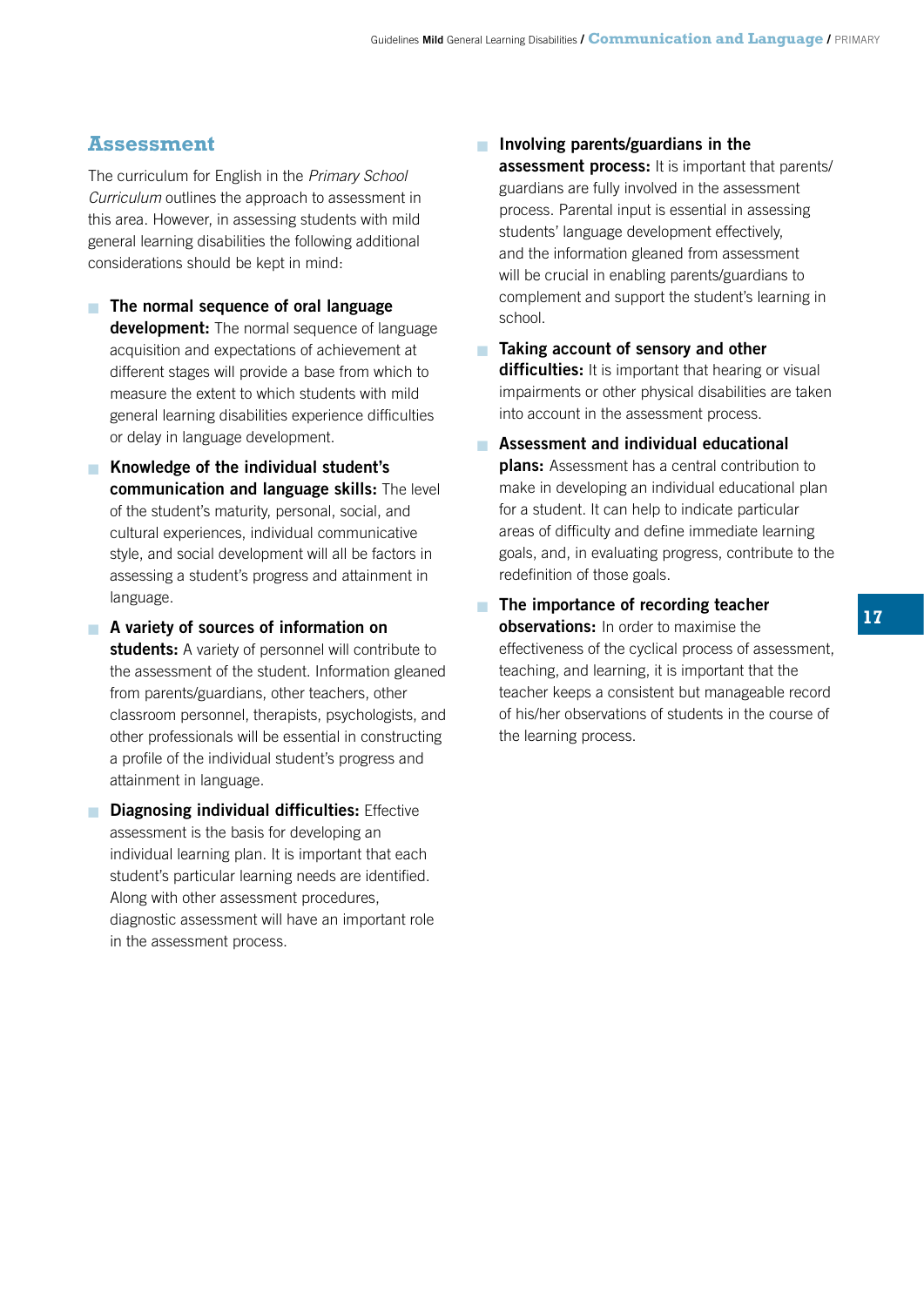## Assessment

The curriculum for English in the *Primary School Curriculum* outlines the approach to assessment in this area. However, in assessing students with mild general learning disabilities the following additional considerations should be kept in mind:

- **The normal sequence of oral language development:** The normal sequence of language acquisition and expectations of achievement at different stages will provide a base from which to measure the extent to which students with mild general learning disabilities experience difficulties or delay in language development.
- **Knowledge of the individual student's communication and language skills:** The level of the student's maturity, personal, social, and cultural experiences, individual communicative style, and social development will all be factors in assessing a student's progress and attainment in language.
- **A variety of sources of information on students:** A variety of personnel will contribute to the assessment of the student. Information gleaned from parents/guardians, other teachers, other classroom personnel, therapists, psychologists, and other professionals will be essential in constructing a profile of the individual student's progress and attainment in language.
- **Diagnosing individual difficulties:** Effective assessment is the basis for developing an individual learning plan. It is important that each student's particular learning needs are identified. Along with other assessment procedures, diagnostic assessment will have an important role in the assessment process.
- **Involving parents/guardians in the assessment process:** It is important that parents/guardians are fully involved in the assessment process. Parental input is essential in assessing students' language development effectively, and the information gleaned from assessment will be crucial in enabling parents/guardians to complement and support the student's learning in school.
- **Taking account of sensory and other difficulties:** It is important that hearing or visual impairments or other physical disabilities are taken into account in the assessment process.
- **Assessment and individual educational plans:** Assessment has a central contribution to make in developing an individual educational plan for a student. It can help to indicate particular areas of difficulty and define immediate learning goals, and, in evaluating progress, contribute to the redefinition of those goals.
- **The importance of recording teacher observations:** In order to maximise the effectiveness of the cyclical process of assessment, teaching, and learning, it is important that the teacher keeps a consistent but manageable record of his/her observations of students in the course of the learning process.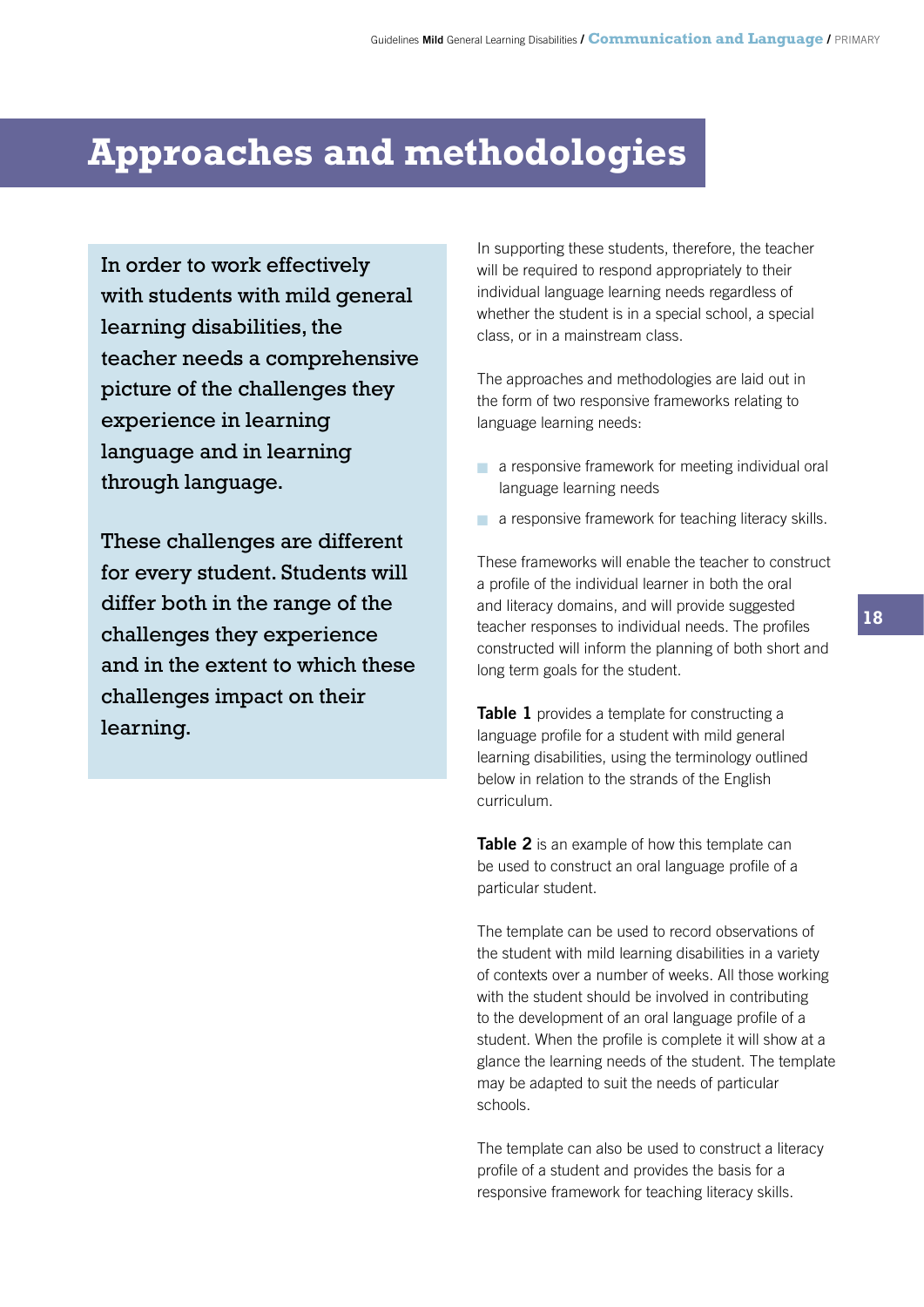# Approaches and methodologies

In order to work effectively with students with mild general learning disabilities, the teacher needs a comprehensive picture of the challenges they experience in learning language and in learning through language.

These challenges are different for every student. Students will differ both in the range of the challenges they experience and in the extent to which these challenges impact on their learning.

In supporting these students, therefore, the teacher will be required to respond appropriately to their individual language learning needs regardless of whether the student is in a special school, a special class, or in a mainstream class.

The approaches and methodologies are laid out in the form of two responsive frameworks relating to language learning needs:

- a responsive framework for meeting individual oral language learning needs
- a responsive framework for teaching literacy skills.

These frameworks will enable the teacher to construct a profile of the individual learner in both the oral and literacy domains, and will provide suggested teacher responses to individual needs. The profiles constructed will inform the planning of both short and long term goals for the student.

**Table 1** provides a template for constructing a language profile for a student with mild general learning disabilities, using the terminology outlined below in relation to the strands of the English curriculum.

**Table 2** is an example of how this template can be used to construct an oral language profile of a particular student.

The template can be used to record observations of the student with mild learning disabilities in a variety of contexts over a number of weeks. All those working with the student should be involved in contributing to the development of an oral language profile of a student. When the profile is complete it will show at a glance the learning needs of the student. The template may be adapted to suit the needs of particular schools.

The template can also be used to construct a literacy profile of a student and provides the basis for a responsive framework for teaching literacy skills.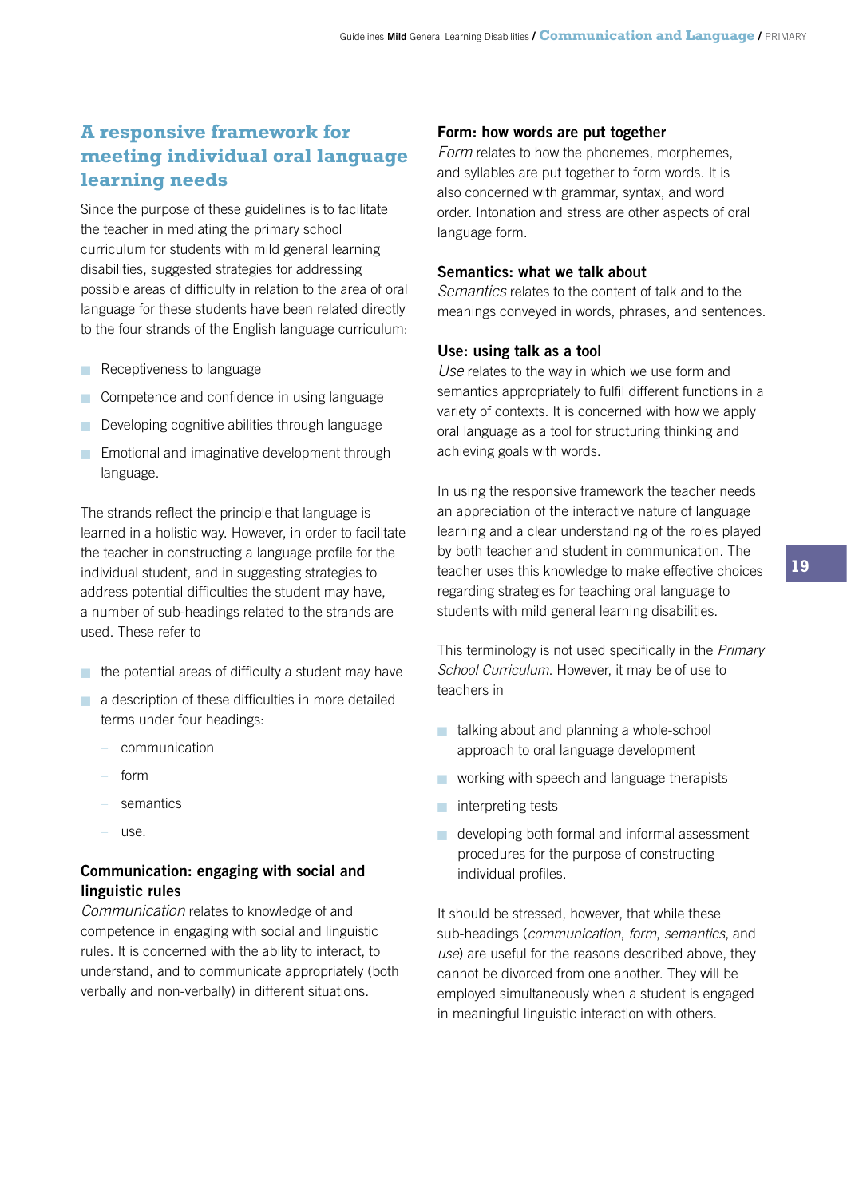## A responsive framework for meeting individual oral language learning needs

Since the purpose of these guidelines is to facilitate the teacher in mediating the primary school curriculum for students with mild general learning disabilities, suggested strategies for addressing possible areas of difficulty in relation to the area of oral language for these students have been related directly to the four strands of the English language curriculum:

- Receptiveness to language
- Competence and confidence in using language
- Developing cognitive abilities through language
- Emotional and imaginative development through language.

The strands reflect the principle that language is learned in a holistic way. However, in order to facilitate the teacher in constructing a language profile for the individual student, and in suggesting strategies to address potential difficulties the student may have, a number of sub-headings related to the strands are used. These refer to

- the potential areas of difficulty a student may have
- a description of these difficulties in more detailed terms under four headings:
  - communication
  - form
  - semantics
  - use.

### Communication: engaging with social and linguistic rules

*Communication* relates to knowledge of and competence in engaging with social and linguistic rules. It is concerned with the ability to interact, to understand, and to communicate appropriately (both verbally and non-verbally) in different situations.

### Form: how words are put together

*Form* relates to how the phonemes, morphemes, and syllables are put together to form words. It is also concerned with grammar, syntax, and word order. Intonation and stress are other aspects of oral language form.

### Semantics: what we talk about

*Semantics* relates to the content of talk and to the meanings conveyed in words, phrases, and sentences.

### Use: using talk as a tool

*Use* relates to the way in which we use form and semantics appropriately to fulfil different functions in a variety of contexts. It is concerned with how we apply oral language as a tool for structuring thinking and achieving goals with words.

In using the responsive framework the teacher needs an appreciation of the interactive nature of language learning and a clear understanding of the roles played by both teacher and student in communication. The teacher uses this knowledge to make effective choices regarding strategies for teaching oral language to students with mild general learning disabilities.

This terminology is not used specifically in the *Primary School Curriculum*. However, it may be of use to teachers in

- talking about and planning a whole-school approach to oral language development
- working with speech and language therapists
- interpreting tests
- developing both formal and informal assessment procedures for the purpose of constructing individual profiles.

It should be stressed, however, that while these sub-headings (*communication*, *form*, *semantics*, and *use*) are useful for the reasons described above, they cannot be divorced from one another. They will be employed simultaneously when a student is engaged in meaningful linguistic interaction with others.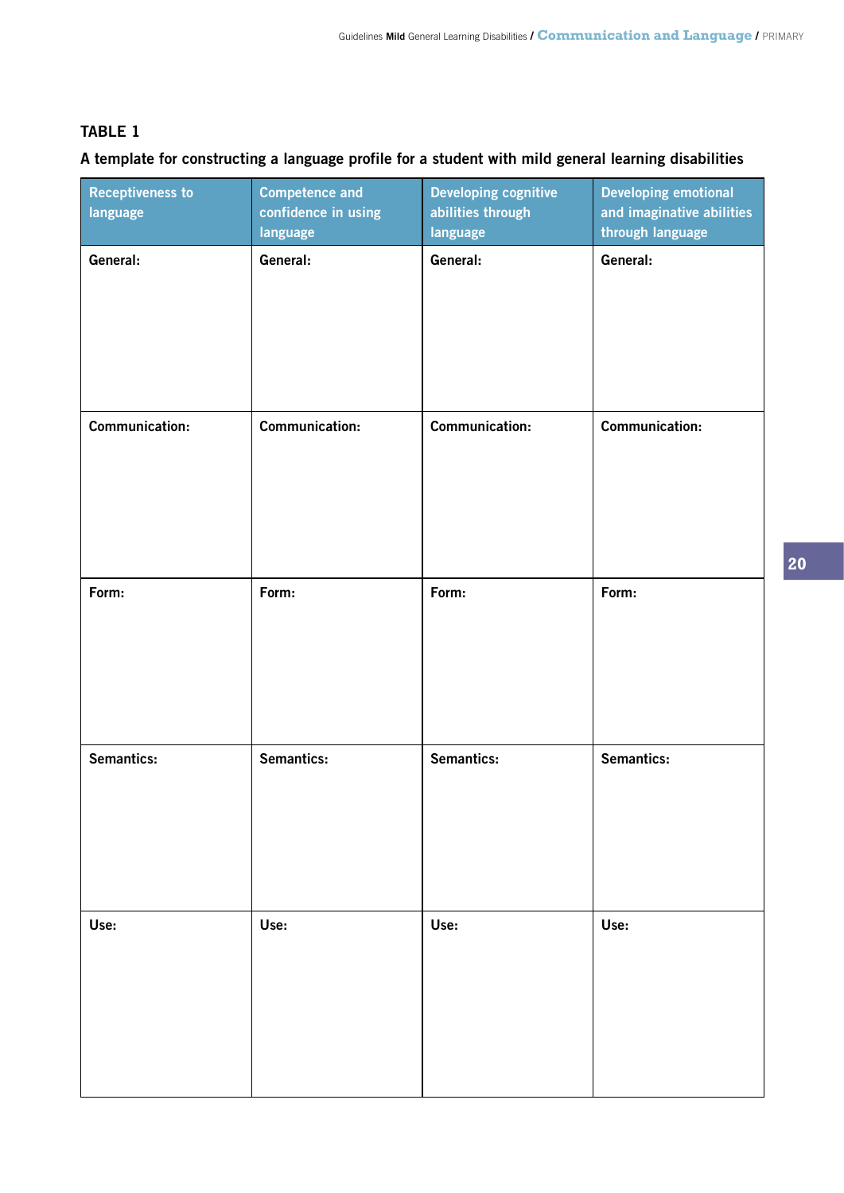## TABLE 1

**A template for constructing a language profile for a student with mild general learning disabilities**

| Receptiveness to language | Competence and confidence in using language | Developing cognitive abilities through language | Developing emotional and imaginative abilities through language |
|---|---|---|---|
| **General:** | **General:** | **General:** | **General:** |
| **Communication:** | **Communication:** | **Communication:** | **Communication:** |
| **Form:** | **Form:** | **Form:** | **Form:** |
| **Semantics:** | **Semantics:** | **Semantics:** | **Semantics:** |
| **Use:** | **Use:** | **Use:** | **Use:** |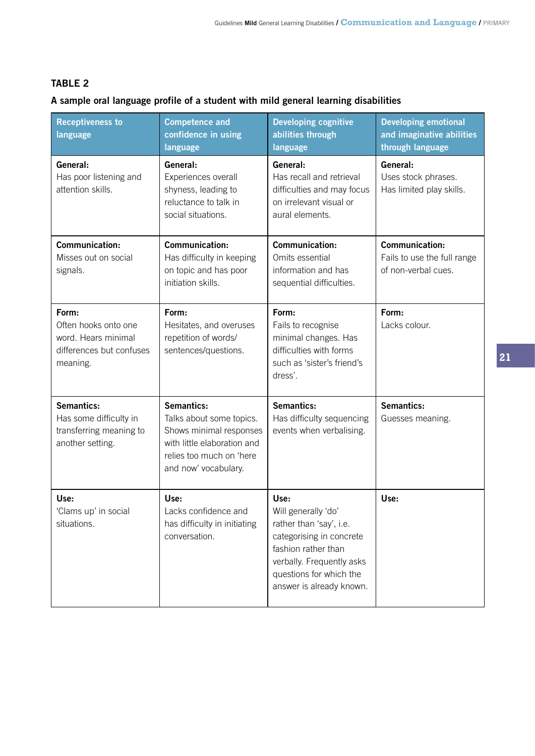**TABLE 2**

**A sample oral language profile of a student with mild general learning disabilities**

| Receptiveness to language | Competence and confidence in using language | Developing cognitive abilities through language | Developing emotional and imaginative abilities through language |
|---|---|---|---|
| **General:** Has poor listening and attention skills. | **General:** Experiences overall shyness, leading to reluctance to talk in social situations. | **General:** Has recall and retrieval difficulties and may focus on irrelevant visual or aural elements. | **General:** Uses stock phrases. Has limited play skills. |
| **Communication:** Misses out on social signals. | **Communication:** Has difficulty in keeping on topic and has poor initiation skills. | **Communication:** Omits essential information and has sequential difficulties. | **Communication:** Fails to use the full range of non-verbal cues. |
| **Form:** Often hooks onto one word. Hears minimal differences but confuses meaning. | **Form:** Hesitates, and overuses repetition of words/ sentences/questions. | **Form:** Fails to recognise minimal changes. Has difficulties with forms such as 'sister's friend's dress'. | **Form:** Lacks colour. |
| **Semantics:** Has some difficulty in transferring meaning to another setting. | **Semantics:** Talks about some topics. Shows minimal responses with little elaboration and relies too much on 'here and now' vocabulary. | **Semantics:** Has difficulty sequencing events when verbalising. | **Semantics:** Guesses meaning. |
| **Use:** 'Clams up' in social situations. | **Use:** Lacks confidence and has difficulty in initiating conversation. | **Use:** Will generally 'do' rather than 'say', i.e. categorising in concrete fashion rather than verbally. Frequently asks questions for which the answer is already known. | **Use:** |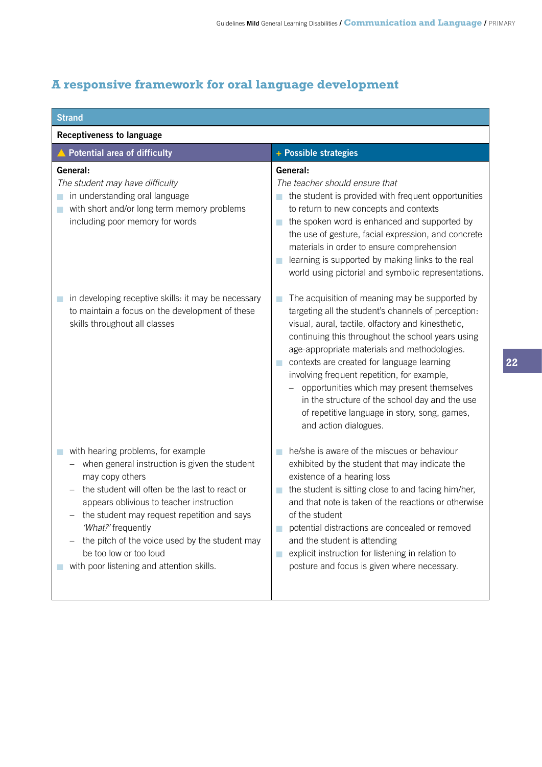## A responsive framework for oral language development

| Strand | |
|---|---|
| **Receptiveness to language** | |
| **▲ Potential area of difficulty** | **+ Possible strategies** |
| **General:**<br>*The student may have difficulty*<br>■ in understanding oral language<br>■ with short and/or long term memory problems including poor memory for words | **General:**<br>*The teacher should ensure that*<br>■ the student is provided with frequent opportunities to return to new concepts and contexts<br>■ the spoken word is enhanced and supported by the use of gesture, facial expression, and concrete materials in order to ensure comprehension<br>■ learning is supported by making links to the real world using pictorial and symbolic representations. |
| ■ in developing receptive skills: it may be necessary to maintain a focus on the development of these skills throughout all classes | ■ The acquisition of meaning may be supported by targeting all the student's channels of perception: visual, aural, tactile, olfactory and kinesthetic, continuing this throughout the school years using age-appropriate materials and methodologies.<br>■ contexts are created for language learning involving frequent repetition, for example,<br>– opportunities which may present themselves in the structure of the school day and the use of repetitive language in story, song, games, and action dialogues. |
| ■ with hearing problems, for example<br>– when general instruction is given the student may copy others<br>– the student will often be the last to react or appears oblivious to teacher instruction<br>– the student may request repetition and says *'What?'* frequently<br>– the pitch of the voice used by the student may be too low or too loud<br>■ with poor listening and attention skills. | ■ he/she is aware of the miscues or behaviour exhibited by the student that may indicate the existence of a hearing loss<br>■ the student is sitting close to and facing him/her, and that note is taken of the reactions or otherwise of the student<br>■ potential distractions are concealed or removed and the student is attending<br>■ explicit instruction for listening in relation to posture and focus is given where necessary. |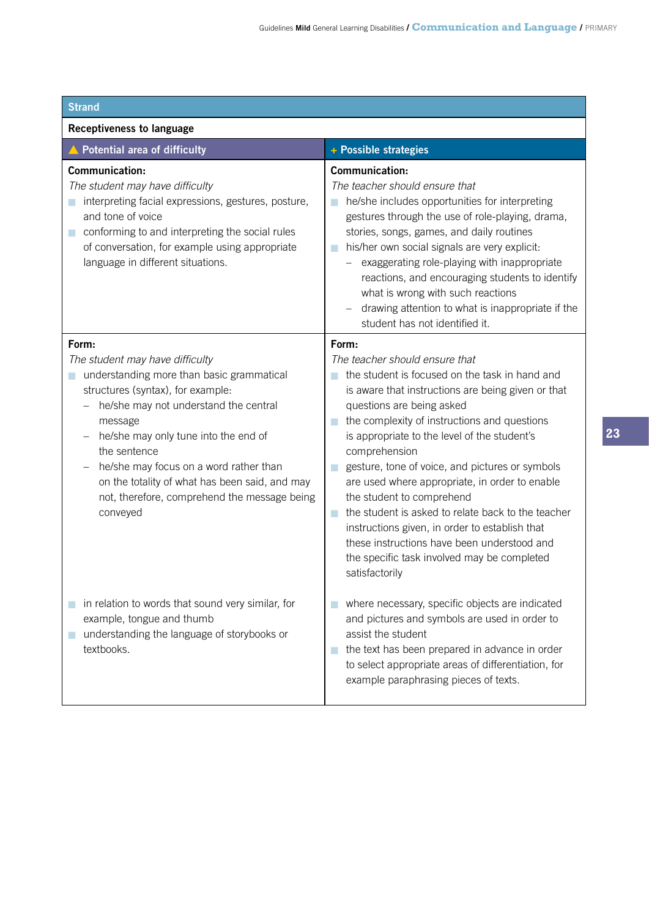| Strand | |
|---|---|
| **Receptiveness to language** | |
| **Potential area of difficulty** | **Possible strategies** |
| **Communication:**<br>*The student may have difficulty*<br>■ interpreting facial expressions, gestures, posture, and tone of voice<br>■ conforming to and interpreting the social rules of conversation, for example using appropriate language in different situations. | **Communication:**<br>*The teacher should ensure that*<br>■ he/she includes opportunities for interpreting gestures through the use of role-playing, drama, stories, songs, games, and daily routines<br>■ his/her own social signals are very explicit:<br>– exaggerating role-playing with inappropriate reactions, and encouraging students to identify what is wrong with such reactions<br>– drawing attention to what is inappropriate if the student has not identified it. |
| **Form:**<br>*The student may have difficulty*<br>■ understanding more than basic grammatical structures (syntax), for example:<br>– he/she may not understand the central message<br>– he/she may only tune into the end of the sentence<br>– he/she may focus on a word rather than on the totality of what has been said, and may not, therefore, comprehend the message being conveyed | **Form:**<br>*The teacher should ensure that*<br>■ the student is focused on the task in hand and is aware that instructions are being given or that questions are being asked<br>■ the complexity of instructions and questions is appropriate to the level of the student's comprehension<br>■ gesture, tone of voice, and pictures or symbols are used where appropriate, in order to enable the student to comprehend<br>■ the student is asked to relate back to the teacher instructions given, in order to establish that these instructions have been understood and the specific task involved may be completed satisfactorily |
| ■ in relation to words that sound very similar, for example, tongue and thumb<br>■ understanding the language of storybooks or textbooks. | ■ where necessary, specific objects are indicated and pictures and symbols are used in order to assist the student<br>■ the text has been prepared in advance in order to select appropriate areas of differentiation, for example paraphrasing pieces of texts. |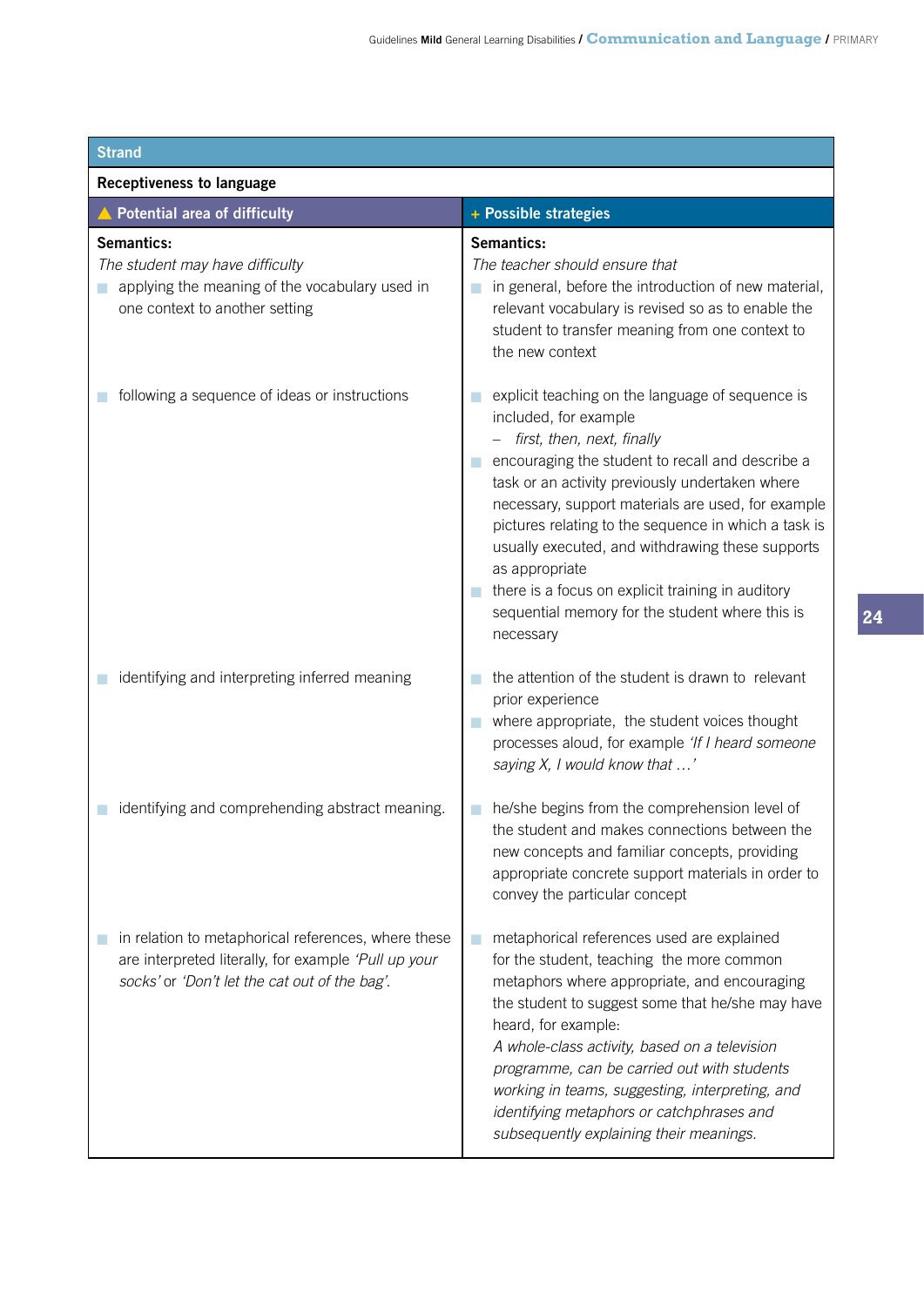**Strand**

**Receptiveness to language**

| ▲ Potential area of difficulty | + Possible strategies |
|---|---|
| **Semantics:**<br>*The student may have difficulty*<br>■ applying the meaning of the vocabulary used in one context to another setting | **Semantics:**<br>*The teacher should ensure that*<br>■ in general, before the introduction of new material, relevant vocabulary is revised so as to enable the student to transfer meaning from one context to the new context |
| ■ following a sequence of ideas or instructions | ■ explicit teaching on the language of sequence is included, for example<br>– *first, then, next, finally*<br>■ encouraging the student to recall and describe a task or an activity previously undertaken where necessary, support materials are used, for example pictures relating to the sequence in which a task is usually executed, and withdrawing these supports as appropriate<br>■ there is a focus on explicit training in auditory sequential memory for the student where this is necessary |
| ■ identifying and interpreting inferred meaning | ■ the attention of the student is drawn to relevant prior experience<br>■ where appropriate, the student voices thought processes aloud, for example *'If I heard someone saying X, I would know that …'* |
| ■ identifying and comprehending abstract meaning. | ■ he/she begins from the comprehension level of the student and makes connections between the new concepts and familiar concepts, providing appropriate concrete support materials in order to convey the particular concept |
| ■ in relation to metaphorical references, where these are interpreted literally, for example *'Pull up your socks'* or *'Don't let the cat out of the bag'*. | ■ metaphorical references used are explained for the student, teaching the more common metaphors where appropriate, and encouraging the student to suggest some that he/she may have heard, for example:<br>*A whole-class activity, based on a television programme, can be carried out with students working in teams, suggesting, interpreting, and identifying metaphors or catchphrases and subsequently explaining their meanings.* |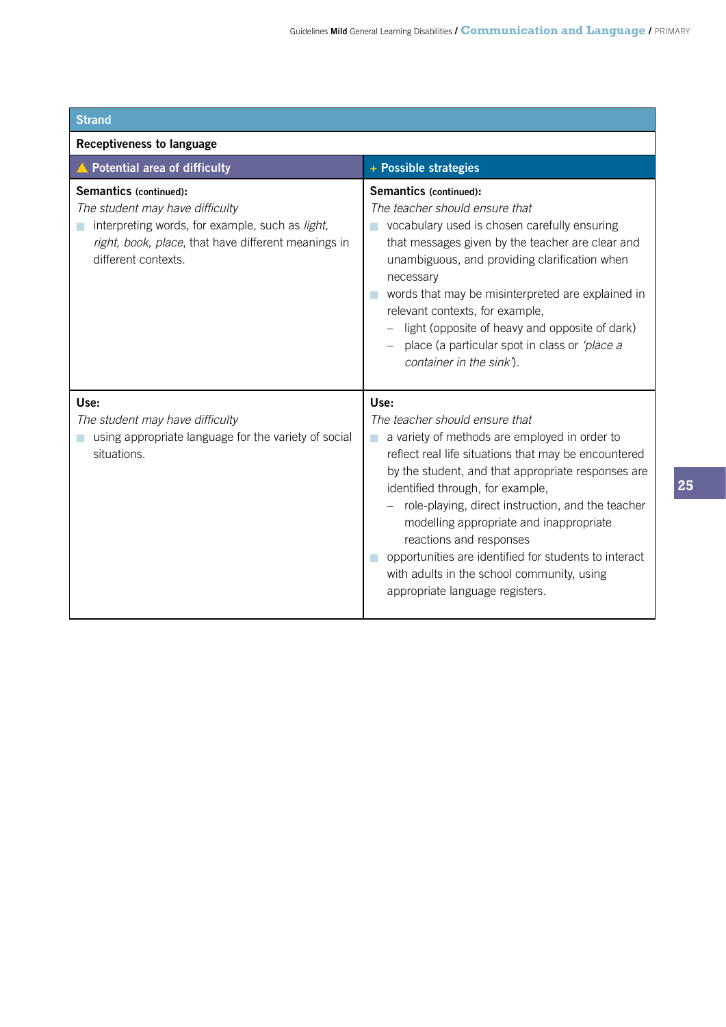| **Strand** | |
|---|---|
| **Receptiveness to language** | |
| **Potential area of difficulty** | **Possible strategies** |
| **Semantics (continued):**<br>*The student may have difficulty*<br>- interpreting words, for example, such as *light, right, book, place*, that have different meanings in different contexts. | **Semantics (continued):**<br>*The teacher should ensure that*<br>- vocabulary used is chosen carefully ensuring that messages given by the teacher are clear and unambiguous, and providing clarification when necessary<br>- words that may be misinterpreted are explained in relevant contexts, for example,<br>  – light (opposite of heavy and opposite of dark)<br>  – place (a particular spot in class or *'place a container in the sink'*). |
| **Use:**<br>*The student may have difficulty*<br>- using appropriate language for the variety of social situations. | **Use:**<br>*The teacher should ensure that*<br>- a variety of methods are employed in order to reflect real life situations that may be encountered by the student, and that appropriate responses are identified through, for example,<br>  – role-playing, direct instruction, and the teacher modelling appropriate and inappropriate reactions and responses<br>- opportunities are identified for students to interact with adults in the school community, using appropriate language registers. |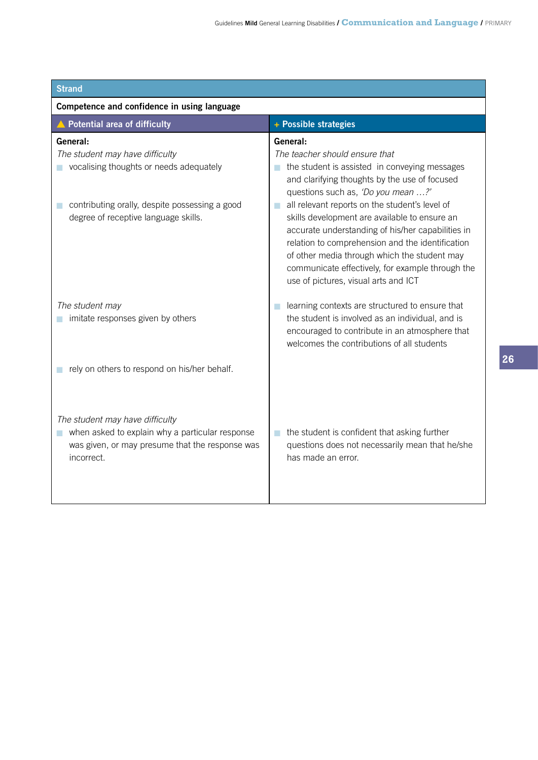| Strand | |
|---|---|
| **Competence and confidence in using language** | |
| **Potential area of difficulty** | **Possible strategies** |
| **General:**<br>*The student may have difficulty*<br>- vocalising thoughts or needs adequately | **General:**<br>*The teacher should ensure that*<br>- the student is assisted in conveying messages and clarifying thoughts by the use of focused questions such as, *'Do you mean …?'* |
| - contributing orally, despite possessing a good degree of receptive language skills. | - all relevant reports on the student's level of skills development are available to ensure an accurate understanding of his/her capabilities in relation to comprehension and the identification of other media through which the student may communicate effectively, for example through the use of pictures, visual arts and ICT |
| *The student may*<br>- imitate responses given by others | - learning contexts are structured to ensure that the student is involved as an individual, and is encouraged to contribute in an atmosphere that welcomes the contributions of all students |
| - rely on others to respond on his/her behalf. | |
| *The student may have difficulty*<br>- when asked to explain why a particular response was given, or may presume that the response was incorrect. | - the student is confident that asking further questions does not necessarily mean that he/she has made an error. |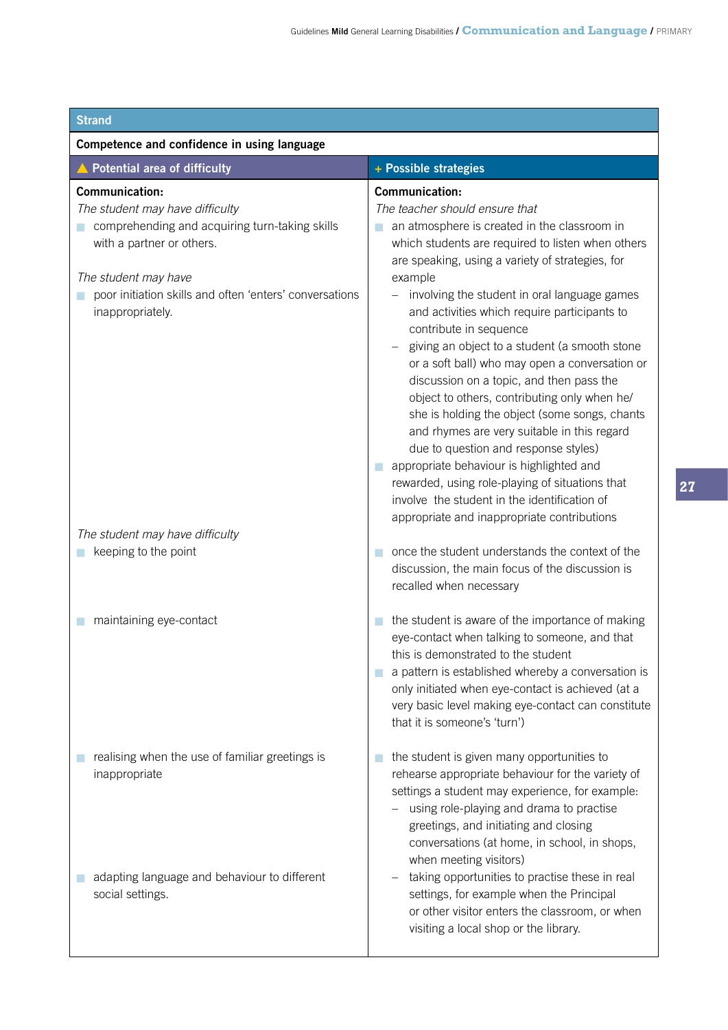| **Strand** | |
|---|---|
| **Competence and confidence in using language** | |
| **▲ Potential area of difficulty** | **+ Possible strategies** |
| **Communication:**<br>*The student may have difficulty*<br>■ comprehending and acquiring turn-taking skills with a partner or others.<br><br>*The student may have*<br>■ poor initiation skills and often 'enters' conversations inappropriately. | **Communication:**<br>*The teacher should ensure that*<br>■ an atmosphere is created in the classroom in which students are required to listen when others are speaking, using a variety of strategies, for example<br>– involving the student in oral language games and activities which require participants to contribute in sequence<br>– giving an object to a student (a smooth stone or a soft ball) who may open a conversation or discussion on a topic, and then pass the object to others, contributing only when he/she is holding the object (some songs, chants and rhymes are very suitable in this regard due to question and response styles)<br>■ appropriate behaviour is highlighted and rewarded, using role-playing of situations that involve the student in the identification of appropriate and inappropriate contributions |
| *The student may have difficulty*<br>■ keeping to the point | ■ once the student understands the context of the discussion, the main focus of the discussion is recalled when necessary |
| ■ maintaining eye-contact | ■ the student is aware of the importance of making eye-contact when talking to someone, and that this is demonstrated to the student<br>■ a pattern is established whereby a conversation is only initiated when eye-contact is achieved (at a very basic level making eye-contact can constitute that it is someone's 'turn') |
| ■ realising when the use of familiar greetings is inappropriate<br><br>■ adapting language and behaviour to different social settings. | ■ the student is given many opportunities to rehearse appropriate behaviour for the variety of settings a student may experience, for example:<br>– using role-playing and drama to practise greetings, and initiating and closing conversations (at home, in school, in shops, when meeting visitors)<br>– taking opportunities to practise these in real settings, for example when the Principal or other visitor enters the classroom, or when visiting a local shop or the library. |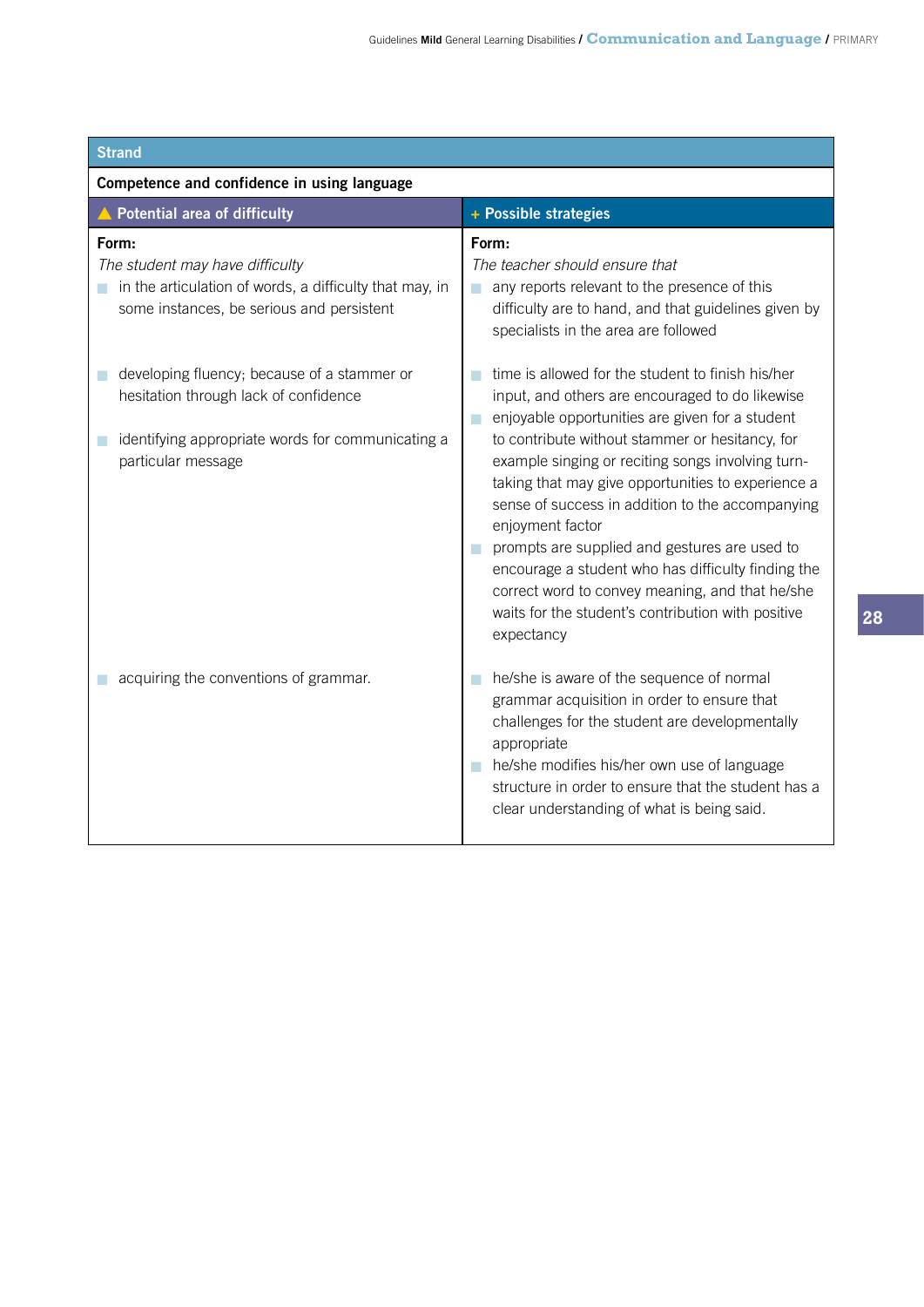| Strand | |
|---|---|
| **Competence and confidence in using language** | |
| **Potential area of difficulty** | **Possible strategies** |
| **Form:**<br>*The student may have difficulty*<br>- in the articulation of words, a difficulty that may, in some instances, be serious and persistent | **Form:**<br>*The teacher should ensure that*<br>- any reports relevant to the presence of this difficulty are to hand, and that guidelines given by specialists in the area are followed |
| - developing fluency; because of a stammer or hesitation through lack of confidence<br>- identifying appropriate words for communicating a particular message | - time is allowed for the student to finish his/her input, and others are encouraged to do likewise<br>- enjoyable opportunities are given for a student to contribute without stammer or hesitancy, for example singing or reciting songs involving turn-taking that may give opportunities to experience a sense of success in addition to the accompanying enjoyment factor<br>- prompts are supplied and gestures are used to encourage a student who has difficulty finding the correct word to convey meaning, and that he/she waits for the student's contribution with positive expectancy |
| - acquiring the conventions of grammar. | - he/she is aware of the sequence of normal grammar acquisition in order to ensure that challenges for the student are developmentally appropriate<br>- he/she modifies his/her own use of language structure in order to ensure that the student has a clear understanding of what is being said. |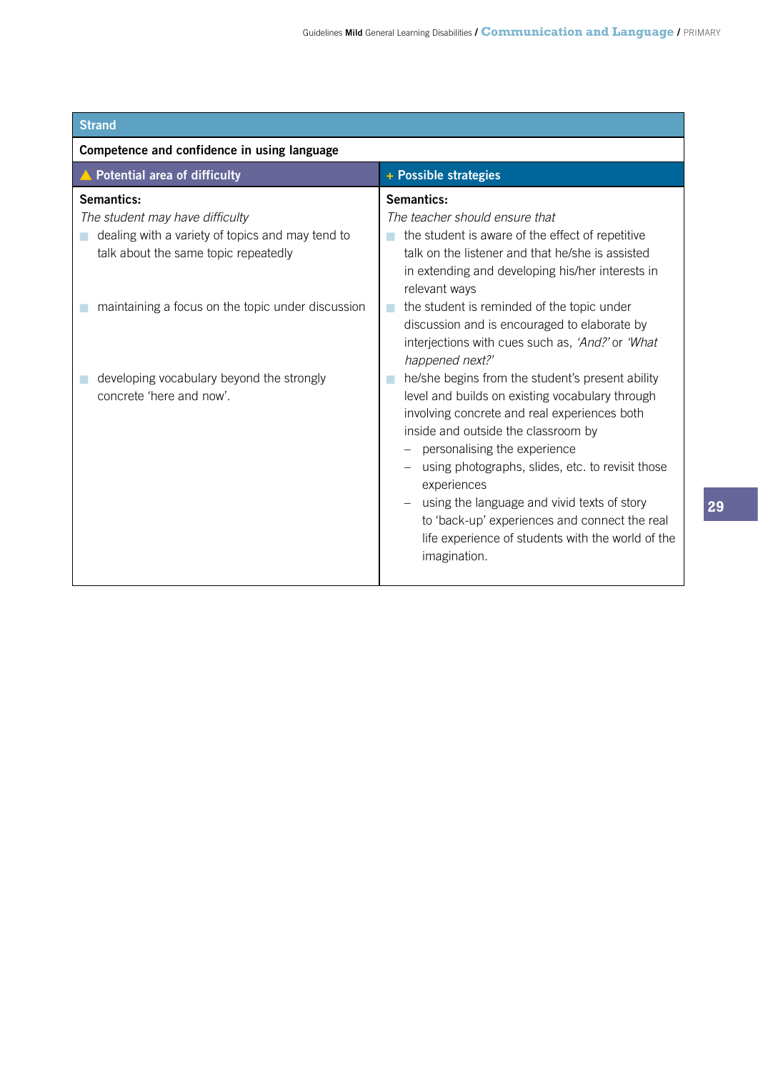| Strand | |
|---|---|
| **Competence and confidence in using language** | |
| **Potential area of difficulty** | **Possible strategies** |
| **Semantics:**<br>*The student may have difficulty* | **Semantics:**<br>*The teacher should ensure that* |
| ■ dealing with a variety of topics and may tend to talk about the same topic repeatedly | ■ the student is aware of the effect of repetitive talk on the listener and that he/she is assisted in extending and developing his/her interests in relevant ways |
| ■ maintaining a focus on the topic under discussion | ■ the student is reminded of the topic under discussion and is encouraged to elaborate by interjections with cues such as, *'And?'* or *'What happened next?'* |
| ■ developing vocabulary beyond the strongly concrete 'here and now'. | ■ he/she begins from the student's present ability level and builds on existing vocabulary through involving concrete and real experiences both inside and outside the classroom by<br>– personalising the experience<br>– using photographs, slides, etc. to revisit those experiences<br>– using the language and vivid texts of story to 'back-up' experiences and connect the real life experience of students with the world of the imagination. |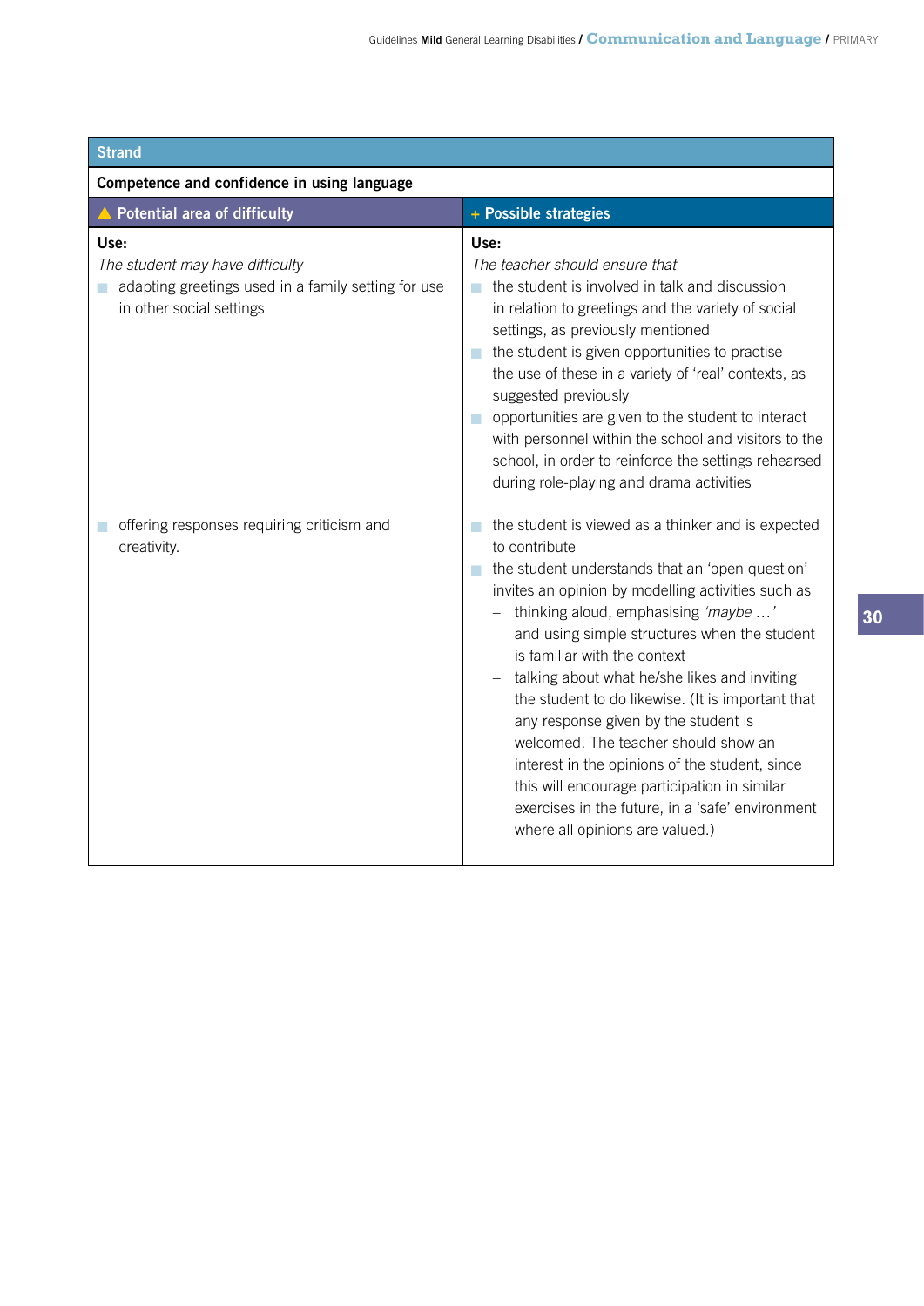| Strand | |
|---|---|
| **Competence and confidence in using language** | |
| **▲ Potential area of difficulty** | **+ Possible strategies** |
| **Use:**<br>*The student may have difficulty*<br>■ adapting greetings used in a family setting for use in other social settings | **Use:**<br>*The teacher should ensure that*<br>■ the student is involved in talk and discussion in relation to greetings and the variety of social settings, as previously mentioned<br>■ the student is given opportunities to practise the use of these in a variety of 'real' contexts, as suggested previously<br>■ opportunities are given to the student to interact with personnel within the school and visitors to the school, in order to reinforce the settings rehearsed during role-playing and drama activities |
| ■ offering responses requiring criticism and creativity. | ■ the student is viewed as a thinker and is expected to contribute<br>■ the student understands that an 'open question' invites an opinion by modelling activities such as<br>– thinking aloud, emphasising *'maybe …'* and using simple structures when the student is familiar with the context<br>– talking about what he/she likes and inviting the student to do likewise. (It is important that any response given by the student is welcomed. The teacher should show an interest in the opinions of the student, since this will encourage participation in similar exercises in the future, in a 'safe' environment where all opinions are valued.) |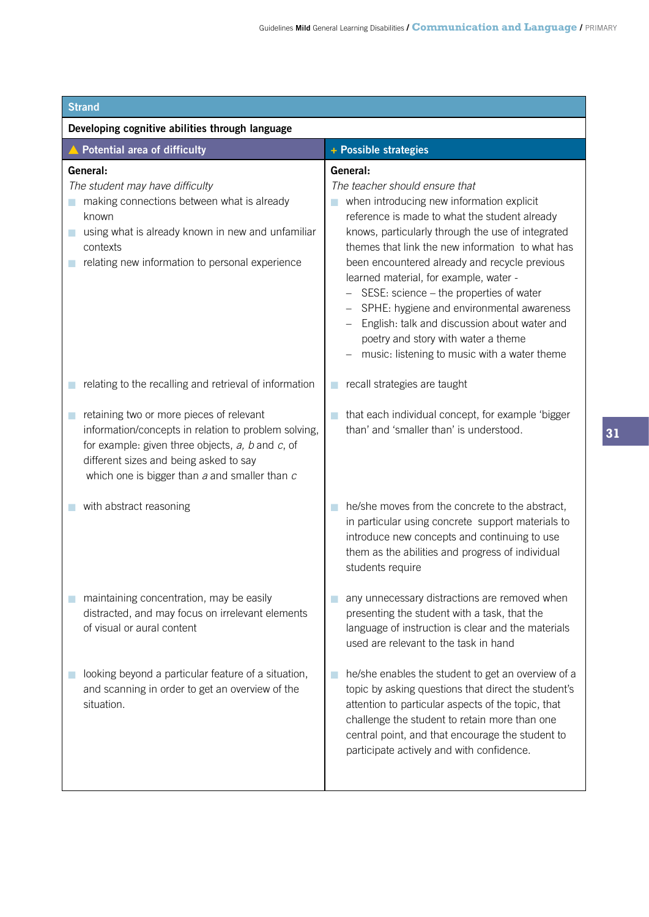**Strand**

**Developing cognitive abilities through language**

| Potential area of difficulty | Possible strategies |
|---|---|
| **General:**<br>*The student may have difficulty*<br>- making connections between what is already known<br>- using what is already known in new and unfamiliar contexts<br>- relating new information to personal experience | **General:**<br>*The teacher should ensure that*<br>- when introducing new information explicit reference is made to what the student already knows, particularly through the use of integrated themes that link the new information to what has been encountered already and recycle previous learned material, for example, water -<br>  – SESE: science – the properties of water<br>  – SPHE: hygiene and environmental awareness<br>  – English: talk and discussion about water and poetry and story with water a theme<br>  – music: listening to music with a water theme |
| - relating to the recalling and retrieval of information | - recall strategies are taught |
| - retaining two or more pieces of relevant information/concepts in relation to problem solving, for example: given three objects, *a, b* and *c*, of different sizes and being asked to say which one is bigger than *a* and smaller than *c* | - that each individual concept, for example 'bigger than' and 'smaller than' is understood. |
| - with abstract reasoning | - he/she moves from the concrete to the abstract, in particular using concrete support materials to introduce new concepts and continuing to use them as the abilities and progress of individual students require |
| - maintaining concentration, may be easily distracted, and may focus on irrelevant elements of visual or aural content | - any unnecessary distractions are removed when presenting the student with a task, that the language of instruction is clear and the materials used are relevant to the task in hand |
| - looking beyond a particular feature of a situation, and scanning in order to get an overview of the situation. | - he/she enables the student to get an overview of a topic by asking questions that direct the student's attention to particular aspects of the topic, that challenge the student to retain more than one central point, and that encourage the student to participate actively and with confidence. |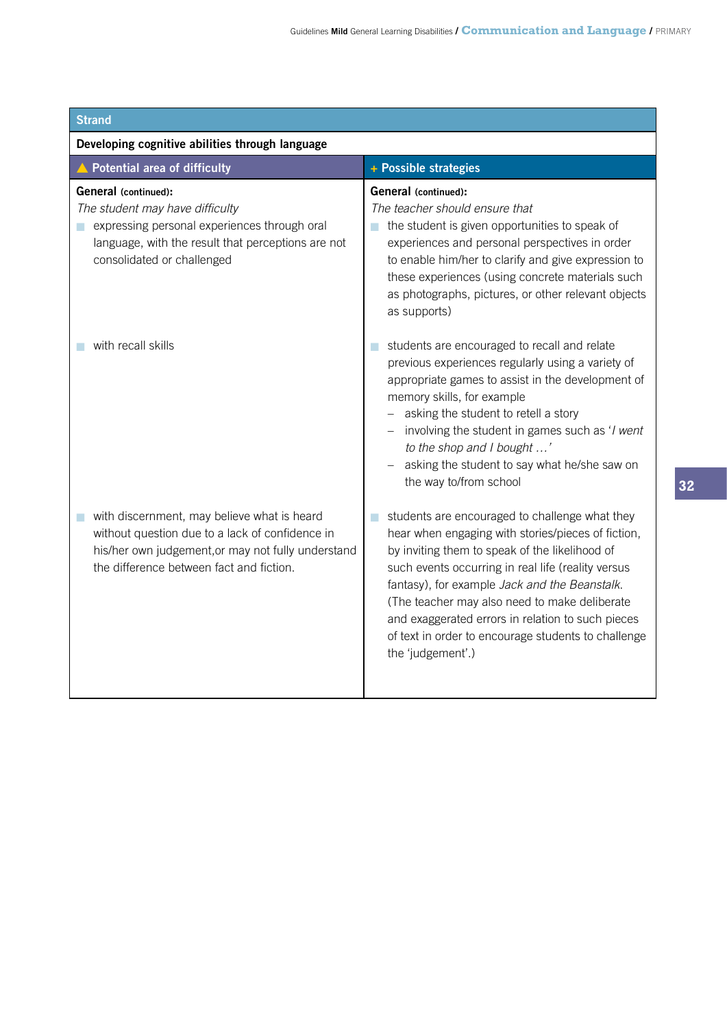| Strand | |
|---|---|
| **Developing cognitive abilities through language** | |
| **Potential area of difficulty** | **Possible strategies** |
| **General** (continued):<br>*The student may have difficulty*<br>- expressing personal experiences through oral language, with the result that perceptions are not consolidated or challenged | **General** (continued):<br>*The teacher should ensure that*<br>- the student is given opportunities to speak of experiences and personal perspectives in order to enable him/her to clarify and give expression to these experiences (using concrete materials such as photographs, pictures, or other relevant objects as supports) |
| - with recall skills | - students are encouraged to recall and relate previous experiences regularly using a variety of appropriate games to assist in the development of memory skills, for example<br>  – asking the student to retell a story<br>  – involving the student in games such as '*I went to the shop and I bought …*'<br>  – asking the student to say what he/she saw on the way to/from school |
| - with discernment, may believe what is heard without question due to a lack of confidence in his/her own judgement,or may not fully understand the difference between fact and fiction. | - students are encouraged to challenge what they hear when engaging with stories/pieces of fiction, by inviting them to speak of the likelihood of such events occurring in real life (reality versus fantasy), for example *Jack and the Beanstalk*. (The teacher may also need to make deliberate and exaggerated errors in relation to such pieces of text in order to encourage students to challenge the 'judgement'.) |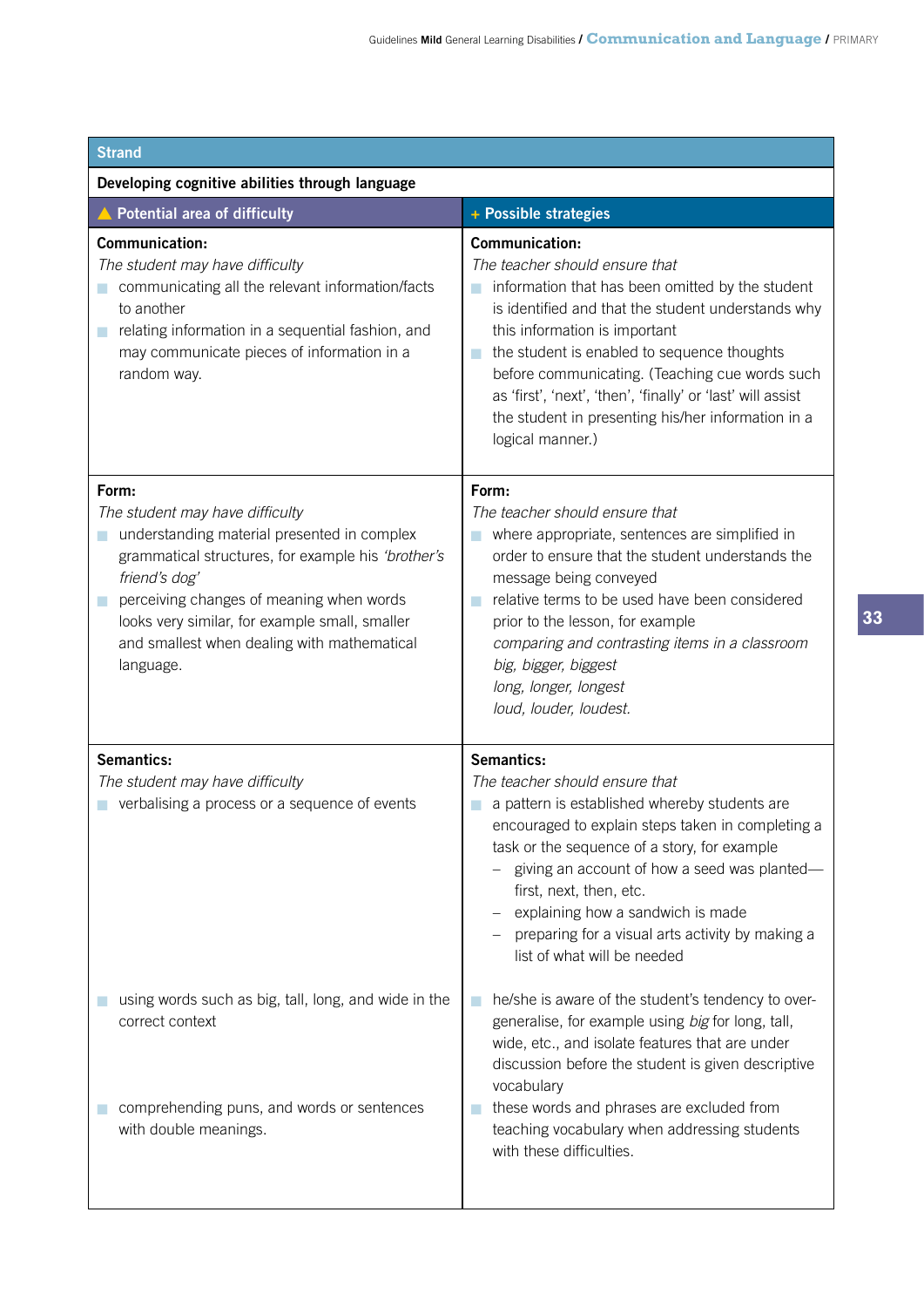| Strand | |
|---|---|
| **Developing cognitive abilities through language** | |
| **Potential area of difficulty** | **Possible strategies** |
| **Communication:**<br>*The student may have difficulty*<br>■ communicating all the relevant information/facts to another<br>■ relating information in a sequential fashion, and may communicate pieces of information in a random way. | **Communication:**<br>*The teacher should ensure that*<br>■ information that has been omitted by the student is identified and that the student understands why this information is important<br>■ the student is enabled to sequence thoughts before communicating. (Teaching cue words such as 'first', 'next', 'then', 'finally' or 'last' will assist the student in presenting his/her information in a logical manner.) |
| **Form:**<br>*The student may have difficulty*<br>■ understanding material presented in complex grammatical structures, for example his *'brother's friend's dog'*<br>■ perceiving changes of meaning when words looks very similar, for example small, smaller and smallest when dealing with mathematical language. | **Form:**<br>*The teacher should ensure that*<br>■ where appropriate, sentences are simplified in order to ensure that the student understands the message being conveyed<br>■ relative terms to be used have been considered prior to the lesson, for example<br>*comparing and contrasting items in a classroom*<br>*big, bigger, biggest*<br>*long, longer, longest*<br>*loud, louder, loudest.* |
| **Semantics:**<br>*The student may have difficulty*<br>■ verbalising a process or a sequence of events | **Semantics:**<br>*The teacher should ensure that*<br>■ a pattern is established whereby students are encouraged to explain steps taken in completing a task or the sequence of a story, for example<br>– giving an account of how a seed was planted—first, next, then, etc.<br>– explaining how a sandwich is made<br>– preparing for a visual arts activity by making a list of what will be needed |
| ■ using words such as big, tall, long, and wide in the correct context | ■ he/she is aware of the student's tendency to over-generalise, for example using *big* for long, tall, wide, etc., and isolate features that are under discussion before the student is given descriptive vocabulary |
| ■ comprehending puns, and words or sentences with double meanings. | ■ these words and phrases are excluded from teaching vocabulary when addressing students with these difficulties. |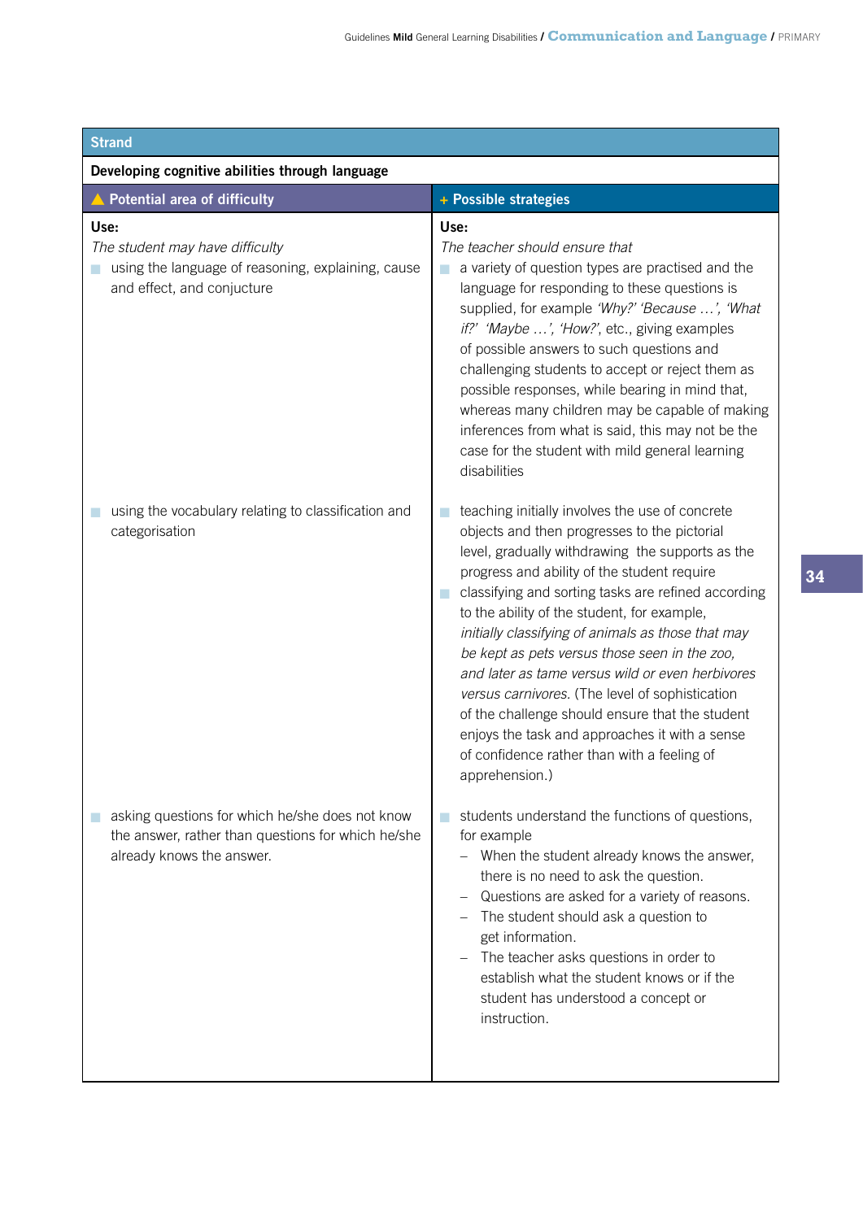| Strand | |
|---|---|
| **Developing cognitive abilities through language** | |
| **Potential area of difficulty** | **+ Possible strategies** |
| **Use:**<br>*The student may have difficulty*<br>▪ using the language of reasoning, explaining, cause and effect, and conjucture | **Use:**<br>*The teacher should ensure that*<br>▪ a variety of question types are practised and the language for responding to these questions is supplied, for example *'Why?' 'Because …', 'What if?' 'Maybe …', 'How?'*, etc., giving examples of possible answers to such questions and challenging students to accept or reject them as possible responses, while bearing in mind that, whereas many children may be capable of making inferences from what is said, this may not be the case for the student with mild general learning disabilities |
| ▪ using the vocabulary relating to classification and categorisation | ▪ teaching initially involves the use of concrete objects and then progresses to the pictorial level, gradually withdrawing the supports as the progress and ability of the student require<br>▪ classifying and sorting tasks are refined according to the ability of the student, for example, *initially classifying of animals as those that may be kept as pets versus those seen in the zoo, and later as tame versus wild or even herbivores versus carnivores.* (The level of sophistication of the challenge should ensure that the student enjoys the task and approaches it with a sense of confidence rather than with a feeling of apprehension.) |
| ▪ asking questions for which he/she does not know the answer, rather than questions for which he/she already knows the answer. | ▪ students understand the functions of questions, for example<br>– When the student already knows the answer, there is no need to ask the question.<br>– Questions are asked for a variety of reasons.<br>– The student should ask a question to get information.<br>– The teacher asks questions in order to establish what the student knows or if the student has understood a concept or instruction. |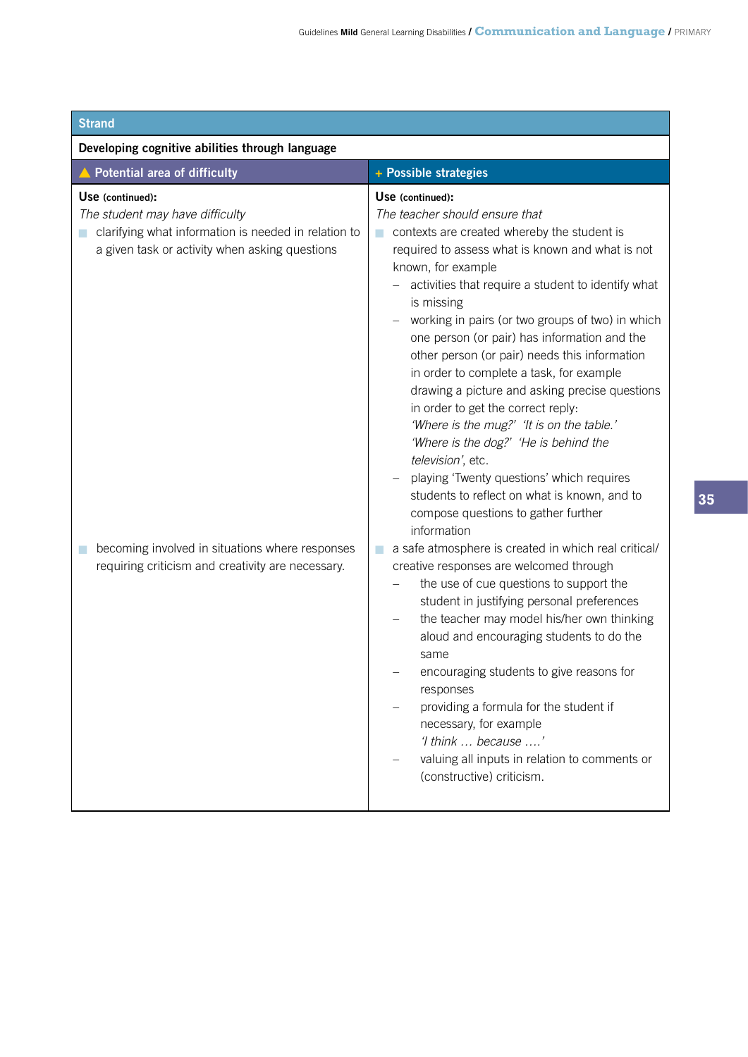| Strand | |
|---|---|
| **Developing cognitive abilities through language** | |
| **▲ Potential area of difficulty** | **+ Possible strategies** |
| **Use** (continued):<br>*The student may have difficulty*<br>■ clarifying what information is needed in relation to a given task or activity when asking questions | **Use** (continued):<br>*The teacher should ensure that*<br>■ contexts are created whereby the student is required to assess what is known and what is not known, for example<br>– activities that require a student to identify what is missing<br>– working in pairs (or two groups of two) in which one person (or pair) has information and the other person (or pair) needs this information in order to complete a task, for example drawing a picture and asking precise questions in order to get the correct reply: *'Where is the mug?' 'It is on the table.' 'Where is the dog?' 'He is behind the television'*, etc.<br>– playing 'Twenty questions' which requires students to reflect on what is known, and to compose questions to gather further information |
| ■ becoming involved in situations where responses requiring criticism and creativity are necessary. | ■ a safe atmosphere is created in which real critical/creative responses are welcomed through<br>– the use of cue questions to support the student in justifying personal preferences<br>– the teacher may model his/her own thinking aloud and encouraging students to do the same<br>– encouraging students to give reasons for responses<br>– providing a formula for the student if necessary, for example *'I think … because ….'*<br>– valuing all inputs in relation to comments or (constructive) criticism. |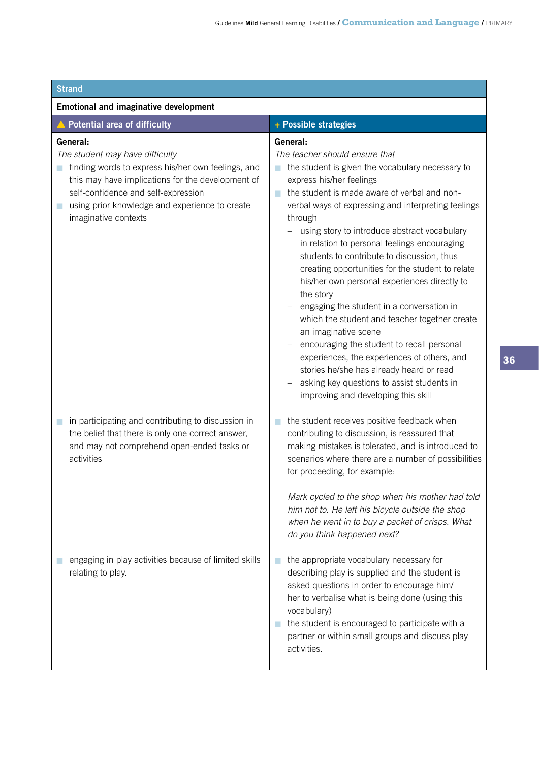| Strand | |
|---|---|
| **Emotional and imaginative development** | |
| **Potential area of difficulty** | **Possible strategies** |
| **General:**<br>*The student may have difficulty*<br>- finding words to express his/her own feelings, and this may have implications for the development of self-confidence and self-expression<br>- using prior knowledge and experience to create imaginative contexts | **General:**<br>*The teacher should ensure that*<br>- the student is given the vocabulary necessary to express his/her feelings<br>- the student is made aware of verbal and non-verbal ways of expressing and interpreting feelings through<br>  – using story to introduce abstract vocabulary in relation to personal feelings encouraging students to contribute to discussion, thus creating opportunities for the student to relate his/her own personal experiences directly to the story<br>  – engaging the student in a conversation in which the student and teacher together create an imaginative scene<br>  – encouraging the student to recall personal experiences, the experiences of others, and stories he/she has already heard or read<br>  – asking key questions to assist students in improving and developing this skill |
| - in participating and contributing to discussion in the belief that there is only one correct answer, and may not comprehend open-ended tasks or activities | - the student receives positive feedback when contributing to discussion, is reassured that making mistakes is tolerated, and is introduced to scenarios where there are a number of possibilities for proceeding, for example:<br><br>*Mark cycled to the shop when his mother had told him not to. He left his bicycle outside the shop when he went in to buy a packet of crisps. What do you think happened next?* |
| - engaging in play activities because of limited skills relating to play. | - the appropriate vocabulary necessary for describing play is supplied and the student is asked questions in order to encourage him/her to verbalise what is being done (using this vocabulary)<br>- the student is encouraged to participate with a partner or within small groups and discuss play activities. |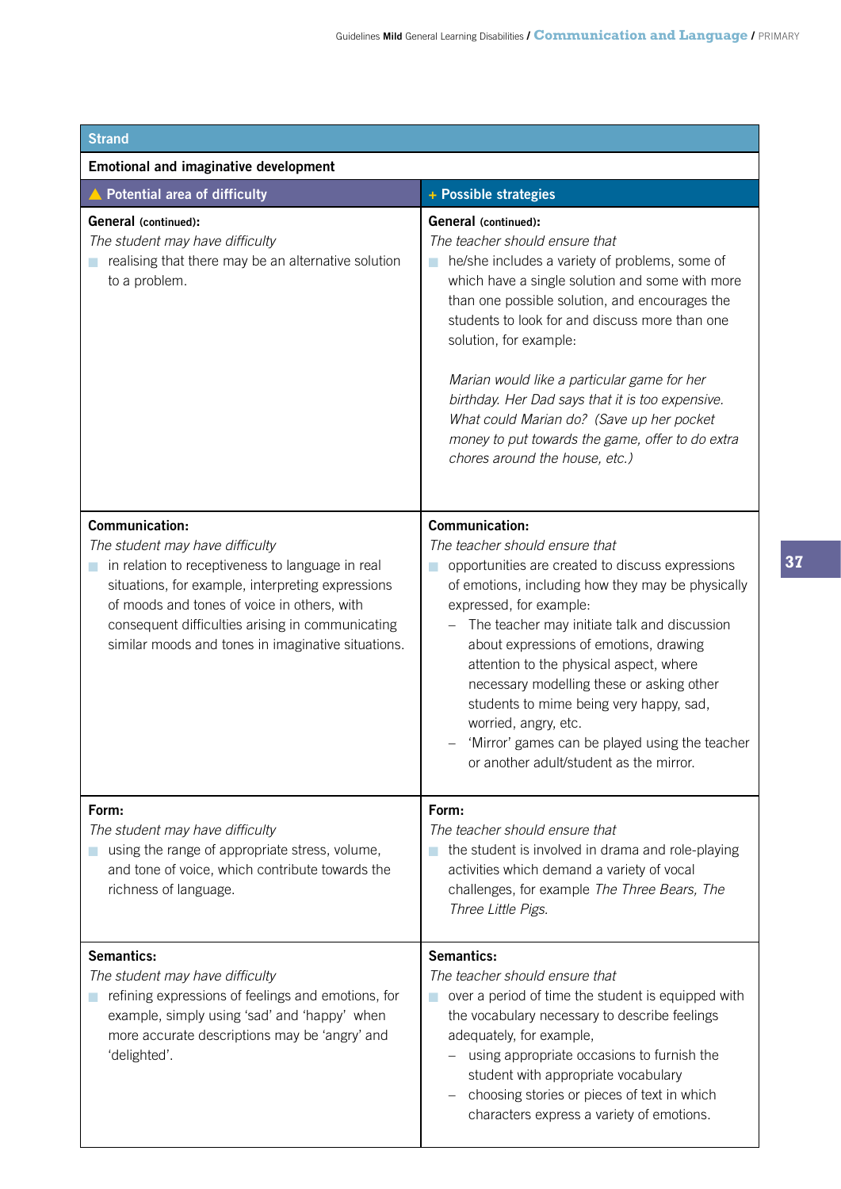| Strand | |
|---|---|
| **Emotional and imaginative development** | |
| ▲ **Potential area of difficulty** | + **Possible strategies** |
| **General** (continued):<br>*The student may have difficulty*<br>■ realising that there may be an alternative solution to a problem. | **General** (continued):<br>*The teacher should ensure that*<br>■ he/she includes a variety of problems, some of which have a single solution and some with more than one possible solution, and encourages the students to look for and discuss more than one solution, for example:<br><br>*Marian would like a particular game for her birthday. Her Dad says that it is too expensive. What could Marian do? (Save up her pocket money to put towards the game, offer to do extra chores around the house, etc.)* |
| **Communication:**<br>*The student may have difficulty*<br>■ in relation to receptiveness to language in real situations, for example, interpreting expressions of moods and tones of voice in others, with consequent difficulties arising in communicating similar moods and tones in imaginative situations. | **Communication:**<br>*The teacher should ensure that*<br>■ opportunities are created to discuss expressions of emotions, including how they may be physically expressed, for example:<br>– The teacher may initiate talk and discussion about expressions of emotions, drawing attention to the physical aspect, where necessary modelling these or asking other students to mime being very happy, sad, worried, angry, etc.<br>– 'Mirror' games can be played using the teacher or another adult/student as the mirror. |
| **Form:**<br>*The student may have difficulty*<br>■ using the range of appropriate stress, volume, and tone of voice, which contribute towards the richness of language. | **Form:**<br>*The teacher should ensure that*<br>■ the student is involved in drama and role-playing activities which demand a variety of vocal challenges, for example *The Three Bears, The Three Little Pigs.* |
| **Semantics:**<br>*The student may have difficulty*<br>■ refining expressions of feelings and emotions, for example, simply using 'sad' and 'happy' when more accurate descriptions may be 'angry' and 'delighted'. | **Semantics:**<br>*The teacher should ensure that*<br>■ over a period of time the student is equipped with the vocabulary necessary to describe feelings adequately, for example,<br>– using appropriate occasions to furnish the student with appropriate vocabulary<br>– choosing stories or pieces of text in which characters express a variety of emotions. |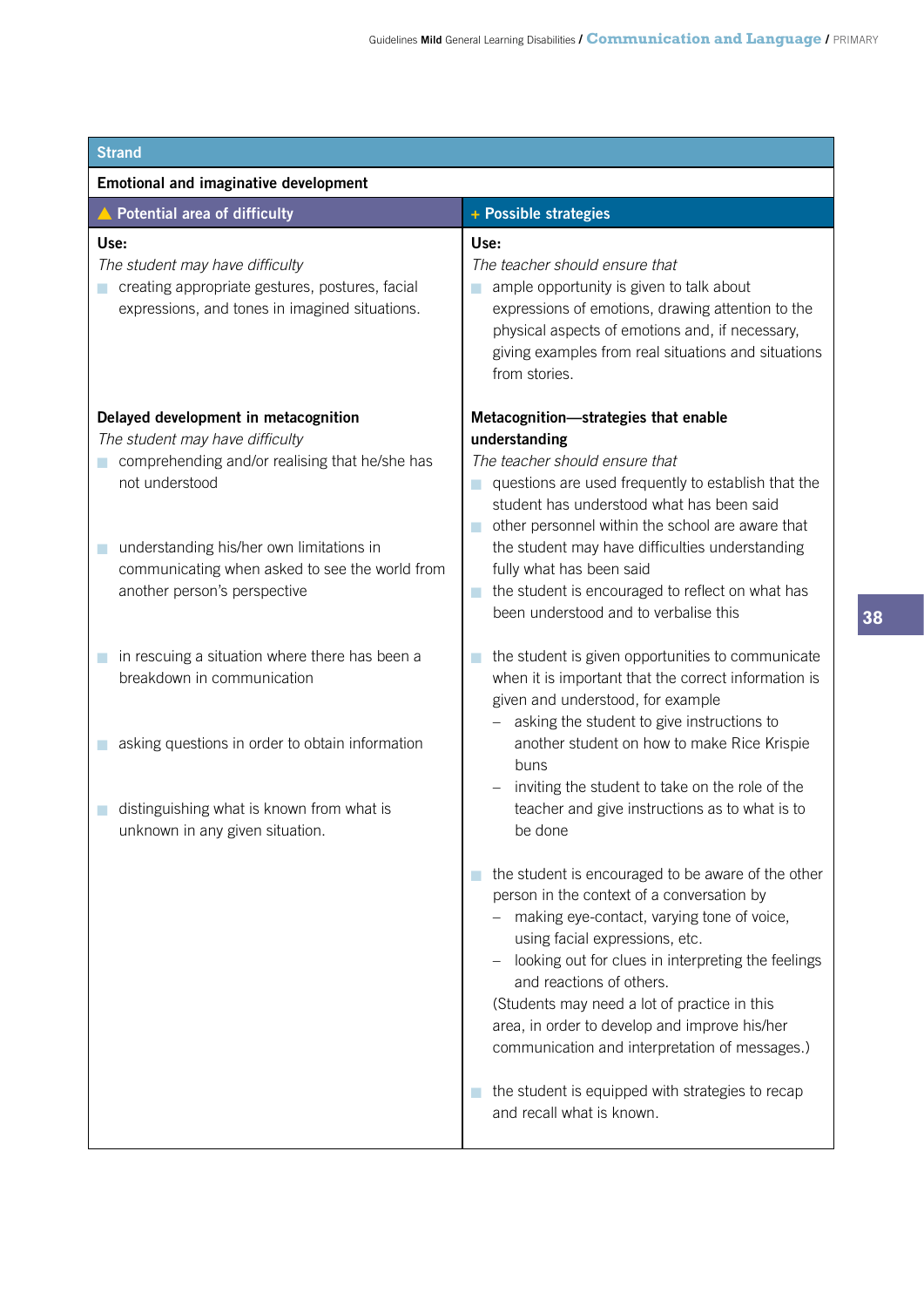| Strand | |
|---|---|
| **Emotional and imaginative development** | |
| **Potential area of difficulty** | **Possible strategies** |
| **Use:**<br>*The student may have difficulty*<br>▪ creating appropriate gestures, postures, facial expressions, and tones in imagined situations. | **Use:**<br>*The teacher should ensure that*<br>▪ ample opportunity is given to talk about expressions of emotions, drawing attention to the physical aspects of emotions and, if necessary, giving examples from real situations and situations from stories. |
| **Delayed development in metacognition**<br>*The student may have difficulty*<br>▪ comprehending and/or realising that he/she has not understood<br>▪ understanding his/her own limitations in communicating when asked to see the world from another person's perspective | **Metacognition—strategies that enable understanding**<br>*The teacher should ensure that*<br>▪ questions are used frequently to establish that the student has understood what has been said<br>▪ other personnel within the school are aware that the student may have difficulties understanding fully what has been said<br>▪ the student is encouraged to reflect on what has been understood and to verbalise this |
| ▪ in rescuing a situation where there has been a breakdown in communication<br>▪ asking questions in order to obtain information<br>▪ distinguishing what is known from what is unknown in any given situation. | ▪ the student is given opportunities to communicate when it is important that the correct information is given and understood, for example<br>– asking the student to give instructions to another student on how to make Rice Krispie buns<br>– inviting the student to take on the role of the teacher and give instructions as to what is to be done |
| | ▪ the student is encouraged to be aware of the other person in the context of a conversation by<br>– making eye-contact, varying tone of voice, using facial expressions, etc.<br>– looking out for clues in interpreting the feelings and reactions of others.<br>(Students may need a lot of practice in this area, in order to develop and improve his/her communication and interpretation of messages.) |
| | ▪ the student is equipped with strategies to recap and recall what is known. |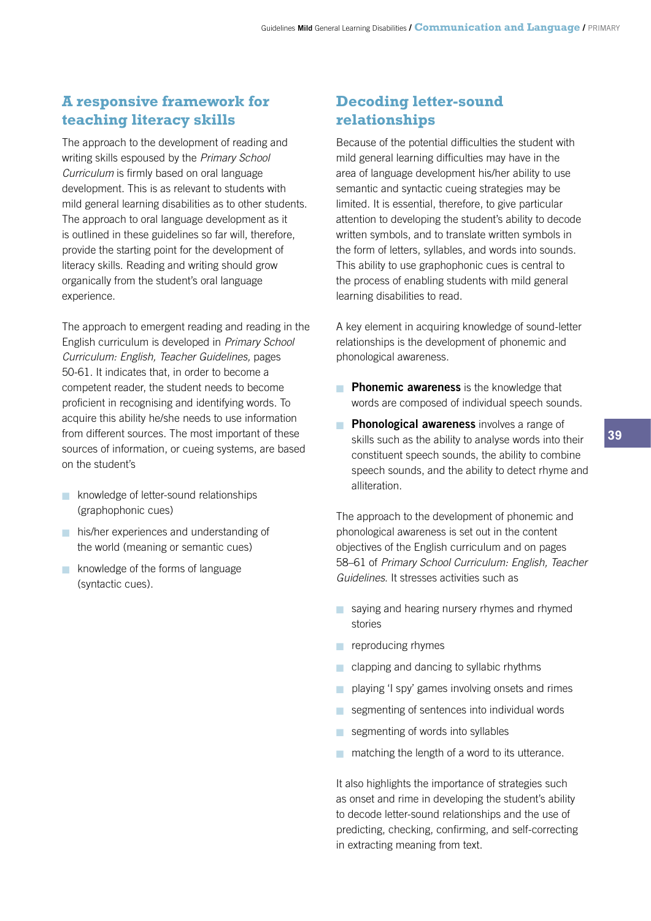## A responsive framework for teaching literacy skills

The approach to the development of reading and writing skills espoused by the *Primary School Curriculum* is firmly based on oral language development. This is as relevant to students with mild general learning disabilities as to other students. The approach to oral language development as it is outlined in these guidelines so far will, therefore, provide the starting point for the development of literacy skills. Reading and writing should grow organically from the student's oral language experience.

The approach to emergent reading and reading in the English curriculum is developed in *Primary School Curriculum: English, Teacher Guidelines,* pages 50-61. It indicates that, in order to become a competent reader, the student needs to become proficient in recognising and identifying words. To acquire this ability he/she needs to use information from different sources. The most important of these sources of information, or cueing systems, are based on the student's

- knowledge of letter-sound relationships (graphophonic cues)
- his/her experiences and understanding of the world (meaning or semantic cues)
- knowledge of the forms of language (syntactic cues).

## Decoding letter-sound relationships

Because of the potential difficulties the student with mild general learning difficulties may have in the area of language development his/her ability to use semantic and syntactic cueing strategies may be limited. It is essential, therefore, to give particular attention to developing the student's ability to decode written symbols, and to translate written symbols in the form of letters, syllables, and words into sounds. This ability to use graphophonic cues is central to the process of enabling students with mild general learning disabilities to read.

A key element in acquiring knowledge of sound-letter relationships is the development of phonemic and phonological awareness.

- **Phonemic awareness** is the knowledge that words are composed of individual speech sounds.
- **Phonological awareness** involves a range of skills such as the ability to analyse words into their constituent speech sounds, the ability to combine speech sounds, and the ability to detect rhyme and alliteration.

The approach to the development of phonemic and phonological awareness is set out in the content objectives of the English curriculum and on pages 58–61 of *Primary School Curriculum: English, Teacher Guidelines*. It stresses activities such as

- saying and hearing nursery rhymes and rhymed stories
- reproducing rhymes
- clapping and dancing to syllabic rhythms
- playing 'I spy' games involving onsets and rimes
- segmenting of sentences into individual words
- segmenting of words into syllables
- matching the length of a word to its utterance.

It also highlights the importance of strategies such as onset and rime in developing the student's ability to decode letter-sound relationships and the use of predicting, checking, confirming, and self-correcting in extracting meaning from text.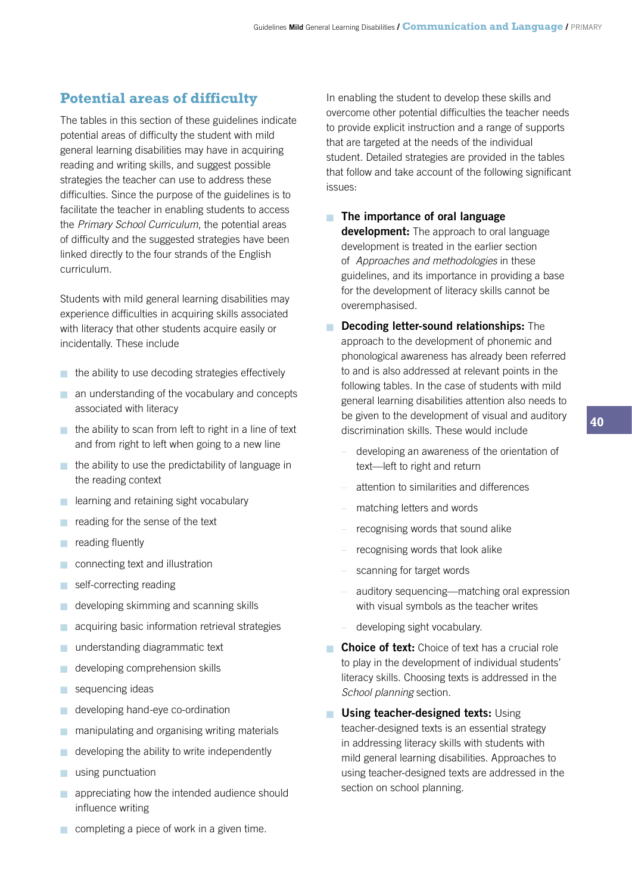## Potential areas of difficulty

The tables in this section of these guidelines indicate potential areas of difficulty the student with mild general learning disabilities may have in acquiring reading and writing skills, and suggest possible strategies the teacher can use to address these difficulties. Since the purpose of the guidelines is to facilitate the teacher in enabling students to access the *Primary School Curriculum*, the potential areas of difficulty and the suggested strategies have been linked directly to the four strands of the English curriculum.

Students with mild general learning disabilities may experience difficulties in acquiring skills associated with literacy that other students acquire easily or incidentally. These include

- the ability to use decoding strategies effectively
- an understanding of the vocabulary and concepts associated with literacy
- the ability to scan from left to right in a line of text and from right to left when going to a new line
- the ability to use the predictability of language in the reading context
- learning and retaining sight vocabulary
- reading for the sense of the text
- reading fluently
- connecting text and illustration
- self-correcting reading
- developing skimming and scanning skills
- acquiring basic information retrieval strategies
- understanding diagrammatic text
- developing comprehension skills
- sequencing ideas
- developing hand-eye co-ordination
- manipulating and organising writing materials
- developing the ability to write independently
- using punctuation
- appreciating how the intended audience should influence writing
- completing a piece of work in a given time.

In enabling the student to develop these skills and overcome other potential difficulties the teacher needs to provide explicit instruction and a range of supports that are targeted at the needs of the individual student. Detailed strategies are provided in the tables that follow and take account of the following significant issues:

- **The importance of oral language development:** The approach to oral language development is treated in the earlier section of *Approaches and methodologies* in these guidelines, and its importance in providing a base for the development of literacy skills cannot be overemphasised.
- **Decoding letter-sound relationships:** The approach to the development of phonemic and phonological awareness has already been referred to and is also addressed at relevant points in the following tables. In the case of students with mild general learning disabilities attention also needs to be given to the development of visual and auditory discrimination skills. These would include
  - developing an awareness of the orientation of text—left to right and return
  - attention to similarities and differences
  - matching letters and words
  - recognising words that sound alike
  - recognising words that look alike
  - scanning for target words
  - auditory sequencing—matching oral expression with visual symbols as the teacher writes
  - developing sight vocabulary.
- **Choice of text:** Choice of text has a crucial role to play in the development of individual students' literacy skills. Choosing texts is addressed in the *School planning* section.
- **Using teacher-designed texts:** Using teacher-designed texts is an essential strategy in addressing literacy skills with students with mild general learning disabilities. Approaches to using teacher-designed texts are addressed in the section on school planning.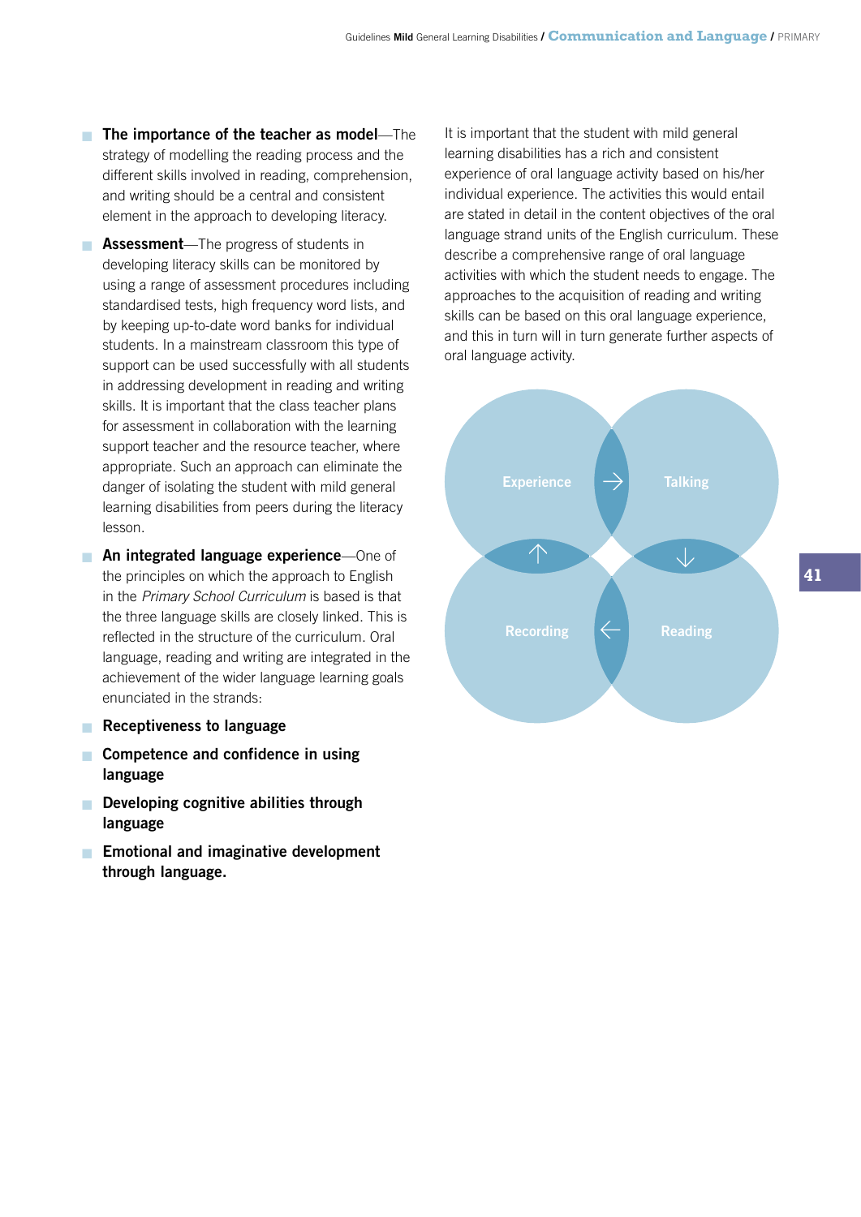- **The importance of the teacher as model**—The strategy of modelling the reading process and the different skills involved in reading, comprehension, and writing should be a central and consistent element in the approach to developing literacy.
- **Assessment**—The progress of students in developing literacy skills can be monitored by using a range of assessment procedures including standardised tests, high frequency word lists, and by keeping up-to-date word banks for individual students. In a mainstream classroom this type of support can be used successfully with all students in addressing development in reading and writing skills. It is important that the class teacher plans for assessment in collaboration with the learning support teacher and the resource teacher, where appropriate. Such an approach can eliminate the danger of isolating the student with mild general learning disabilities from peers during the literacy lesson.
- **An integrated language experience**—One of the principles on which the approach to English in the *Primary School Curriculum* is based is that the three language skills are closely linked. This is reflected in the structure of the curriculum. Oral language, reading and writing are integrated in the achievement of the wider language learning goals enunciated in the strands:
- **Receptiveness to language**
- **Competence and confidence in using language**
- **Developing cognitive abilities through language**
- **Emotional and imaginative development through language.**

It is important that the student with mild general learning disabilities has a rich and consistent experience of oral language activity based on his/her individual experience. The activities this would entail are stated in detail in the content objectives of the oral language strand units of the English curriculum. These describe a comprehensive range of oral language activities with which the student needs to engage. The approaches to the acquisition of reading and writing skills can be based on this oral language experience, and this in turn will in turn generate further aspects of oral language activity.

Experience → Talking → Reading → Recording → Experience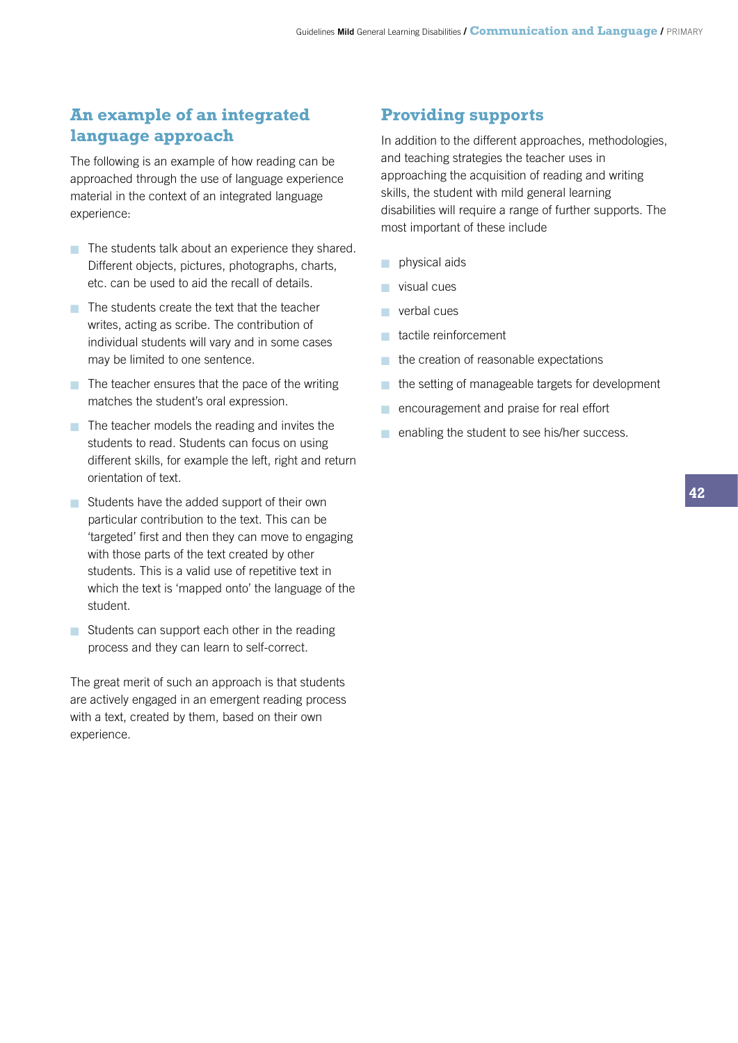## An example of an integrated language approach

The following is an example of how reading can be approached through the use of language experience material in the context of an integrated language experience:

- The students talk about an experience they shared. Different objects, pictures, photographs, charts, etc. can be used to aid the recall of details.
- The students create the text that the teacher writes, acting as scribe. The contribution of individual students will vary and in some cases may be limited to one sentence.
- The teacher ensures that the pace of the writing matches the student's oral expression.
- The teacher models the reading and invites the students to read. Students can focus on using different skills, for example the left, right and return orientation of text.
- Students have the added support of their own particular contribution to the text. This can be 'targeted' first and then they can move to engaging with those parts of the text created by other students. This is a valid use of repetitive text in which the text is 'mapped onto' the language of the student.
- Students can support each other in the reading process and they can learn to self-correct.

The great merit of such an approach is that students are actively engaged in an emergent reading process with a text, created by them, based on their own experience.

## Providing supports

In addition to the different approaches, methodologies, and teaching strategies the teacher uses in approaching the acquisition of reading and writing skills, the student with mild general learning disabilities will require a range of further supports. The most important of these include

- physical aids
- visual cues
- verbal cues
- tactile reinforcement
- the creation of reasonable expectations
- the setting of manageable targets for development
- encouragement and praise for real effort
- enabling the student to see his/her success.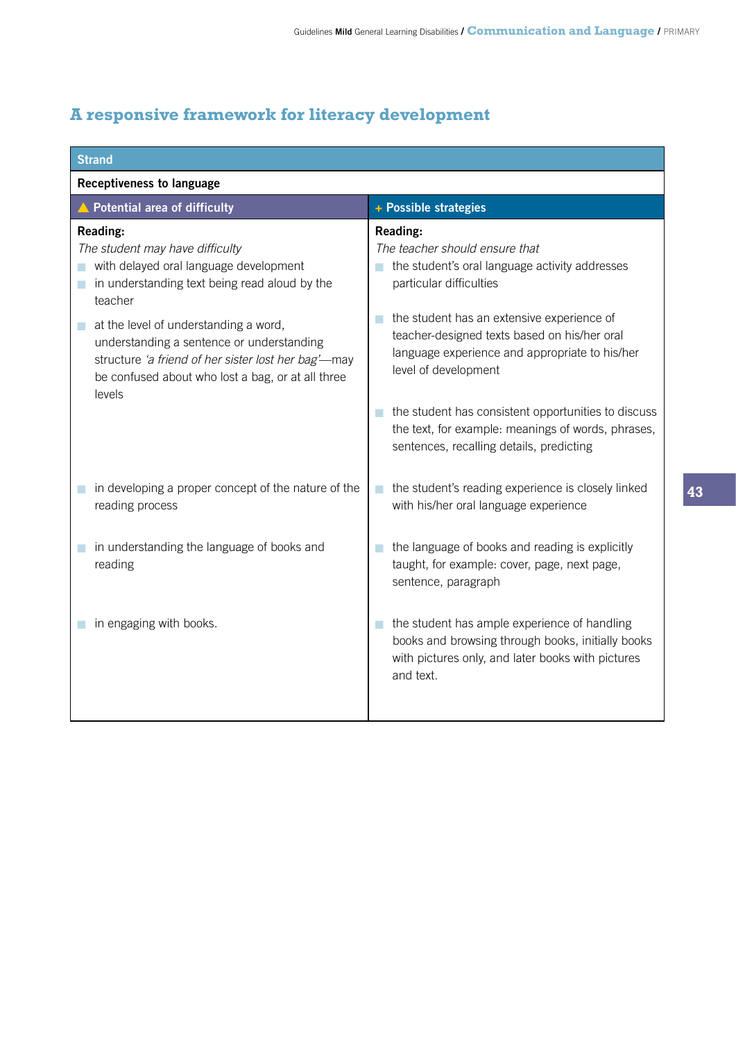## A responsive framework for literacy development

| Strand | |
|---|---|
| **Receptiveness to language** | |
| **Potential area of difficulty** | **Possible strategies** |
| **Reading:**<br>*The student may have difficulty*<br>▪ with delayed oral language development<br>▪ in understanding text being read aloud by the teacher<br>▪ at the level of understanding a word, understanding a sentence or understanding structure *'a friend of her sister lost her bag'*—may be confused about who lost a bag, or at all three levels | **Reading:**<br>*The teacher should ensure that*<br>▪ the student's oral language activity addresses particular difficulties<br>▪ the student has an extensive experience of teacher-designed texts based on his/her oral language experience and appropriate to his/her level of development<br>▪ the student has consistent opportunities to discuss the text, for example: meanings of words, phrases, sentences, recalling details, predicting |
| ▪ in developing a proper concept of the nature of the reading process | ▪ the student's reading experience is closely linked with his/her oral language experience |
| ▪ in understanding the language of books and reading | ▪ the language of books and reading is explicitly taught, for example: cover, page, next page, sentence, paragraph |
| ▪ in engaging with books. | ▪ the student has ample experience of handling books and browsing through books, initially books with pictures only, and later books with pictures and text. |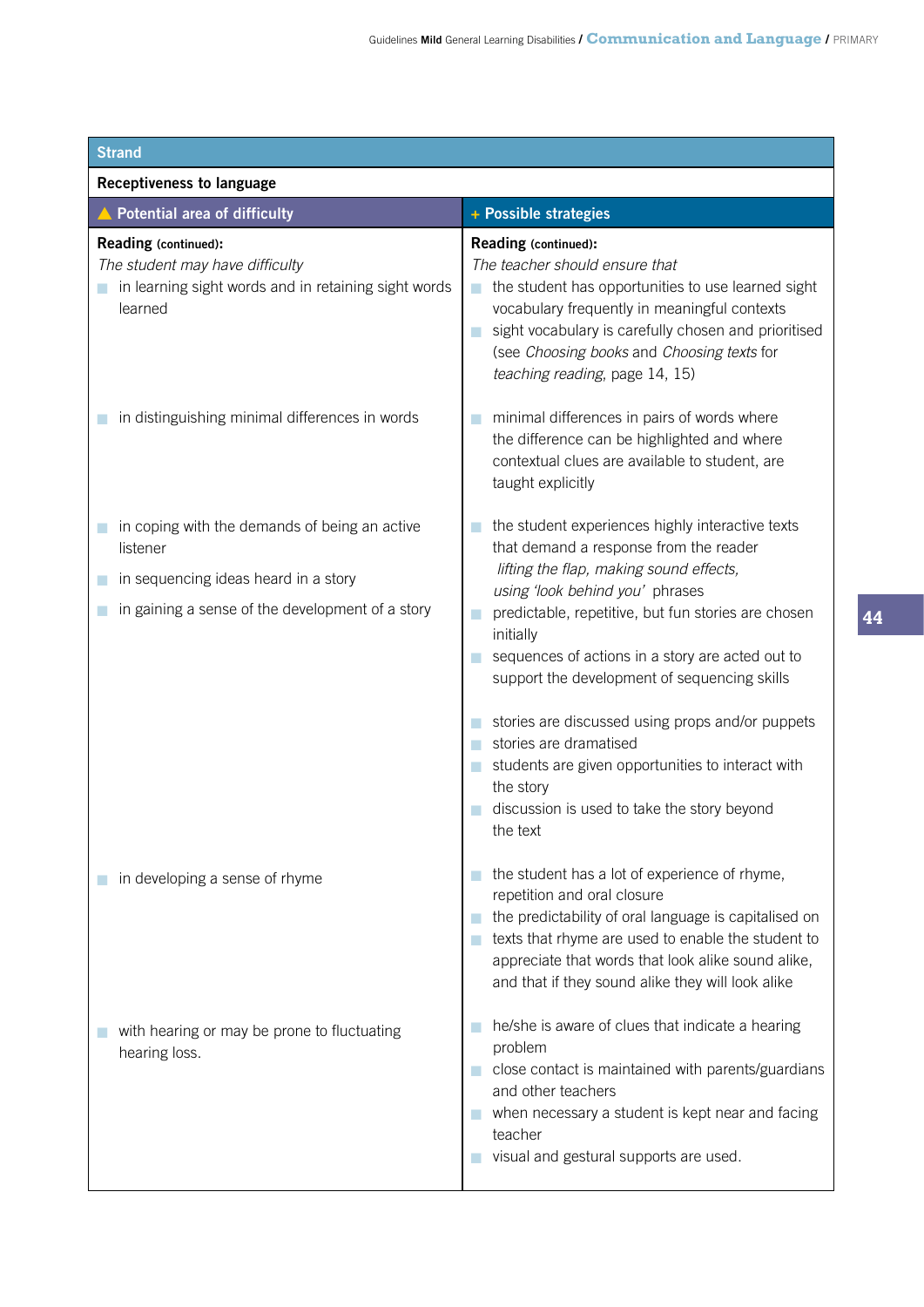| Strand | |
|---|---|
| **Receptiveness to language** | |
| **Potential area of difficulty** | **Possible strategies** |
| **Reading** (continued):<br>*The student may have difficulty*<br>■ in learning sight words and in retaining sight words learned | **Reading** (continued):<br>*The teacher should ensure that*<br>■ the student has opportunities to use learned sight vocabulary frequently in meaningful contexts<br>■ sight vocabulary is carefully chosen and prioritised (see *Choosing books* and *Choosing texts* for *teaching reading*, page 14, 15) |
| ■ in distinguishing minimal differences in words | ■ minimal differences in pairs of words where the difference can be highlighted and where contextual clues are available to student, are taught explicitly |
| ■ in coping with the demands of being an active listener<br>■ in sequencing ideas heard in a story<br>■ in gaining a sense of the development of a story | ■ the student experiences highly interactive texts that demand a response from the reader *lifting the flap, making sound effects, using 'look behind you'* phrases<br>■ predictable, repetitive, but fun stories are chosen initially<br>■ sequences of actions in a story are acted out to support the development of sequencing skills<br>■ stories are discussed using props and/or puppets<br>■ stories are dramatised<br>■ students are given opportunities to interact with the story<br>■ discussion is used to take the story beyond the text |
| ■ in developing a sense of rhyme | ■ the student has a lot of experience of rhyme, repetition and oral closure<br>■ the predictability of oral language is capitalised on<br>■ texts that rhyme are used to enable the student to appreciate that words that look alike sound alike, and that if they sound alike they will look alike |
| ■ with hearing or may be prone to fluctuating hearing loss. | ■ he/she is aware of clues that indicate a hearing problem<br>■ close contact is maintained with parents/guardians and other teachers<br>■ when necessary a student is kept near and facing teacher<br>■ visual and gestural supports are used. |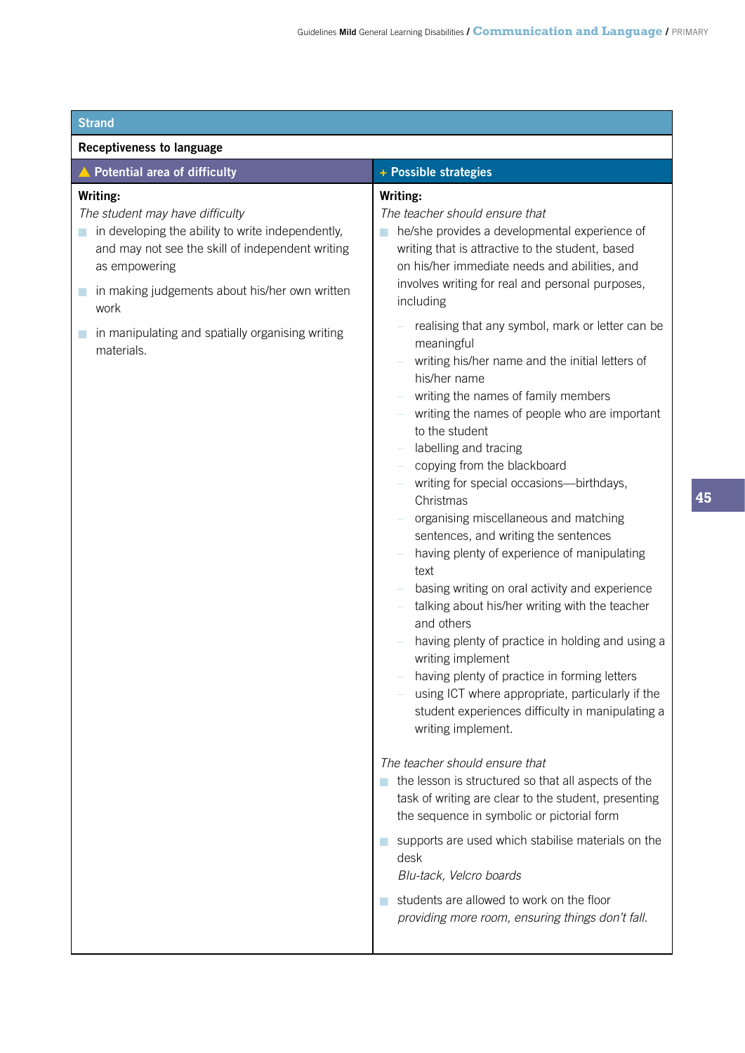| Strand | |
|---|---|
| **Receptiveness to language** | |
| **Potential area of difficulty** | **Possible strategies** |
| **Writing:**<br>*The student may have difficulty*<br>- in developing the ability to write independently, and may not see the skill of independent writing as empowering<br>- in making judgements about his/her own written work<br>- in manipulating and spatially organising writing materials. | **Writing:**<br>*The teacher should ensure that*<br>- he/she provides a developmental experience of writing that is attractive to the student, based on his/her immediate needs and abilities, and involves writing for real and personal purposes, including<br>  – realising that any symbol, mark or letter can be meaningful<br>  – writing his/her name and the initial letters of his/her name<br>  – writing the names of family members<br>  – writing the names of people who are important to the student<br>  – labelling and tracing<br>  – copying from the blackboard<br>  – writing for special occasions—birthdays, Christmas<br>  – organising miscellaneous and matching sentences, and writing the sentences<br>  – having plenty of experience of manipulating text<br>  – basing writing on oral activity and experience<br>  – talking about his/her writing with the teacher and others<br>  – having plenty of practice in holding and using a writing implement<br>  – having plenty of practice in forming letters<br>  – using ICT where appropriate, particularly if the student experiences difficulty in manipulating a writing implement.<br><br>*The teacher should ensure that*<br>- the lesson is structured so that all aspects of the task of writing are clear to the student, presenting the sequence in symbolic or pictorial form<br>- supports are used which stabilise materials on the desk<br>  *Blu-tack, Velcro boards*<br>- students are allowed to work on the floor<br>  *providing more room, ensuring things don't fall.* |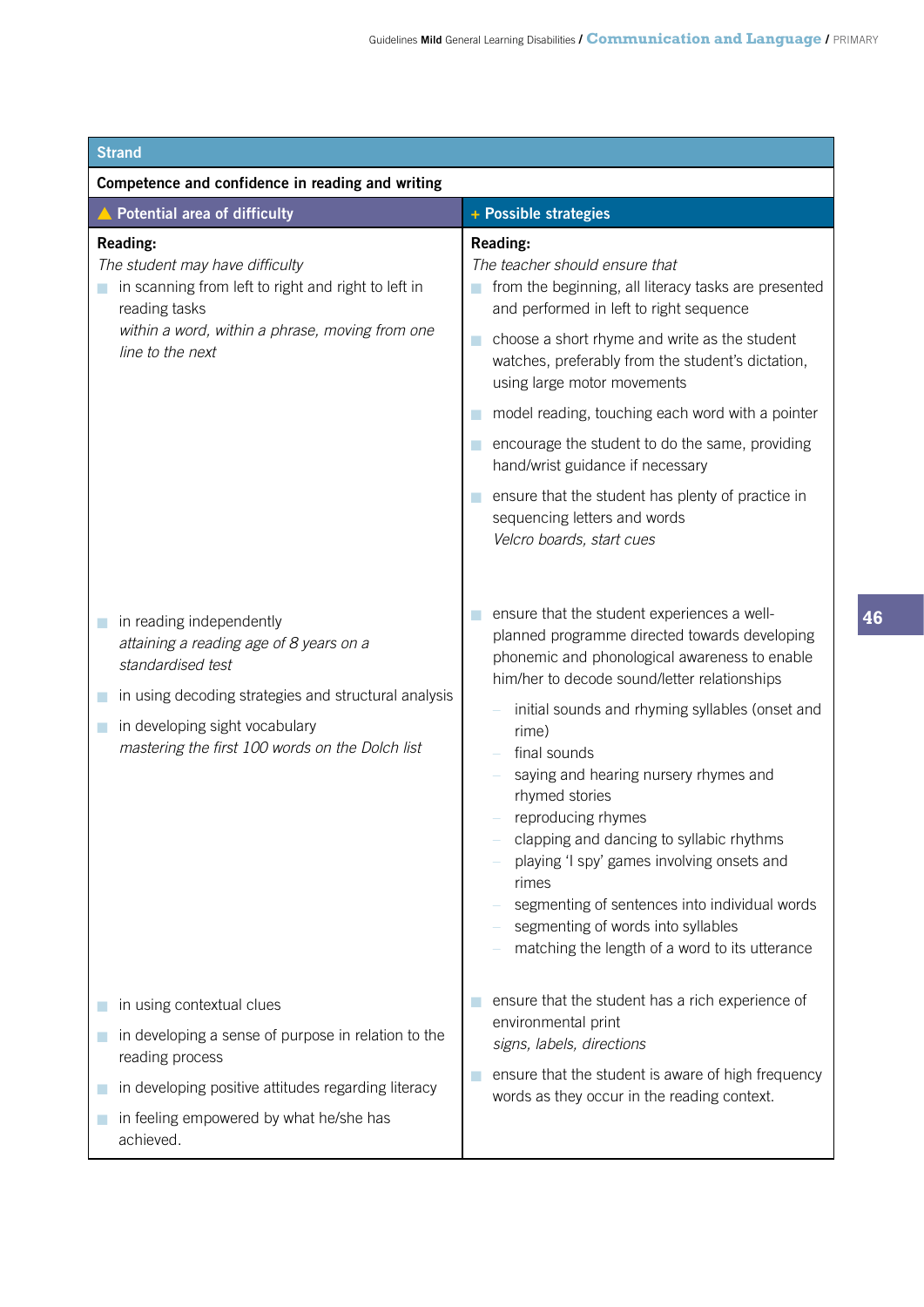| Strand | |
|---|---|
| **Competence and confidence in reading and writing** | |
| **▲ Potential area of difficulty** | **+ Possible strategies** |
| **Reading:**<br>*The student may have difficulty*<br>■ in scanning from left to right and right to left in reading tasks<br>*within a word, within a phrase, moving from one line to the next* | **Reading:**<br>*The teacher should ensure that*<br>■ from the beginning, all literacy tasks are presented and performed in left to right sequence<br>■ choose a short rhyme and write as the student watches, preferably from the student's dictation, using large motor movements<br>■ model reading, touching each word with a pointer<br>■ encourage the student to do the same, providing hand/wrist guidance if necessary<br>■ ensure that the student has plenty of practice in sequencing letters and words<br>*Velcro boards, start cues* |
| ■ in reading independently<br>*attaining a reading age of 8 years on a standardised test*<br>■ in using decoding strategies and structural analysis<br>■ in developing sight vocabulary<br>*mastering the first 100 words on the Dolch list* | ■ ensure that the student experiences a well-planned programme directed towards developing phonemic and phonological awareness to enable him/her to decode sound/letter relationships<br>– initial sounds and rhyming syllables (onset and rime)<br>– final sounds<br>– saying and hearing nursery rhymes and rhymed stories<br>– reproducing rhymes<br>– clapping and dancing to syllabic rhythms<br>– playing 'I spy' games involving onsets and rimes<br>– segmenting of sentences into individual words<br>– segmenting of words into syllables<br>– matching the length of a word to its utterance |
| ■ in using contextual clues<br>■ in developing a sense of purpose in relation to the reading process<br>■ in developing positive attitudes regarding literacy<br>■ in feeling empowered by what he/she has achieved. | ■ ensure that the student has a rich experience of environmental print<br>*signs, labels, directions*<br>■ ensure that the student is aware of high frequency words as they occur in the reading context. |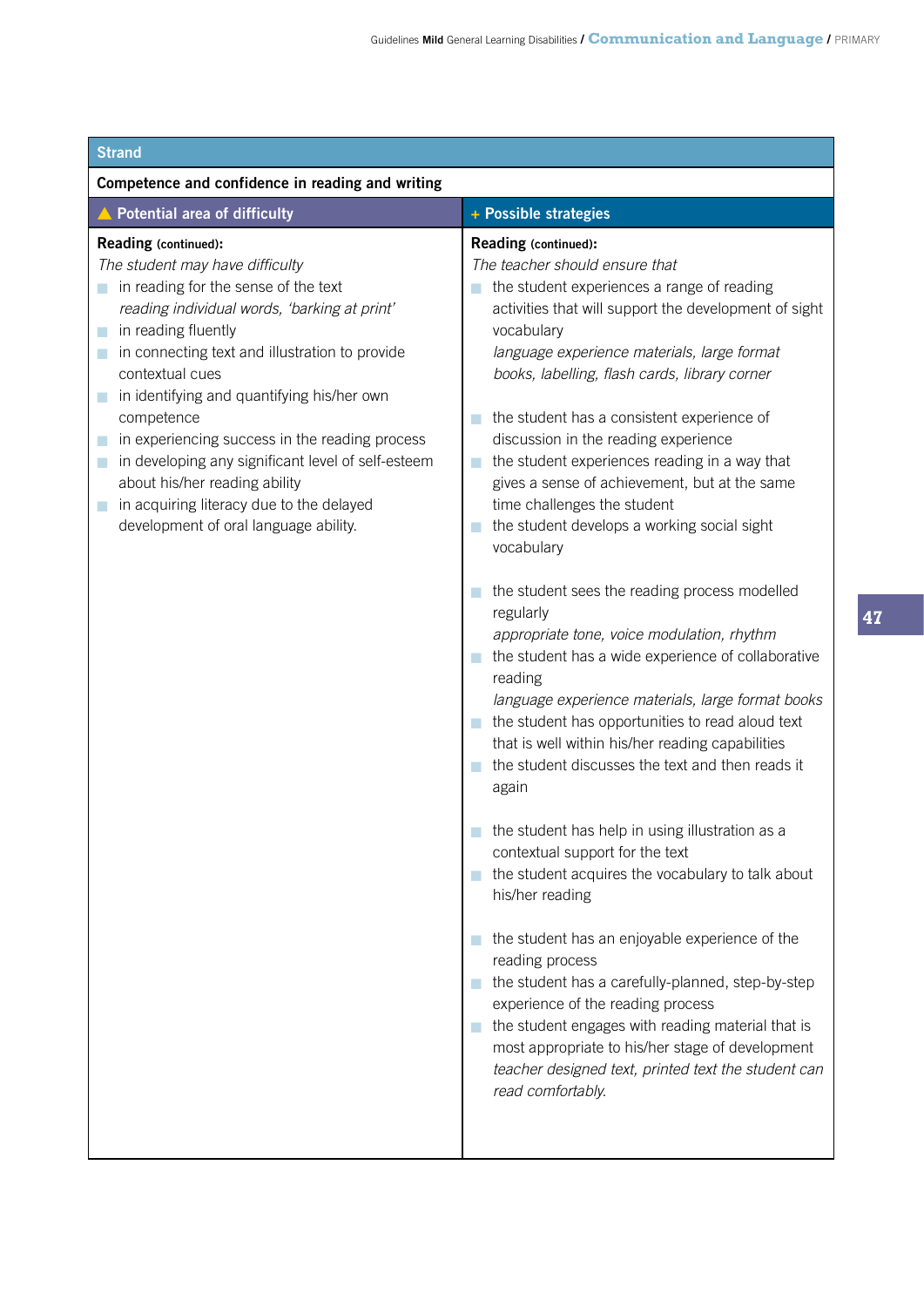| Strand | |
|---|---|
| **Competence and confidence in reading and writing** | |
| **Potential area of difficulty** | **Possible strategies** |
| **Reading** (continued):<br>*The student may have difficulty*<br>- in reading for the sense of the text<br>  *reading individual words, 'barking at print'*<br>- in reading fluently<br>- in connecting text and illustration to provide contextual cues<br>- in identifying and quantifying his/her own competence<br>- in experiencing success in the reading process<br>- in developing any significant level of self-esteem about his/her reading ability<br>- in acquiring literacy due to the delayed development of oral language ability. | **Reading** (continued):<br>*The teacher should ensure that*<br>- the student experiences a range of reading activities that will support the development of sight vocabulary<br>  *language experience materials, large format books, labelling, flash cards, library corner*<br>- the student has a consistent experience of discussion in the reading experience<br>- the student experiences reading in a way that gives a sense of achievement, but at the same time challenges the student<br>- the student develops a working social sight vocabulary<br>- the student sees the reading process modelled regularly<br>  *appropriate tone, voice modulation, rhythm*<br>- the student has a wide experience of collaborative reading<br>  *language experience materials, large format books*<br>- the student has opportunities to read aloud text that is well within his/her reading capabilities<br>- the student discusses the text and then reads it again<br>- the student has help in using illustration as a contextual support for the text<br>- the student acquires the vocabulary to talk about his/her reading<br>- the student has an enjoyable experience of the reading process<br>- the student has a carefully-planned, step-by-step experience of the reading process<br>- the student engages with reading material that is most appropriate to his/her stage of development<br>  *teacher designed text, printed text the student can read comfortably.* |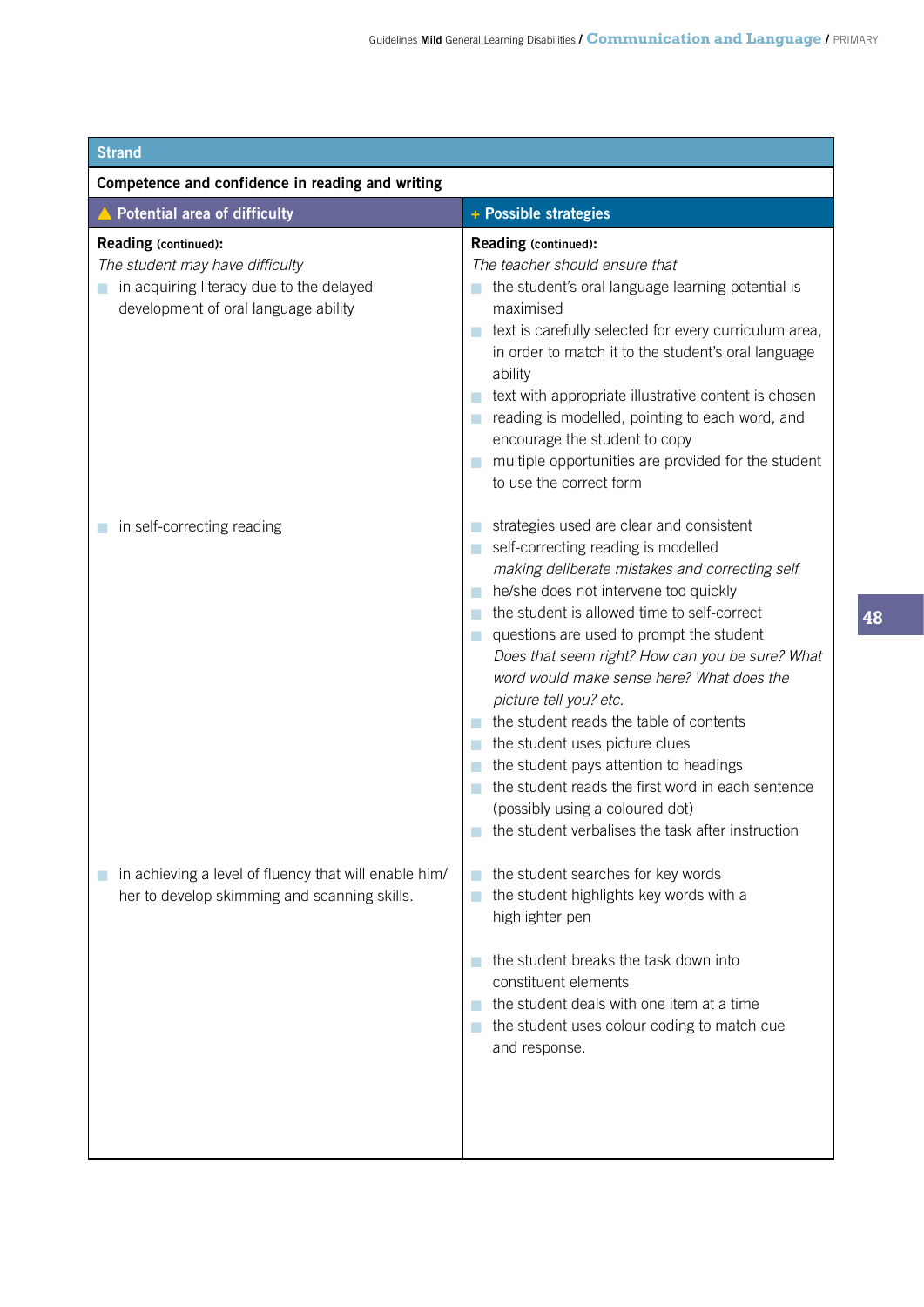| Strand | |
|---|---|
| **Competence and confidence in reading and writing** | |
| **▲ Potential area of difficulty** | **+ Possible strategies** |
| **Reading (continued):**<br>*The student may have difficulty*<br>■ in acquiring literacy due to the delayed development of oral language ability | **Reading (continued):**<br>*The teacher should ensure that*<br>■ the student's oral language learning potential is maximised<br>■ text is carefully selected for every curriculum area, in order to match it to the student's oral language ability<br>■ text with appropriate illustrative content is chosen<br>■ reading is modelled, pointing to each word, and encourage the student to copy<br>■ multiple opportunities are provided for the student to use the correct form |
| ■ in self-correcting reading | ■ strategies used are clear and consistent<br>■ self-correcting reading is modelled<br>*making deliberate mistakes and correcting self*<br>■ he/she does not intervene too quickly<br>■ the student is allowed time to self-correct<br>■ questions are used to prompt the student<br>*Does that seem right? How can you be sure? What word would make sense here? What does the picture tell you? etc.*<br>■ the student reads the table of contents<br>■ the student uses picture clues<br>■ the student pays attention to headings<br>■ the student reads the first word in each sentence (possibly using a coloured dot)<br>■ the student verbalises the task after instruction |
| ■ in achieving a level of fluency that will enable him/her to develop skimming and scanning skills. | ■ the student searches for key words<br>■ the student highlights key words with a highlighter pen<br><br>■ the student breaks the task down into constituent elements<br>■ the student deals with one item at a time<br>■ the student uses colour coding to match cue and response. |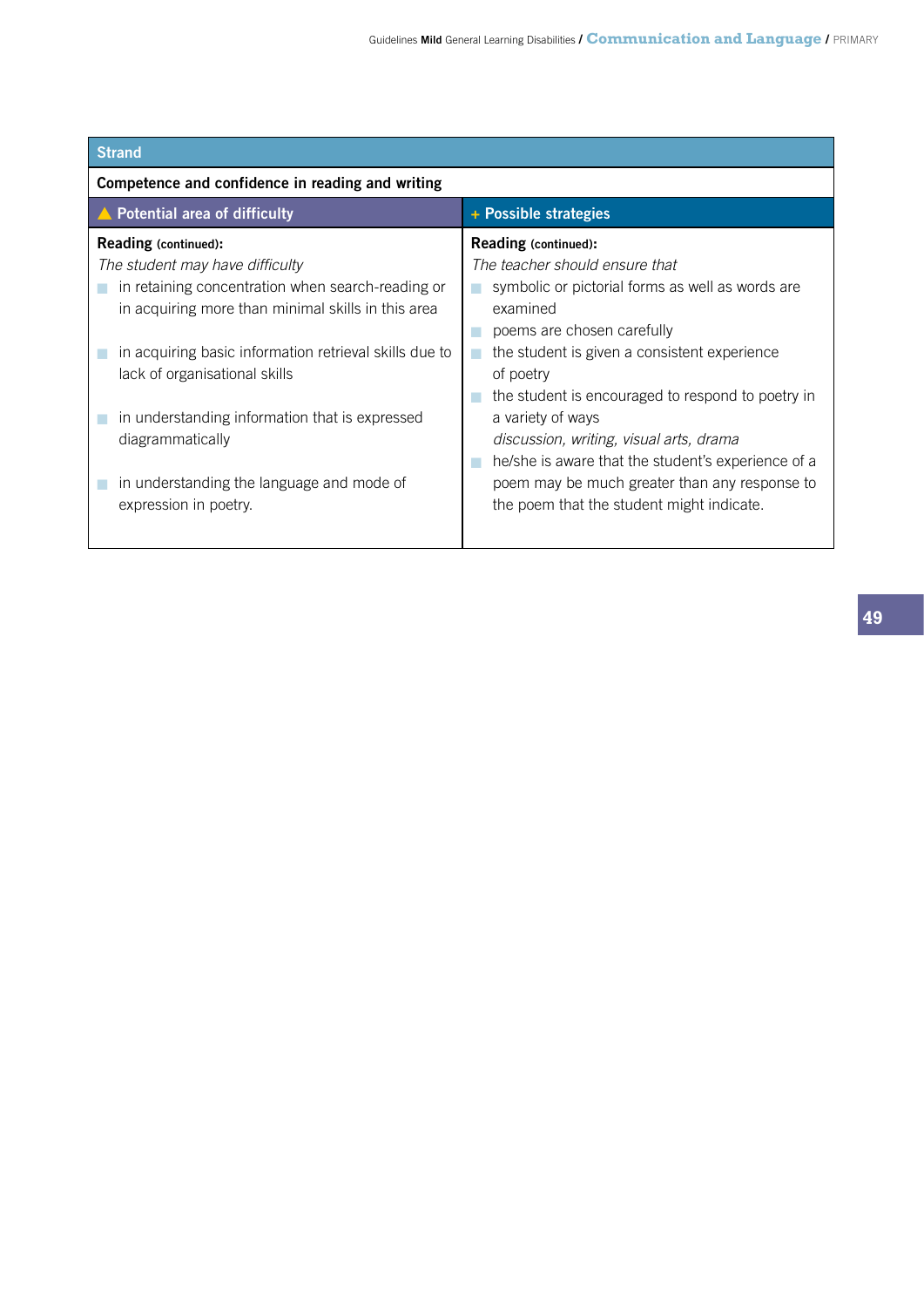| Strand | |
| --- | --- |
| **Competence and confidence in reading and writing** | |
| ▲ **Potential area of difficulty** | + **Possible strategies** |
| **Reading (continued):**<br>*The student may have difficulty*<br>■ in retaining concentration when search-reading or in acquiring more than minimal skills in this area<br>■ in acquiring basic information retrieval skills due to lack of organisational skills<br>■ in understanding information that is expressed diagrammatically<br>■ in understanding the language and mode of expression in poetry. | **Reading (continued):**<br>*The teacher should ensure that*<br>■ symbolic or pictorial forms as well as words are examined<br>■ poems are chosen carefully<br>■ the student is given a consistent experience of poetry<br>■ the student is encouraged to respond to poetry in a variety of ways<br>*discussion, writing, visual arts, drama*<br>■ he/she is aware that the student's experience of a poem may be much greater than any response to the poem that the student might indicate. |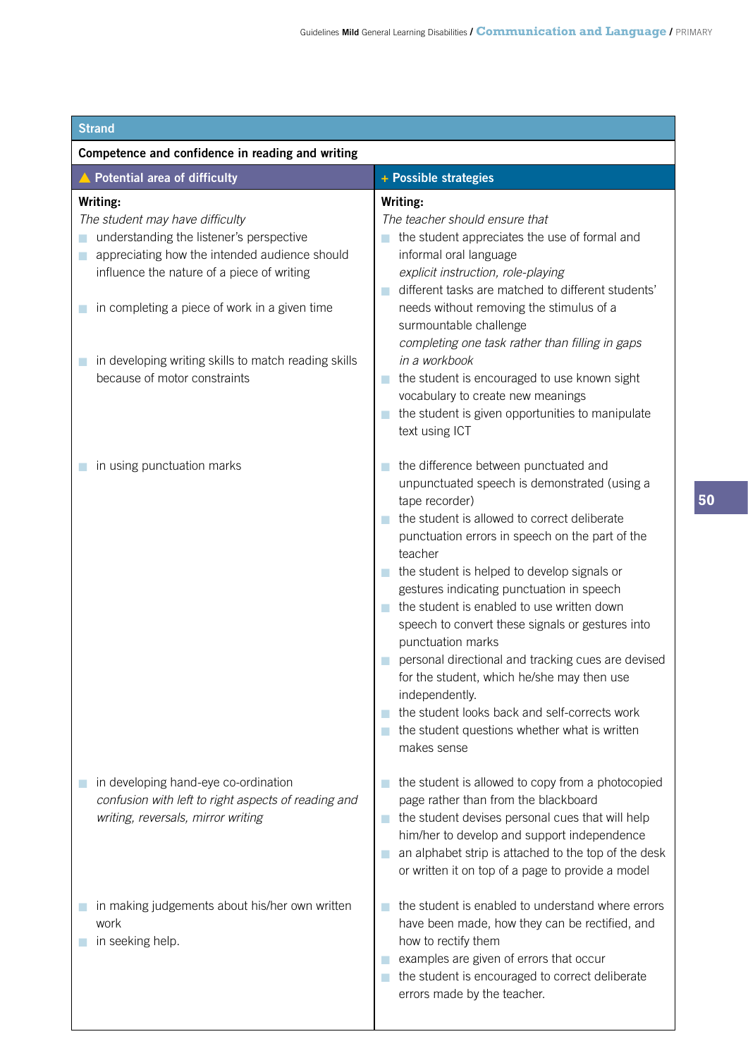| Strand | |
|---|---|
| **Competence and confidence in reading and writing** | |
| ▲ **Potential area of difficulty** | + **Possible strategies** |
| **Writing:**<br>*The student may have difficulty*<br>■ understanding the listener's perspective<br>■ appreciating how the intended audience should influence the nature of a piece of writing<br><br>■ in completing a piece of work in a given time<br><br>■ in developing writing skills to match reading skills because of motor constraints | **Writing:**<br>*The teacher should ensure that*<br>■ the student appreciates the use of formal and informal oral language<br>*explicit instruction, role-playing*<br>■ different tasks are matched to different students' needs without removing the stimulus of a surmountable challenge<br>*completing one task rather than filling in gaps in a workbook*<br>■ the student is encouraged to use known sight vocabulary to create new meanings<br>■ the student is given opportunities to manipulate text using ICT |
| ■ in using punctuation marks | ■ the difference between punctuated and unpunctuated speech is demonstrated (using a tape recorder)<br>■ the student is allowed to correct deliberate punctuation errors in speech on the part of the teacher<br>■ the student is helped to develop signals or gestures indicating punctuation in speech<br>■ the student is enabled to use written down speech to convert these signals or gestures into punctuation marks<br>■ personal directional and tracking cues are devised for the student, which he/she may then use independently.<br>■ the student looks back and self-corrects work<br>■ the student questions whether what is written makes sense |
| ■ in developing hand-eye co-ordination<br>*confusion with left to right aspects of reading and writing, reversals, mirror writing* | ■ the student is allowed to copy from a photocopied page rather than from the blackboard<br>■ the student devises personal cues that will help him/her to develop and support independence<br>■ an alphabet strip is attached to the top of the desk or written it on top of a page to provide a model |
| ■ in making judgements about his/her own written work<br>■ in seeking help. | ■ the student is enabled to understand where errors have been made, how they can be rectified, and how to rectify them<br>■ examples are given of errors that occur<br>■ the student is encouraged to correct deliberate errors made by the teacher. |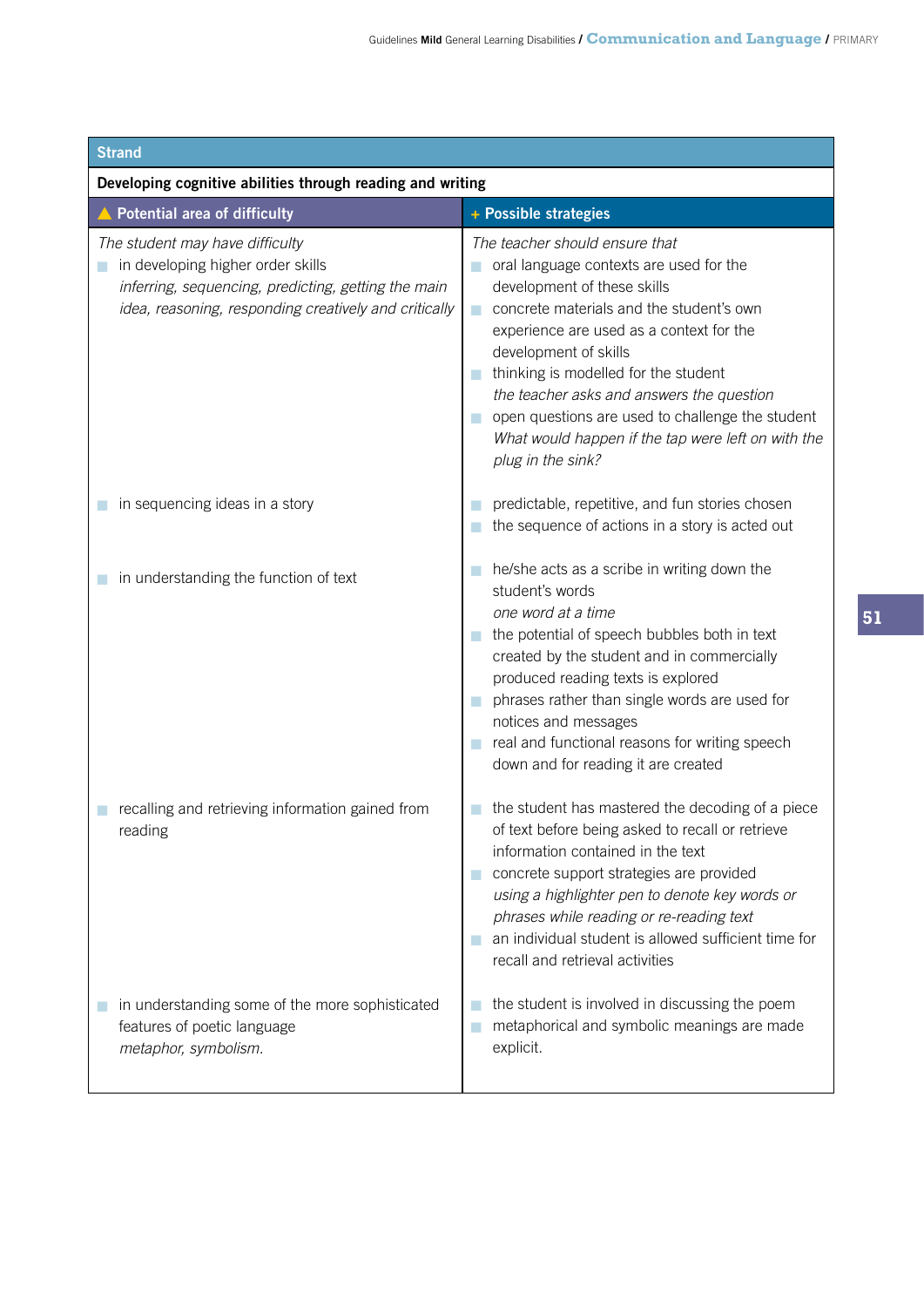| Strand | |
|---|---|
| **Developing cognitive abilities through reading and writing** | |
| **▲ Potential area of difficulty** | **+ Possible strategies** |
| *The student may have difficulty*<br>■ in developing higher order skills<br>*inferring, sequencing, predicting, getting the main idea, reasoning, responding creatively and critically* | *The teacher should ensure that*<br>■ oral language contexts are used for the development of these skills<br>■ concrete materials and the student's own experience are used as a context for the development of skills<br>■ thinking is modelled for the student<br>*the teacher asks and answers the question*<br>■ open questions are used to challenge the student<br>*What would happen if the tap were left on with the plug in the sink?* |
| ■ in sequencing ideas in a story | ■ predictable, repetitive, and fun stories chosen<br>■ the sequence of actions in a story is acted out |
| ■ in understanding the function of text | ■ he/she acts as a scribe in writing down the student's words<br>*one word at a time*<br>■ the potential of speech bubbles both in text created by the student and in commercially produced reading texts is explored<br>■ phrases rather than single words are used for notices and messages<br>■ real and functional reasons for writing speech down and for reading it are created |
| ■ recalling and retrieving information gained from reading | ■ the student has mastered the decoding of a piece of text before being asked to recall or retrieve information contained in the text<br>■ concrete support strategies are provided<br>*using a highlighter pen to denote key words or phrases while reading or re-reading text*<br>■ an individual student is allowed sufficient time for recall and retrieval activities |
| ■ in understanding some of the more sophisticated features of poetic language<br>*metaphor, symbolism.* | ■ the student is involved in discussing the poem<br>■ metaphorical and symbolic meanings are made explicit. |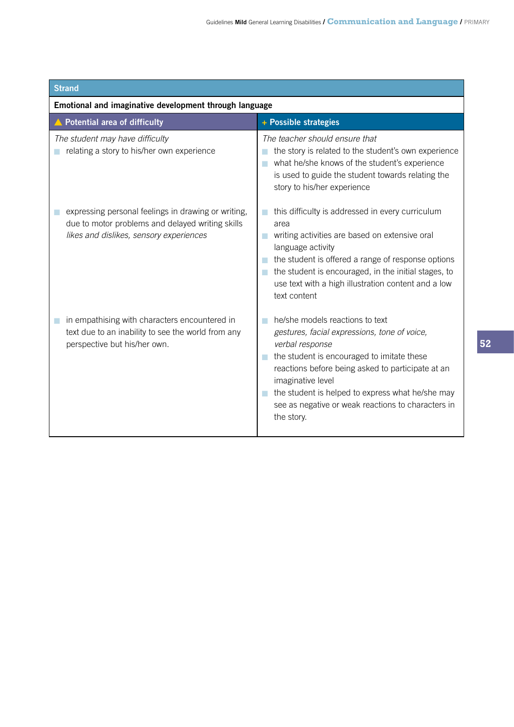| Strand | |
|---|---|
| **Emotional and imaginative development through language** | |
| **Potential area of difficulty** | **+ Possible strategies** |
| *The student may have difficulty*<br>■ relating a story to his/her own experience | *The teacher should ensure that*<br>■ the story is related to the student's own experience<br>■ what he/she knows of the student's experience is used to guide the student towards relating the story to his/her experience |
| ■ expressing personal feelings in drawing or writing, due to motor problems and delayed writing skills *likes and dislikes, sensory experiences* | ■ this difficulty is addressed in every curriculum area<br>■ writing activities are based on extensive oral language activity<br>■ the student is offered a range of response options<br>■ the student is encouraged, in the initial stages, to use text with a high illustration content and a low text content |
| ■ in empathising with characters encountered in text due to an inability to see the world from any perspective but his/her own. | ■ he/she models reactions to text *gestures, facial expressions, tone of voice, verbal response*<br>■ the student is encouraged to imitate these reactions before being asked to participate at an imaginative level<br>■ the student is helped to express what he/she may see as negative or weak reactions to characters in the story. |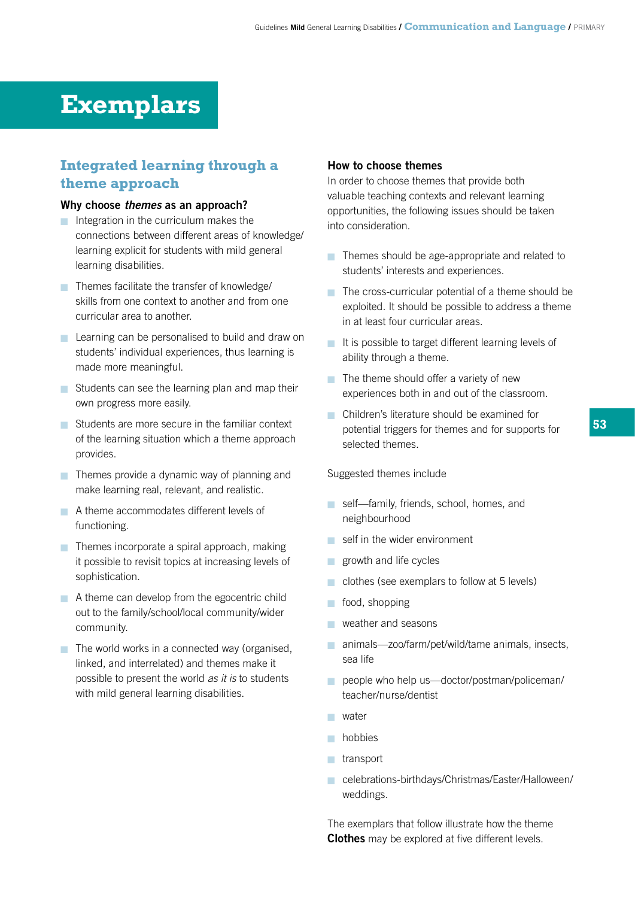# Exemplars

## Integrated learning through a theme approach

### Why choose *themes* as an approach?

- Integration in the curriculum makes the connections between different areas of knowledge/ learning explicit for students with mild general learning disabilities.
- Themes facilitate the transfer of knowledge/ skills from one context to another and from one curricular area to another.
- Learning can be personalised to build and draw on students' individual experiences, thus learning is made more meaningful.
- Students can see the learning plan and map their own progress more easily.
- Students are more secure in the familiar context of the learning situation which a theme approach provides.
- Themes provide a dynamic way of planning and make learning real, relevant, and realistic.
- A theme accommodates different levels of functioning.
- Themes incorporate a spiral approach, making it possible to revisit topics at increasing levels of sophistication.
- A theme can develop from the egocentric child out to the family/school/local community/wider community.
- The world works in a connected way (organised, linked, and interrelated) and themes make it possible to present the world *as it is* to students with mild general learning disabilities.

### How to choose themes

In order to choose themes that provide both valuable teaching contexts and relevant learning opportunities, the following issues should be taken into consideration.

- Themes should be age-appropriate and related to students' interests and experiences.
- The cross-curricular potential of a theme should be exploited. It should be possible to address a theme in at least four curricular areas.
- It is possible to target different learning levels of ability through a theme.
- The theme should offer a variety of new experiences both in and out of the classroom.
- Children's literature should be examined for potential triggers for themes and for supports for selected themes.

Suggested themes include

- self—family, friends, school, homes, and neighbourhood
- self in the wider environment
- growth and life cycles
- clothes (see exemplars to follow at 5 levels)
- food, shopping
- weather and seasons
- animals—zoo/farm/pet/wild/tame animals, insects, sea life
- people who help us—doctor/postman/policeman/ teacher/nurse/dentist
- water
- hobbies
- transport
- celebrations-birthdays/Christmas/Easter/Halloween/ weddings.

The exemplars that follow illustrate how the theme **Clothes** may be explored at five different levels.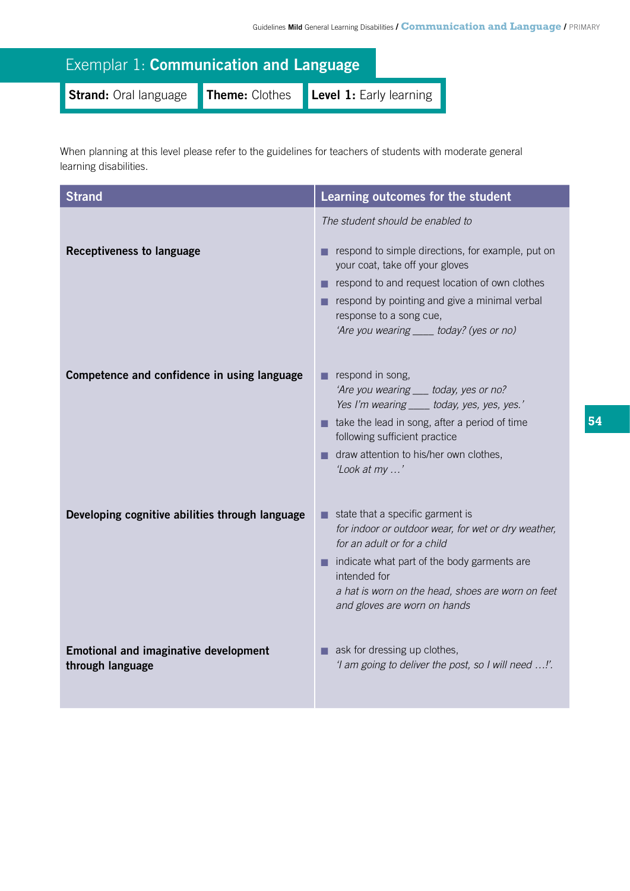# Exemplar 1: **Communication and Language**

**Strand:** Oral language | **Theme:** Clothes | **Level 1:** Early learning

When planning at this level please refer to the guidelines for teachers of students with moderate general learning disabilities.

| Strand | Learning outcomes for the student |
|---|---|
| | *The student should be enabled to* |
| **Receptiveness to language** | ■ respond to simple directions, for example, put on your coat, take off your gloves<br>■ respond to and request location of own clothes<br>■ respond by pointing and give a minimal verbal response to a song cue, *'Are you wearing ____ today? (yes or no)* |
| **Competence and confidence in using language** | ■ respond in song, *'Are you wearing ___ today, yes or no? Yes I'm wearing ____ today, yes, yes, yes.'*<br>■ take the lead in song, after a period of time following sufficient practice<br>■ draw attention to his/her own clothes, *'Look at my …'* |
| **Developing cognitive abilities through language** | ■ state that a specific garment is *for indoor or outdoor wear, for wet or dry weather, for an adult or for a child*<br>■ indicate what part of the body garments are intended for *a hat is worn on the head, shoes are worn on feet and gloves are worn on hands* |
| **Emotional and imaginative development through language** | ■ ask for dressing up clothes, *'I am going to deliver the post, so I will need …!'.* |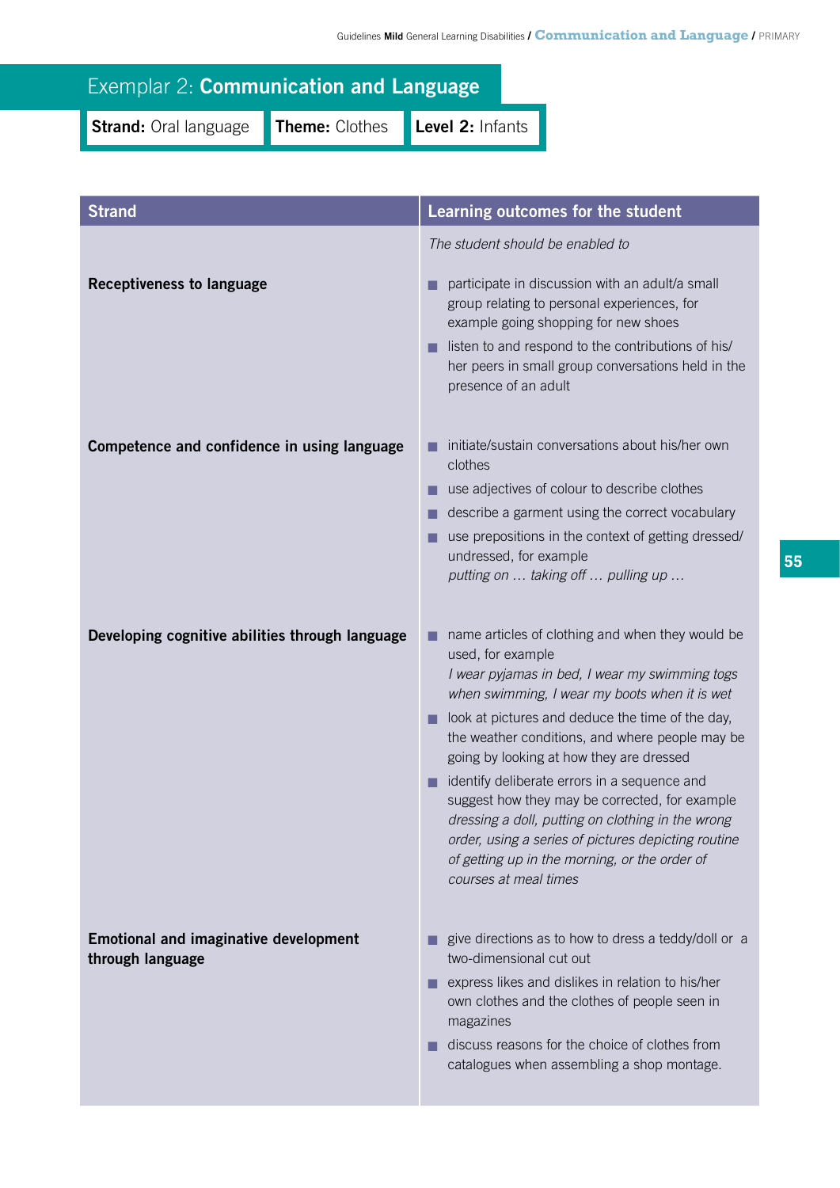## Exemplar 2: **Communication and Language**

**Strand:** Oral language | **Theme:** Clothes | **Level 2:** Infants

| Strand | Learning outcomes for the student |
|---|---|
| | *The student should be enabled to* |
| **Receptiveness to language** | ■ participate in discussion with an adult/a small group relating to personal experiences, for example going shopping for new shoes<br>■ listen to and respond to the contributions of his/her peers in small group conversations held in the presence of an adult |
| **Competence and confidence in using language** | ■ initiate/sustain conversations about his/her own clothes<br>■ use adjectives of colour to describe clothes<br>■ describe a garment using the correct vocabulary<br>■ use prepositions in the context of getting dressed/undressed, for example *putting on … taking off … pulling up …* |
| **Developing cognitive abilities through language** | ■ name articles of clothing and when they would be used, for example *I wear pyjamas in bed, I wear my swimming togs when swimming, I wear my boots when it is wet*<br>■ look at pictures and deduce the time of the day, the weather conditions, and where people may be going by looking at how they are dressed<br>■ identify deliberate errors in a sequence and suggest how they may be corrected, for example *dressing a doll, putting on clothing in the wrong order, using a series of pictures depicting routine of getting up in the morning, or the order of courses at meal times* |
| **Emotional and imaginative development through language** | ■ give directions as to how to dress a teddy/doll or a two-dimensional cut out<br>■ express likes and dislikes in relation to his/her own clothes and the clothes of people seen in magazines<br>■ discuss reasons for the choice of clothes from catalogues when assembling a shop montage. |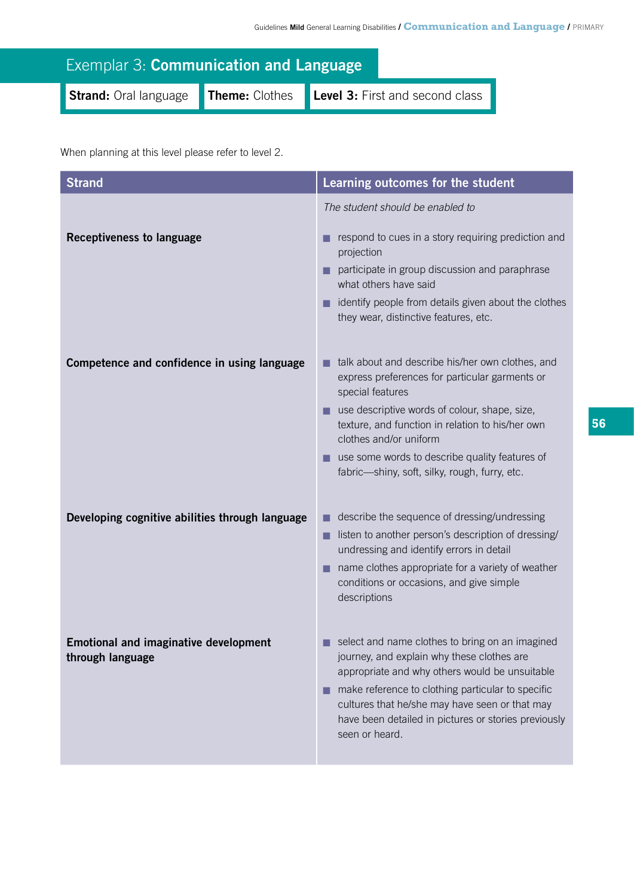# Exemplar 3: **Communication and Language**

**Strand:** Oral language | **Theme:** Clothes | **Level 3:** First and second class

When planning at this level please refer to level 2.

| Strand | Learning outcomes for the student |
|---|---|
| | *The student should be enabled to* |
| **Receptiveness to language** | ■ respond to cues in a story requiring prediction and projection<br>■ participate in group discussion and paraphrase what others have said<br>■ identify people from details given about the clothes they wear, distinctive features, etc. |
| **Competence and confidence in using language** | ■ talk about and describe his/her own clothes, and express preferences for particular garments or special features<br>■ use descriptive words of colour, shape, size, texture, and function in relation to his/her own clothes and/or uniform<br>■ use some words to describe quality features of fabric—shiny, soft, silky, rough, furry, etc. |
| **Developing cognitive abilities through language** | ■ describe the sequence of dressing/undressing<br>■ listen to another person's description of dressing/undressing and identify errors in detail<br>■ name clothes appropriate for a variety of weather conditions or occasions, and give simple descriptions |
| **Emotional and imaginative development through language** | ■ select and name clothes to bring on an imagined journey, and explain why these clothes are appropriate and why others would be unsuitable<br>■ make reference to clothing particular to specific cultures that he/she may have seen or that may have been detailed in pictures or stories previously seen or heard. |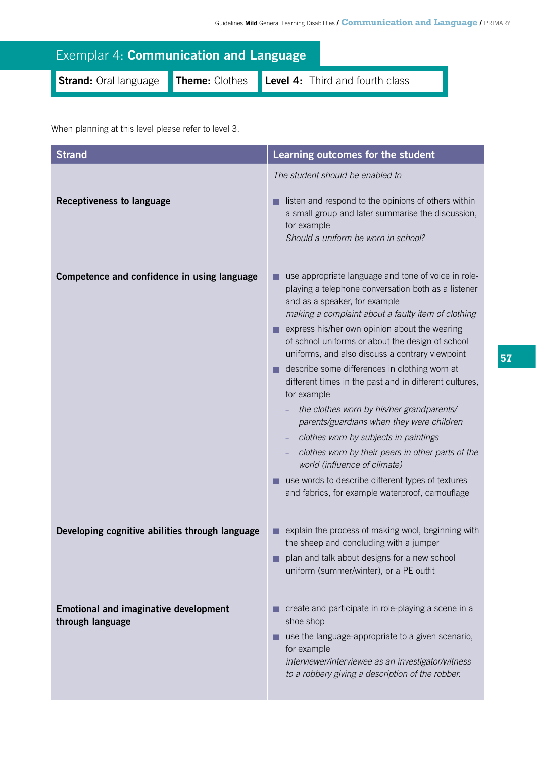# Exemplar 4: Communication and Language

**Strand:** Oral language | **Theme:** Clothes | **Level 4:** Third and fourth class

When planning at this level please refer to level 3.

| Strand | Learning outcomes for the student |
|---|---|
| | *The student should be enabled to* |
| **Receptiveness to language** | ■ listen and respond to the opinions of others within a small group and later summarise the discussion, for example *Should a uniform be worn in school?* |
| **Competence and confidence in using language** | ■ use appropriate language and tone of voice in role-playing a telephone conversation both as a listener and as a speaker, for example *making a complaint about a faulty item of clothing*<br>■ express his/her own opinion about the wearing of school uniforms or about the design of school uniforms, and also discuss a contrary viewpoint<br>■ describe some differences in clothing worn at different times in the past and in different cultures, for example<br>– *the clothes worn by his/her grandparents/ parents/guardians when they were children*<br>– *clothes worn by subjects in paintings*<br>– *clothes worn by their peers in other parts of the world (influence of climate)*<br>■ use words to describe different types of textures and fabrics, for example waterproof, camouflage |
| **Developing cognitive abilities through language** | ■ explain the process of making wool, beginning with the sheep and concluding with a jumper<br>■ plan and talk about designs for a new school uniform (summer/winter), or a PE outfit |
| **Emotional and imaginative development through language** | ■ create and participate in role-playing a scene in a shoe shop<br>■ use the language-appropriate to a given scenario, for example *interviewer/interviewee as an investigator/witness to a robbery giving a description of the robber.* |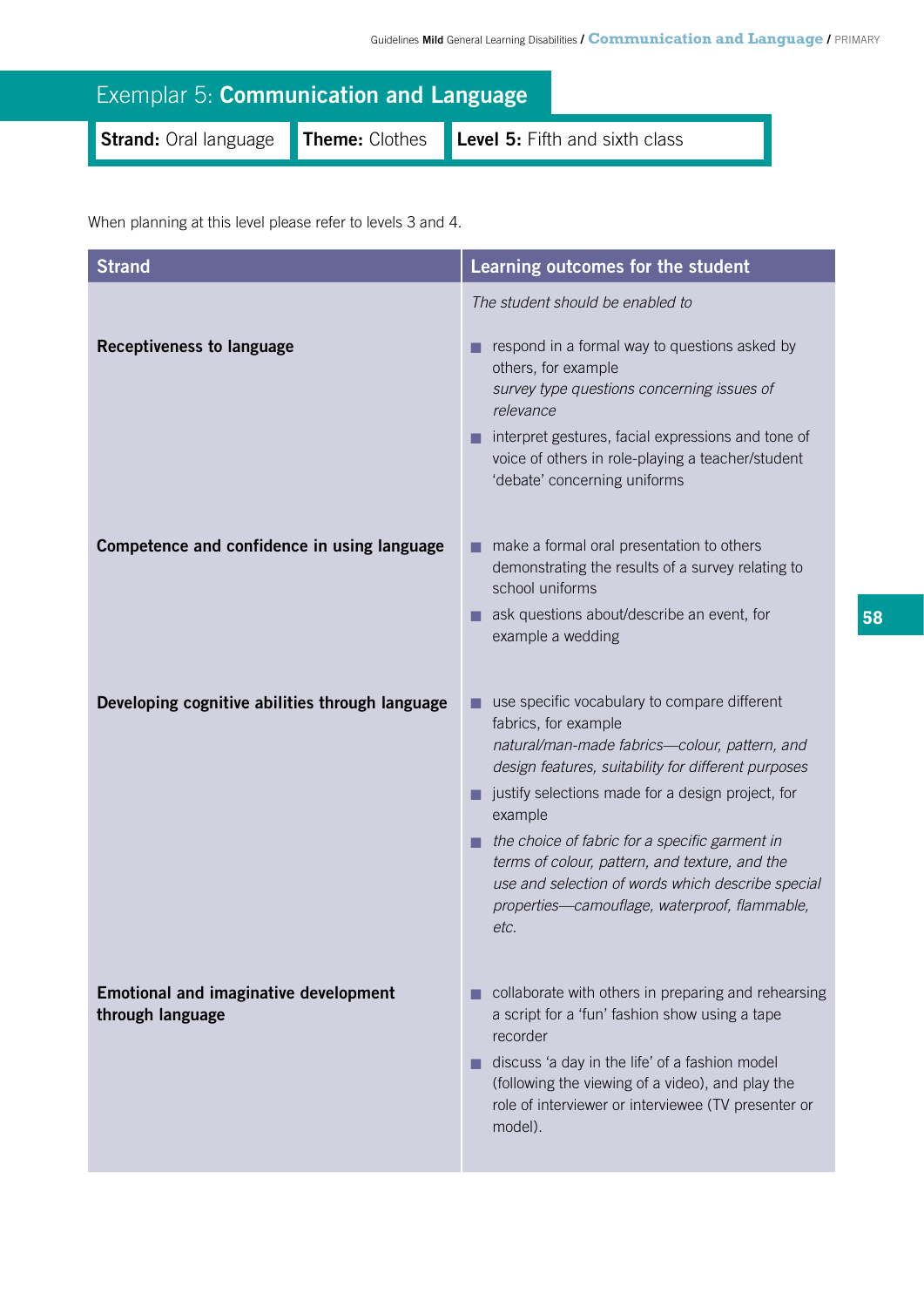# Exemplar 5: **Communication and Language**

**Strand:** Oral language | **Theme:** Clothes | **Level 5:** Fifth and sixth class

When planning at this level please refer to levels 3 and 4.

| Strand | Learning outcomes for the student |
|---|---|
| | *The student should be enabled to* |
| **Receptiveness to language** | ■ respond in a formal way to questions asked by others, for example *survey type questions concerning issues of relevance*<br>■ interpret gestures, facial expressions and tone of voice of others in role-playing a teacher/student 'debate' concerning uniforms |
| **Competence and confidence in using language** | ■ make a formal oral presentation to others demonstrating the results of a survey relating to school uniforms<br>■ ask questions about/describe an event, for example a wedding |
| **Developing cognitive abilities through language** | ■ use specific vocabulary to compare different fabrics, for example *natural/man-made fabrics—colour, pattern, and design features, suitability for different purposes*<br>■ justify selections made for a design project, for example<br>■ *the choice of fabric for a specific garment in terms of colour, pattern, and texture, and the use and selection of words which describe special properties—camouflage, waterproof, flammable, etc.* |
| **Emotional and imaginative development through language** | ■ collaborate with others in preparing and rehearsing a script for a 'fun' fashion show using a tape recorder<br>■ discuss 'a day in the life' of a fashion model (following the viewing of a video), and play the role of interviewer or interviewee (TV presenter or model). |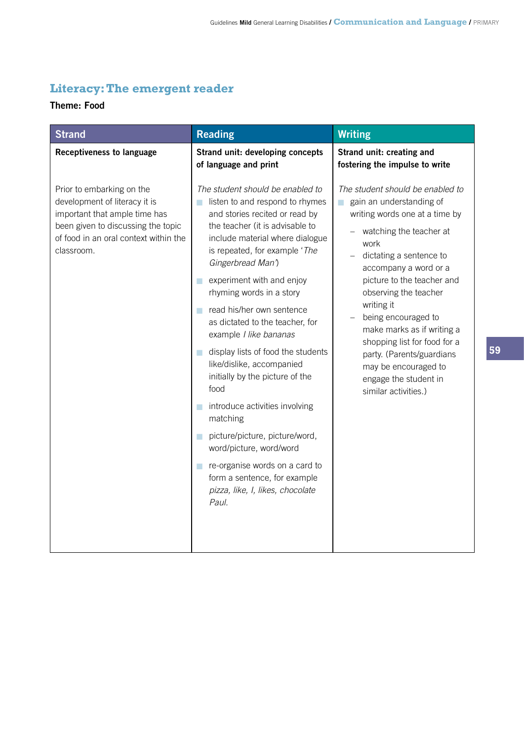## Literacy: The emergent reader

**Theme: Food**

| Strand | Reading | Writing |
|---|---|---|
| **Receptiveness to language** | **Strand unit: developing concepts of language and print** | **Strand unit: creating and fostering the impulse to write** |
| Prior to embarking on the development of literacy it is important that ample time has been given to discussing the topic of food in an oral context within the classroom. | *The student should be enabled to*<br>■ listen to and respond to rhymes and stories recited or read by the teacher (it is advisable to include material where dialogue is repeated, for example '*The Gingerbread Man*')<br>■ experiment with and enjoy rhyming words in a story<br>■ read his/her own sentence as dictated to the teacher, for example *I like bananas*<br>■ display lists of food the students like/dislike, accompanied initially by the picture of the food<br>■ introduce activities involving matching<br>■ picture/picture, picture/word, word/picture, word/word<br>■ re-organise words on a card to form a sentence, for example *pizza, like, I, likes, chocolate Paul.* | *The student should be enabled to*<br>■ gain an understanding of writing words one at a time by<br>– watching the teacher at work<br>– dictating a sentence to accompany a word or a picture to the teacher and observing the teacher writing it<br>– being encouraged to make marks as if writing a shopping list for food for a party. (Parents/guardians may be encouraged to engage the student in similar activities.) |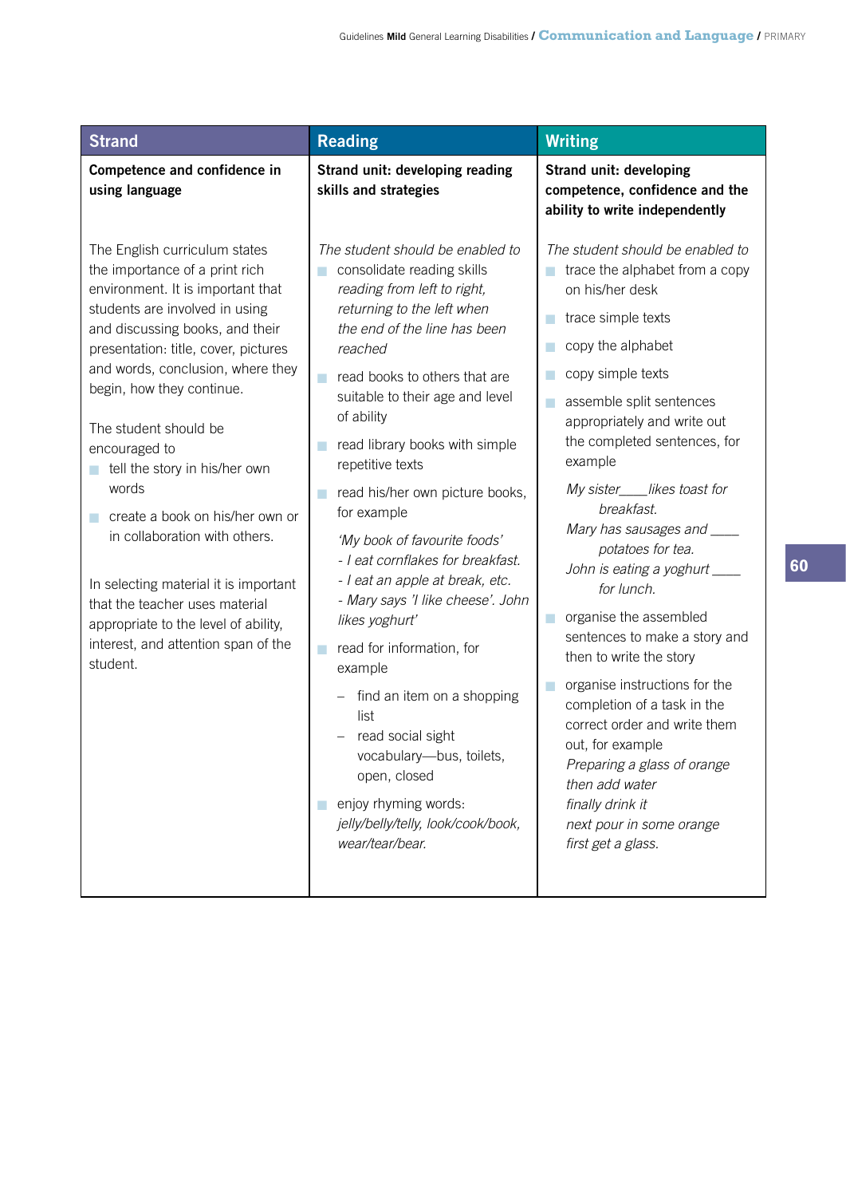| Strand | Reading | Writing |
|---|---|---|
| **Competence and confidence in using language**<br><br>The English curriculum states the importance of a print rich environment. It is important that students are involved in using and discussing books, and their presentation: title, cover, pictures and words, conclusion, where they begin, how they continue.<br><br>The student should be encouraged to<br>■ tell the story in his/her own words<br>■ create a book on his/her own or in collaboration with others.<br><br>In selecting material it is important that the teacher uses material appropriate to the level of ability, interest, and attention span of the student. | **Strand unit: developing reading skills and strategies**<br><br>*The student should be enabled to*<br>■ consolidate reading skills *reading from left to right, returning to the left when the end of the line has been reached*<br>■ read books to others that are suitable to their age and level of ability<br>■ read library books with simple repetitive texts<br>■ read his/her own picture books, for example<br>*'My book of favourite foods'*<br>*- I eat cornflakes for breakfast.*<br>*- I eat an apple at break, etc.*<br>*- Mary says 'I like cheese'. John likes yoghurt'*<br>■ read for information, for example<br>– find an item on a shopping list<br>– read social sight vocabulary—bus, toilets, open, closed<br>■ enjoy rhyming words: *jelly/belly/telly, look/cook/book, wear/tear/bear.* | **Strand unit: developing competence, confidence and the ability to write independently**<br><br>*The student should be enabled to*<br>■ trace the alphabet from a copy on his/her desk<br>■ trace simple texts<br>■ copy the alphabet<br>■ copy simple texts<br>■ assemble split sentences appropriately and write out the completed sentences, for example<br>*My sister____likes toast for breakfast.*<br>*Mary has sausages and ____ potatoes for tea.*<br>*John is eating a yoghurt ____ for lunch.*<br>■ organise the assembled sentences to make a story and then to write the story<br>■ organise instructions for the completion of a task in the correct order and write them out, for example<br>*Preparing a glass of orange*<br>*then add water*<br>*finally drink it*<br>*next pour in some orange*<br>*first get a glass.* |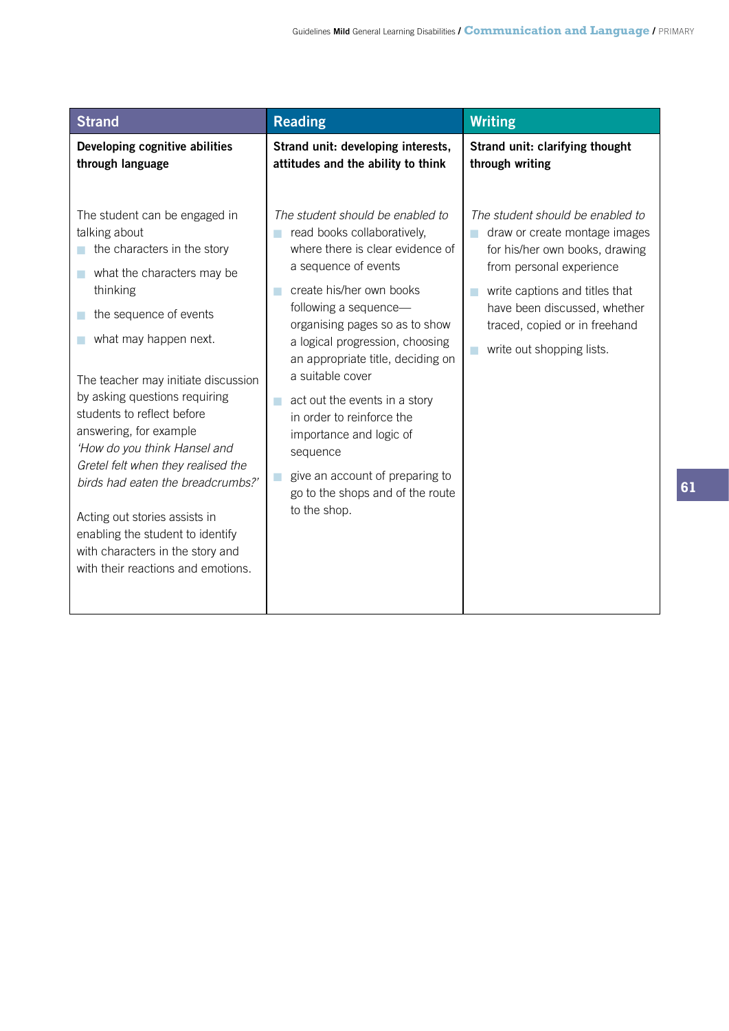| Strand | Reading | Writing |
|---|---|---|
| **Developing cognitive abilities through language** | **Strand unit: developing interests, attitudes and the ability to think** | **Strand unit: clarifying thought through writing** |
| The student can be engaged in talking about<br>- the characters in the story<br>- what the characters may be thinking<br>- the sequence of events<br>- what may happen next.<br><br>The teacher may initiate discussion by asking questions requiring students to reflect before answering, for example *'How do you think Hansel and Gretel felt when they realised the birds had eaten the breadcrumbs?'*<br><br>Acting out stories assists in enabling the student to identify with characters in the story and with their reactions and emotions. | *The student should be enabled to*<br>- read books collaboratively, where there is clear evidence of a sequence of events<br>- create his/her own books following a sequence—organising pages so as to show a logical progression, choosing an appropriate title, deciding on a suitable cover<br>- act out the events in a story in order to reinforce the importance and logic of sequence<br>- give an account of preparing to go to the shops and of the route to the shop. | *The student should be enabled to*<br>- draw or create montage images for his/her own books, drawing from personal experience<br>- write captions and titles that have been discussed, whether traced, copied or in freehand<br>- write out shopping lists. |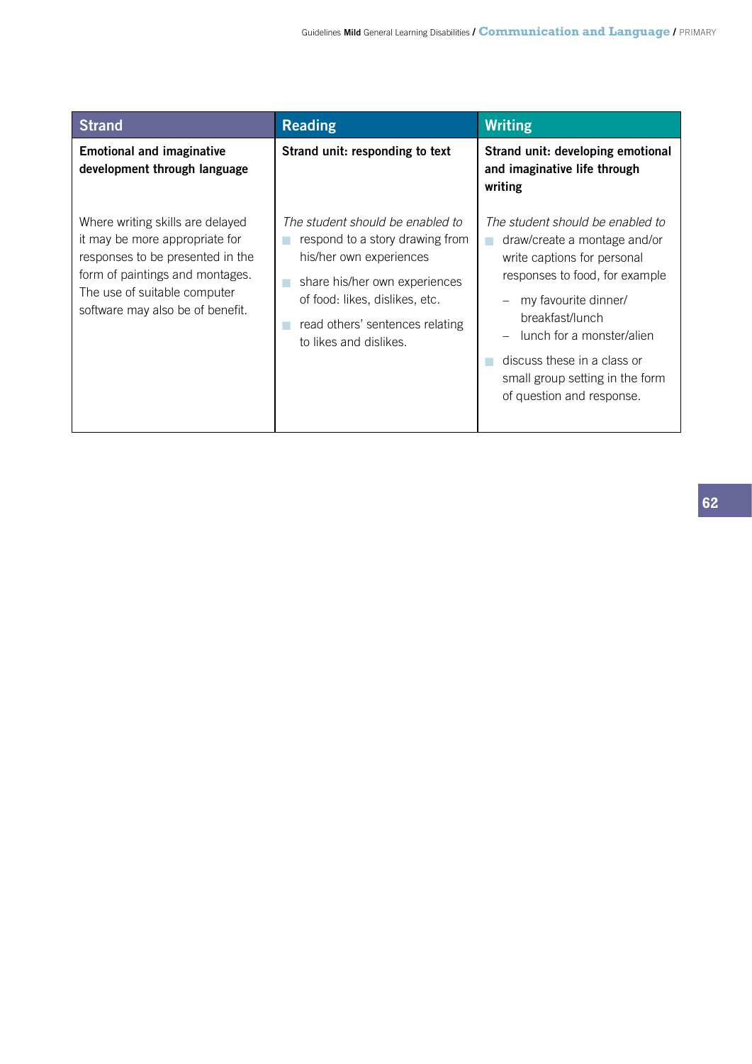| Strand | Reading | Writing |
|---|---|---|
| **Emotional and imaginative development through language** | **Strand unit: responding to text** | **Strand unit: developing emotional and imaginative life through writing** |
| Where writing skills are delayed it may be more appropriate for responses to be presented in the form of paintings and montages. The use of suitable computer software may also be of benefit. | *The student should be enabled to*<br>■ respond to a story drawing from his/her own experiences<br>■ share his/her own experiences of food: likes, dislikes, etc.<br>■ read others' sentences relating to likes and dislikes. | *The student should be enabled to*<br>■ draw/create a montage and/or write captions for personal responses to food, for example<br>– my favourite dinner/ breakfast/lunch<br>– lunch for a monster/alien<br>■ discuss these in a class or small group setting in the form of question and response. |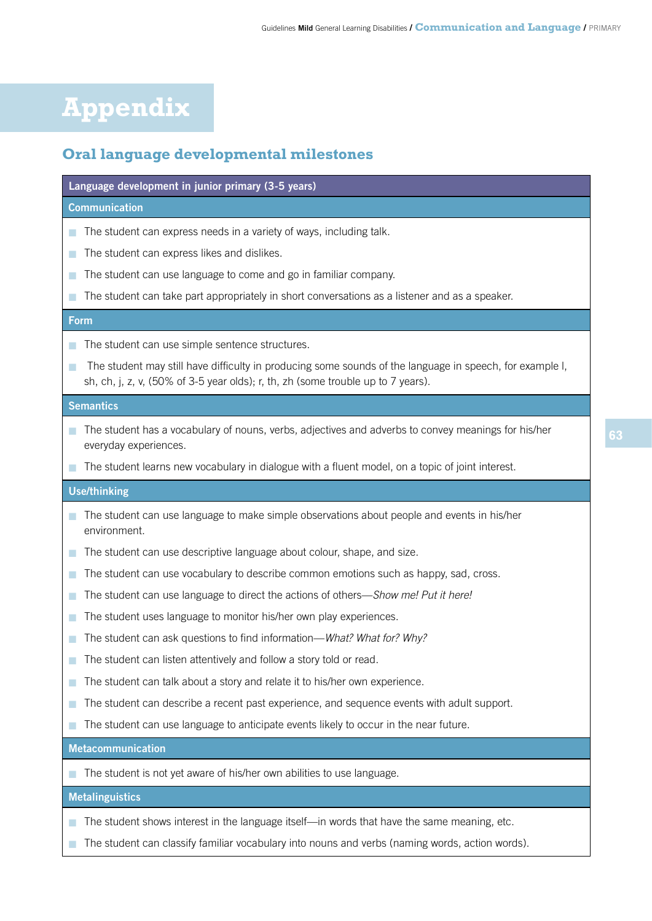# Appendix

## Oral language developmental milestones

### Language development in junior primary (3-5 years)

#### Communication

- The student can express needs in a variety of ways, including talk.
- The student can express likes and dislikes.
- The student can use language to come and go in familiar company.
- The student can take part appropriately in short conversations as a listener and as a speaker.

#### Form

- The student can use simple sentence structures.
- The student may still have difficulty in producing some sounds of the language in speech, for example l, sh, ch, j, z, v, (50% of 3-5 year olds); r, th, zh (some trouble up to 7 years).

#### Semantics

- The student has a vocabulary of nouns, verbs, adjectives and adverbs to convey meanings for his/her everyday experiences.
- The student learns new vocabulary in dialogue with a fluent model, on a topic of joint interest.

#### Use/thinking

- The student can use language to make simple observations about people and events in his/her environment.
- The student can use descriptive language about colour, shape, and size.
- The student can use vocabulary to describe common emotions such as happy, sad, cross.
- The student can use language to direct the actions of others—*Show me! Put it here!*
- The student uses language to monitor his/her own play experiences.
- The student can ask questions to find information—*What? What for? Why?*
- The student can listen attentively and follow a story told or read.
- The student can talk about a story and relate it to his/her own experience.
- The student can describe a recent past experience, and sequence events with adult support.
- The student can use language to anticipate events likely to occur in the near future.

#### Metacommunication

- The student is not yet aware of his/her own abilities to use language.

#### Metalinguistics

- The student shows interest in the language itself—in words that have the same meaning, etc.
- The student can classify familiar vocabulary into nouns and verbs (naming words, action words).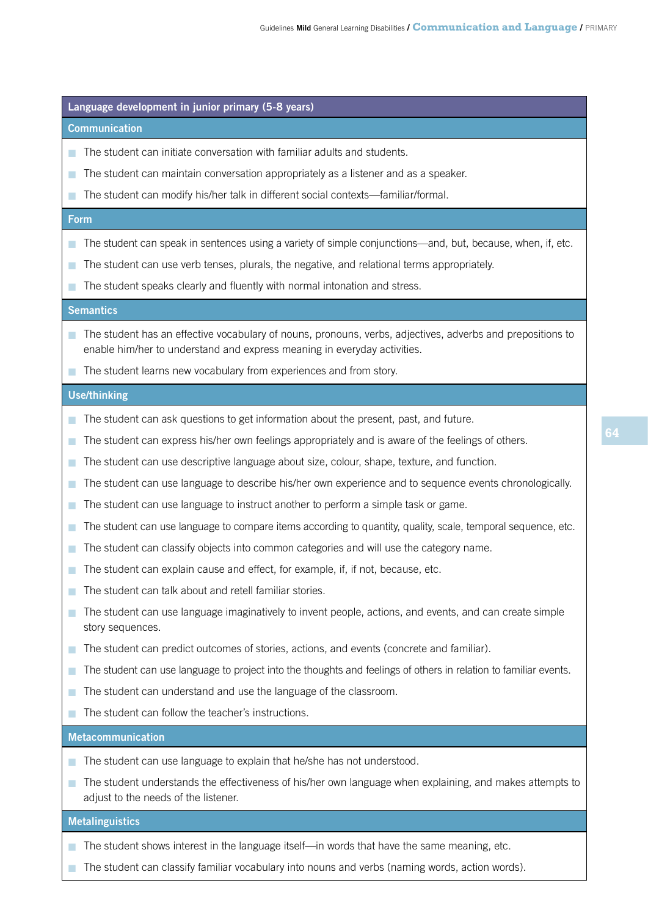## Language development in junior primary (5-8 years)

### Communication

- The student can initiate conversation with familiar adults and students.
- The student can maintain conversation appropriately as a listener and as a speaker.
- The student can modify his/her talk in different social contexts—familiar/formal.

### Form

- The student can speak in sentences using a variety of simple conjunctions—and, but, because, when, if, etc.
- The student can use verb tenses, plurals, the negative, and relational terms appropriately.
- The student speaks clearly and fluently with normal intonation and stress.

### Semantics

- The student has an effective vocabulary of nouns, pronouns, verbs, adjectives, adverbs and prepositions to enable him/her to understand and express meaning in everyday activities.
- The student learns new vocabulary from experiences and from story.

### Use/thinking

- The student can ask questions to get information about the present, past, and future.
- The student can express his/her own feelings appropriately and is aware of the feelings of others.
- The student can use descriptive language about size, colour, shape, texture, and function.
- The student can use language to describe his/her own experience and to sequence events chronologically.
- The student can use language to instruct another to perform a simple task or game.
- The student can use language to compare items according to quantity, quality, scale, temporal sequence, etc.
- The student can classify objects into common categories and will use the category name.
- The student can explain cause and effect, for example, if, if not, because, etc.
- The student can talk about and retell familiar stories.
- The student can use language imaginatively to invent people, actions, and events, and can create simple story sequences.
- The student can predict outcomes of stories, actions, and events (concrete and familiar).
- The student can use language to project into the thoughts and feelings of others in relation to familiar events.
- The student can understand and use the language of the classroom.
- The student can follow the teacher's instructions.

### Metacommunication

- The student can use language to explain that he/she has not understood.
- The student understands the effectiveness of his/her own language when explaining, and makes attempts to adjust to the needs of the listener.

### Metalinguistics

- The student shows interest in the language itself—in words that have the same meaning, etc.
- The student can classify familiar vocabulary into nouns and verbs (naming words, action words).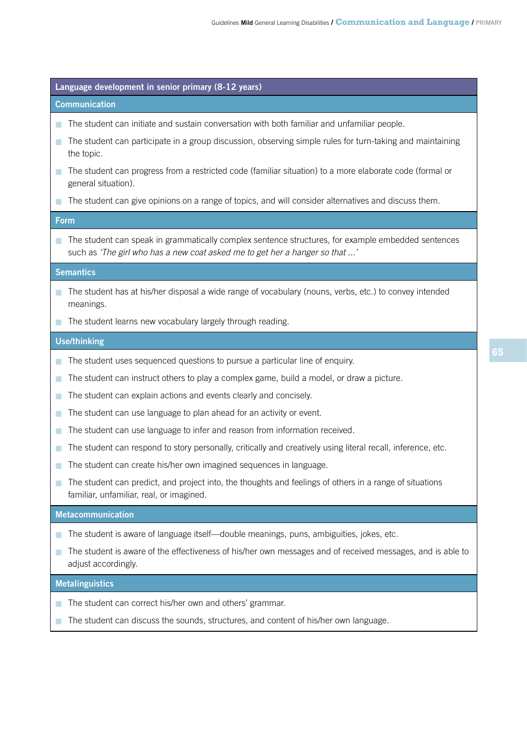## Language development in senior primary (8-12 years)

### Communication

- The student can initiate and sustain conversation with both familiar and unfamiliar people.
- The student can participate in a group discussion, observing simple rules for turn-taking and maintaining the topic.
- The student can progress from a restricted code (familiar situation) to a more elaborate code (formal or general situation).
- The student can give opinions on a range of topics, and will consider alternatives and discuss them.

### Form

- The student can speak in grammatically complex sentence structures, for example embedded sentences such as *'The girl who has a new coat asked me to get her a hanger so that ...'*

### Semantics

- The student has at his/her disposal a wide range of vocabulary (nouns, verbs, etc.) to convey intended meanings.
- The student learns new vocabulary largely through reading.

### Use/thinking

- The student uses sequenced questions to pursue a particular line of enquiry.
- The student can instruct others to play a complex game, build a model, or draw a picture.
- The student can explain actions and events clearly and concisely.
- The student can use language to plan ahead for an activity or event.
- The student can use language to infer and reason from information received.
- The student can respond to story personally, critically and creatively using literal recall, inference, etc.
- The student can create his/her own imagined sequences in language.
- The student can predict, and project into, the thoughts and feelings of others in a range of situations familiar, unfamiliar, real, or imagined.

### Metacommunication

- The student is aware of language itself—double meanings, puns, ambiguities, jokes, etc.
- The student is aware of the effectiveness of his/her own messages and of received messages, and is able to adjust accordingly.

### Metalinguistics

- The student can correct his/her own and others' grammar.
- The student can discuss the sounds, structures, and content of his/her own language.